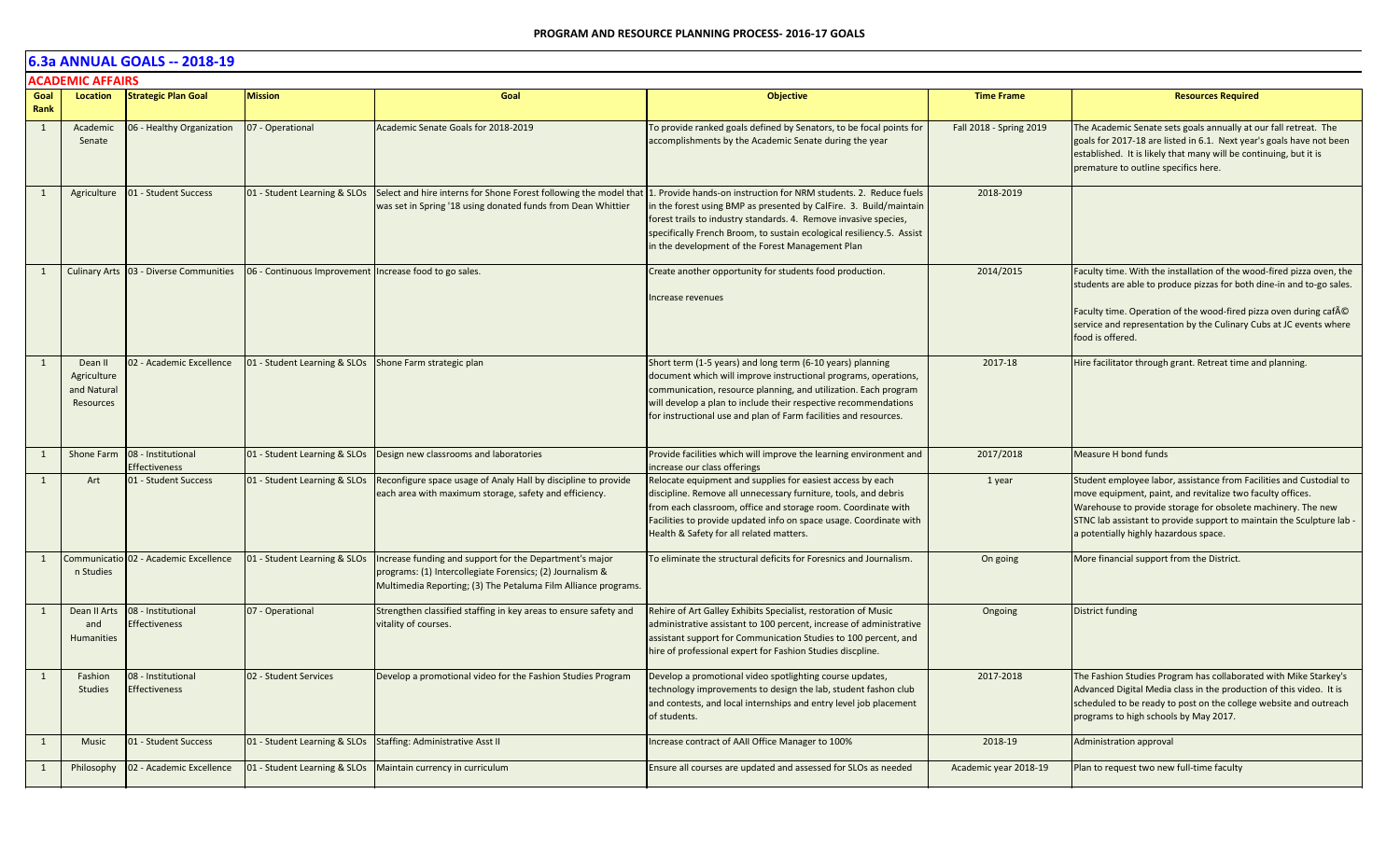**PROGRAM AND RESOURCE PLANNING PROCESS- 2016-17 GOALS**

## 6.3a ANNUAL GOALS -- 2018-19

### ACADEMIC AFFAIRS

| Goal Rank | Location | Strategic Plan Goal | Mission | Goal | Objective | Time Frame | Resources Required |
|---|---|---|---|---|---|---|---|
| 1 | Academic Senate | 06 - Healthy Organization | 07 - Operational | Academic Senate Goals for 2018-2019 | To provide ranked goals defined by Senators, to be focal points for accomplishments by the Academic Senate during the year | Fall 2018 - Spring 2019 | The Academic Senate sets goals annually at our fall retreat. The goals for 2017-18 are listed in 6.1. Next year's goals have not been established. It is likely that many will be continuing, but it is premature to outline specifics here. |
| 1 | Agriculture | 01 - Student Success | 01 - Student Learning & SLOs | Select and hire interns for Shone Forest following the model that was set in Spring '18 using donated funds from Dean Whittier | 1. Provide hands-on instruction for NRM students. 2. Reduce fuels in the forest using BMP as presented by CalFire. 3. Build/maintain forest trails to industry standards. 4. Remove invasive species, specifically French Broom, to sustain ecological resiliency.5. Assist in the development of the Forest Management Plan | 2018-2019 | |
| 1 | Culinary Arts | 03 - Diverse Communities | 06 - Continuous Improvement | Increase food to go sales. | Create another opportunity for students food production.<br><br>Increase revenues | 2014/2015 | Faculty time. With the installation of the wood-fired pizza oven, the students are able to produce pizzas for both dine-in and to-go sales.<br><br>Faculty time. Operation of the wood-fired pizza oven during cafÃ© service and representation by the Culinary Cubs at JC events where food is offered. |
| 1 | Dean II Agriculture and Natural Resources | 02 - Academic Excellence | 01 - Student Learning & SLOs | Shone Farm strategic plan | Short term (1-5 years) and long term (6-10 years) planning document which will improve instructional programs, operations, communication, resource planning, and utilization. Each program will develop a plan to include their respective recommendations for instructional use and plan of Farm facilities and resources. | 2017-18 | Hire facilitator through grant. Retreat time and planning. |
| 1 | Shone Farm | 08 - Institutional Effectiveness | 01 - Student Learning & SLOs | Design new classrooms and laboratories | Provide facilities which will improve the learning environment and increase our class offerings | 2017/2018 | Measure H bond funds |
| 1 | Art | 01 - Student Success | 01 - Student Learning & SLOs | Reconfigure space usage of Analy Hall by discipline to provide each area with maximum storage, safety and efficiency. | Relocate equipment and supplies for easiest access by each discipline. Remove all unnecessary furniture, tools, and debris from each classroom, office and storage room. Coordinate with Facilities to provide updated info on space usage. Coordinate with Health & Safety for all related matters. | 1 year | Student employee labor, assistance from Facilities and Custodial to move equipment, paint, and revitalize two faculty offices. Warehouse to provide storage for obsolete machinery. The new STNC lab assistant to provide support to maintain the Sculpture lab - a potentially highly hazardous space. |
| 1 | Communication Studies | 02 - Academic Excellence | 01 - Student Learning & SLOs | Increase funding and support for the Department's major programs: (1) Intercollegiate Forensics; (2) Journalism & Multimedia Reporting; (3) The Petaluma Film Alliance programs. | To eliminate the structural deficits for Foresnics and Journalism. | On going | More financial support from the District. |
| 1 | Dean II Arts and Humanities | 08 - Institutional Effectiveness | 07 - Operational | Strengthen classified staffing in key areas to ensure safety and vitality of courses. | Rehire of Art Galley Exhibits Specialist, restoration of Music administrative assistant to 100 percent, increase of administrative assistant support for Communication Studies to 100 percent, and hire of professional expert for Fashion Studies discpline. | Ongoing | District funding |
| 1 | Fashion Studies | 08 - Institutional Effectiveness | 02 - Student Services | Develop a promotional video for the Fashion Studies Program | Develop a promotional video spotlighting course updates, technology improvements to design the lab, student fashon club and contests, and local internships and entry level job placement of students. | 2017-2018 | The Fashion Studies Program has collaborated with Mike Starkey's Advanced Digital Media class in the production of this video. It is scheduled to be ready to post on the college website and outreach programs to high schools by May 2017. |
| 1 | Music | 01 - Student Success | 01 - Student Learning & SLOs | Staffing: Administrative Asst II | Increase contract of AAII Office Manager to 100% | 2018-19 | Administration approval |
| 1 | Philosophy | 02 - Academic Excellence | 01 - Student Learning & SLOs | Maintain currency in curriculum | Ensure all courses are updated and assessed for SLOs as needed | Academic year 2018-19 | Plan to request two new full-time faculty |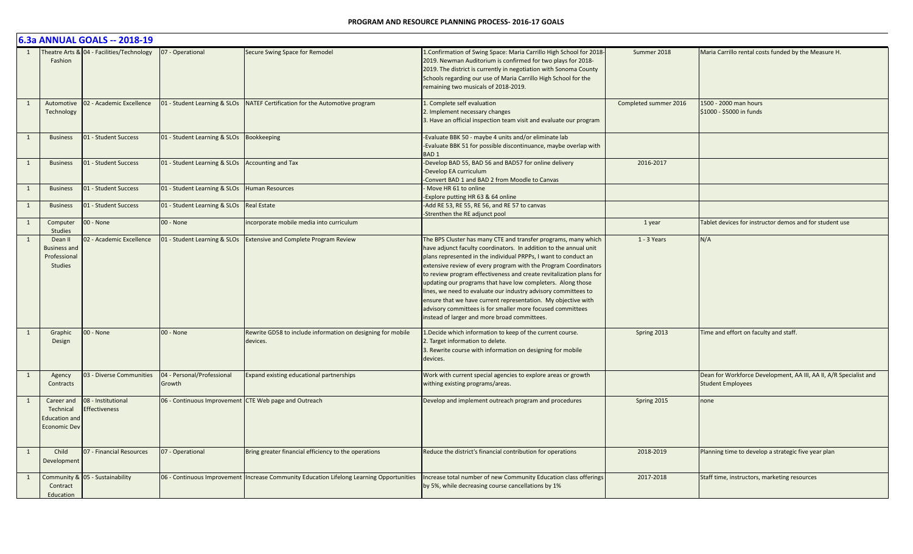## 6.3a ANNUAL GOALS -- 2018-19

| | | | | | | | |
|---|---|---|---|---|---|---|---|
| 1 | Theatre Arts & Fashion | 04 - Facilities/Technology | 07 - Operational | Secure Swing Space for Remodel | 1.Confirmation of Swing Space: Maria Carrillo High School for 2018-2019. Newman Auditorium is confirmed for two plays for 2018-2019. The district is currently in negotiation with Sonoma County Schools regarding our use of Maria Carrillo High School for the remaining two musicals of 2018-2019. | Summer 2018 | Maria Carrillo rental costs funded by the Measure H. |
| 1 | Automotive Technology | 02 - Academic Excellence | 01 - Student Learning & SLOs | NATEF Certification for the Automotive program | 1. Complete self evaluation<br>2. Implement necessary changes<br>3. Have an official inspection team visit and evaluate our program | Completed summer 2016 | 1500 - 2000 man hours<br>$1000 - $5000 in funds |
| 1 | Business | 01 - Student Success | 01 - Student Learning & SLOs | Bookkeeping | -Evaluate BBK 50 - maybe 4 units and/or eliminate lab<br>-Evaluate BBK 51 for possible discontinuance, maybe overlap with BAD 1 | | |
| 1 | Business | 01 - Student Success | 01 - Student Learning & SLOs | Accounting and Tax | -Develop BAD 55, BAD 56 and BAD57 for online delivery<br>-Develop EA curriculum<br>-Convert BAD 1 and BAD 2 from Moodle to Canvas | 2016-2017 | |
| 1 | Business | 01 - Student Success | 01 - Student Learning & SLOs | Human Resources | - Move HR 61 to online<br>-Explore putting HR 63 & 64 online | | |
| 1 | Business | 01 - Student Success | 01 - Student Learning & SLOs | Real Estate | -Add RE 53, RE 55, RE 56, and RE 57 to canvas<br>-Strenthen the RE adjunct pool | | |
| 1 | Computer Studies | 00 - None | 00 - None | incorporate mobile media into curriculum | | 1 year | Tablet devices for instructor demos and for student use |
| 1 | Dean II Business and Professional Studies | 02 - Academic Excellence | 01 - Student Learning & SLOs | Extensive and Complete Program Review | The BPS Cluster has many CTE and transfer programs, many which have adjunct faculty coordinators. In addition to the annual unit plans represented in the individual PRPPs, I want to conduct an extensive review of every program with the Program Coordinators to review program effectiveness and create revitalization plans for updating our programs that have low completers. Along those lines, we need to evaluate our industry advisory committees to ensure that we have current representation. My objective with advisory committees is for smaller more focused committees instead of larger and more broad committees. | 1 - 3 Years | N/A |
| 1 | Graphic Design | 00 - None | 00 - None | Rewrite GD58 to include information on designing for mobile devices. | 1.Decide which information to keep of the current course.<br>2. Target information to delete.<br>3. Rewrite course with information on designing for mobile devices. | Spring 2013 | Time and effort on faculty and staff. |
| 1 | Agency Contracts | 03 - Diverse Communities | 04 - Personal/Professional Growth | Expand existing educational partnerships | Work with current special agencies to explore areas or growth withing existing programs/areas. | | Dean for Workforce Development, AA III, AA II, A/R Specialist and Student Employees |
| 1 | Career and Technical Education and Economic Dev | 08 - Institutional Effectiveness | 06 - Continuous Improvement | CTE Web page and Outreach | Develop and implement outreach program and procedures | Spring 2015 | none |
| 1 | Child Development | 07 - Financial Resources | 07 - Operational | Bring greater financial efficiency to the operations | Reduce the district's financial contribution for operations | 2018-2019 | Planning time to develop a strategic five year plan |
| 1 | Community & Contract Education | 05 - Sustainability | 06 - Continuous Improvement | Increase Community Education Lifelong Learning Opportunities | Increase total number of new Community Education class offerings by 5%, while decreasing course cancellations by 1% | 2017-2018 | Staff time, instructors, marketing resources |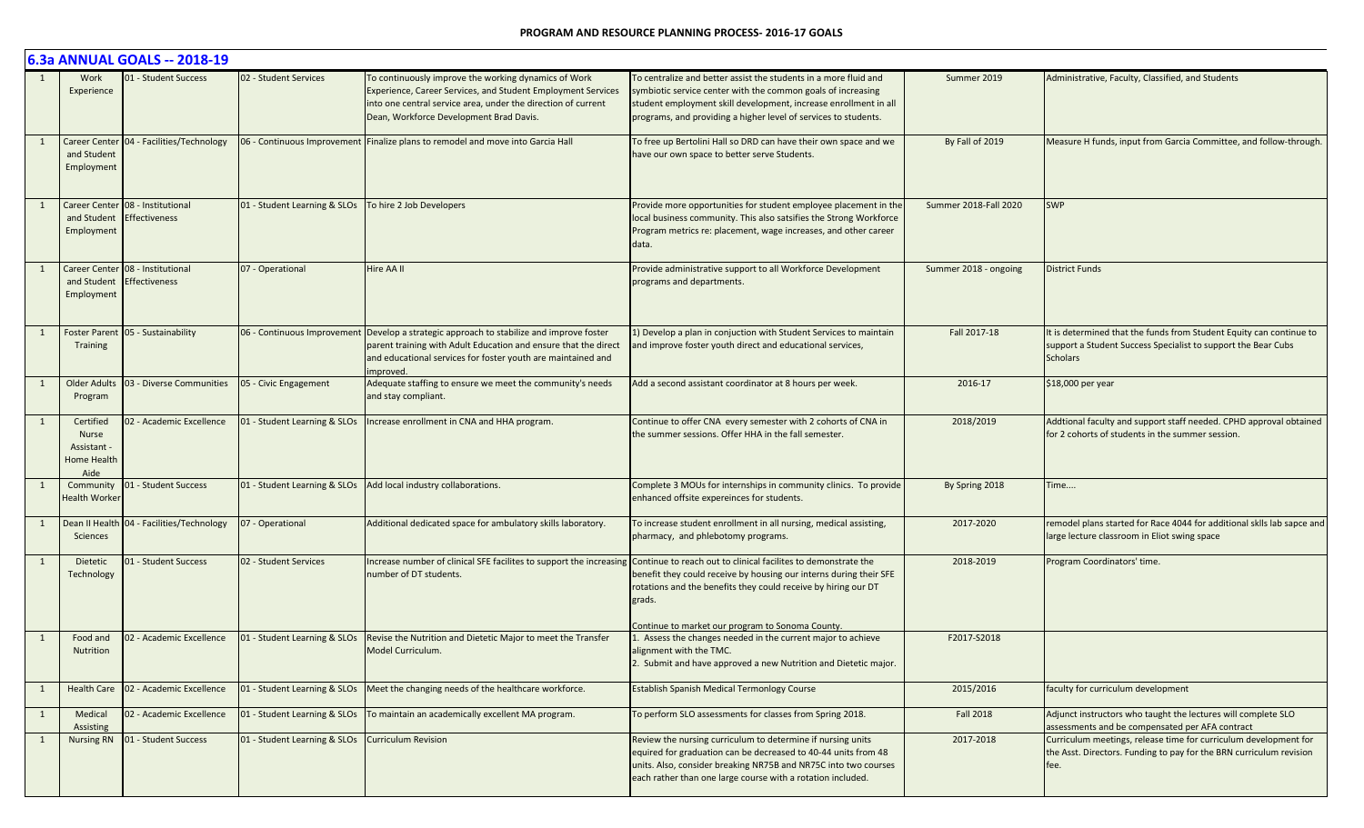# PROGRAM AND RESOURCE PLANNING PROCESS- 2016-17 GOALS

## 6.3a ANNUAL GOALS -- 2018-19

| | | | | | | | |
|---|---|---|---|---|---|---|---|
| 1 | Work Experience | 01 - Student Success | 02 - Student Services | To continuously improve the working dynamics of Work Experience, Career Services, and Student Employment Services into one central service area, under the direction of current Dean, Workforce Development Brad Davis. | To centralize and better assist the students in a more fluid and symbiotic service center with the common goals of increasing student employment skill development, increase enrollment in all programs, and providing a higher level of services to students. | Summer 2019 | Administrative, Faculty, Classified, and Students |
| 1 | Career Center and Student Employment | 04 - Facilities/Technology | 06 - Continuous Improvement | Finalize plans to remodel and move into Garcia Hall | To free up Bertolini Hall so DRD can have their own space and we have our own space to better serve Students. | By Fall of 2019 | Measure H funds, input from Garcia Committee, and follow-through. |
| 1 | Career Center and Student Employment | 08 - Institutional Effectiveness | 01 - Student Learning & SLOs | To hire 2 Job Developers | Provide more opportunities for student employee placement in the local business community. This also satsifies the Strong Workforce Program metrics re: placement, wage increases, and other career data. | Summer 2018-Fall 2020 | SWP |
| 1 | Career Center and Student Employment | 08 - Institutional Effectiveness | 07 - Operational | Hire AA II | Provide administrative support to all Workforce Development programs and departments. | Summer 2018 - ongoing | District Funds |
| 1 | Foster Parent Training | 05 - Sustainability | 06 - Continuous Improvement | Develop a strategic approach to stabilize and improve foster parent training with Adult Education and ensure that the direct and educational services for foster youth are maintained and improved. | 1) Develop a plan in conjuction with Student Services to maintain and improve foster youth direct and educational services, | Fall 2017-18 | It is determined that the funds from Student Equity can continue to support a Student Success Specialist to support the Bear Cubs Scholars |
| 1 | Older Adults Program | 03 - Diverse Communities | 05 - Civic Engagement | Adequate staffing to ensure we meet the community's needs and stay compliant. | Add a second assistant coordinator at 8 hours per week. | 2016-17 | $18,000 per year |
| 1 | Certified Nurse Assistant - Home Health Aide | 02 - Academic Excellence | 01 - Student Learning & SLOs | Increase enrollment in CNA and HHA program. | Continue to offer CNA every semester with 2 cohorts of CNA in the summer sessions. Offer HHA in the fall semester. | 2018/2019 | Addtional faculty and support staff needed. CPHD approval obtained for 2 cohorts of students in the summer session. |
| 1 | Community Health Worker | 01 - Student Success | 01 - Student Learning & SLOs | Add local industry collaborations. | Complete 3 MOUs for internships in community clinics. To provide enhanced offsite expereinces for students. | By Spring 2018 | Time.... |
| 1 | Dean II Health Sciences | 04 - Facilities/Technology | 07 - Operational | Additional dedicated space for ambulatory skills laboratory. | To increase student enrollment in all nursing, medical assisting, pharmacy, and phlebotomy programs. | 2017-2020 | remodel plans started for Race 4044 for additional sklls lab sapce and large lecture classroom in Eliot swing space |
| 1 | Dietetic Technology | 01 - Student Success | 02 - Student Services | Increase number of clinical SFE facilites to support the increasing number of DT students. | Continue to reach out to clinical facilites to demonstrate the benefit they could receive by housing our interns during their SFE rotations and the benefits they could receive by hiring our DT grads.<br><br>Continue to market our program to Sonoma County. | 2018-2019 | Program Coordinators' time. |
| 1 | Food and Nutrition | 02 - Academic Excellence | 01 - Student Learning & SLOs | Revise the Nutrition and Dietetic Major to meet the Transfer Model Curriculum. | 1. Assess the changes needed in the current major to achieve alignment with the TMC.<br>2. Submit and have approved a new Nutrition and Dietetic major. | F2017-S2018 | |
| 1 | Health Care | 02 - Academic Excellence | 01 - Student Learning & SLOs | Meet the changing needs of the healthcare workforce. | Establish Spanish Medical Termonlogy Course | 2015/2016 | faculty for curriculum development |
| 1 | Medical Assisting | 02 - Academic Excellence | 01 - Student Learning & SLOs | To maintain an academically excellent MA program. | To perform SLO assessments for classes from Spring 2018. | Fall 2018 | Adjunct instructors who taught the lectures will complete SLO assessments and be compensated per AFA contract |
| 1 | Nursing RN | 01 - Student Success | 01 - Student Learning & SLOs | Curriculum Revision | Review the nursing curriculum to determine if nursing units equired for graduation can be decreased to 40-44 units from 48 units. Also, consider breaking NR75B and NR75C into two courses each rather than one large course with a rotation included. | 2017-2018 | Curriculum meetings, release time for curriculum development for the Asst. Directors. Funding to pay for the BRN curriculum revision fee. |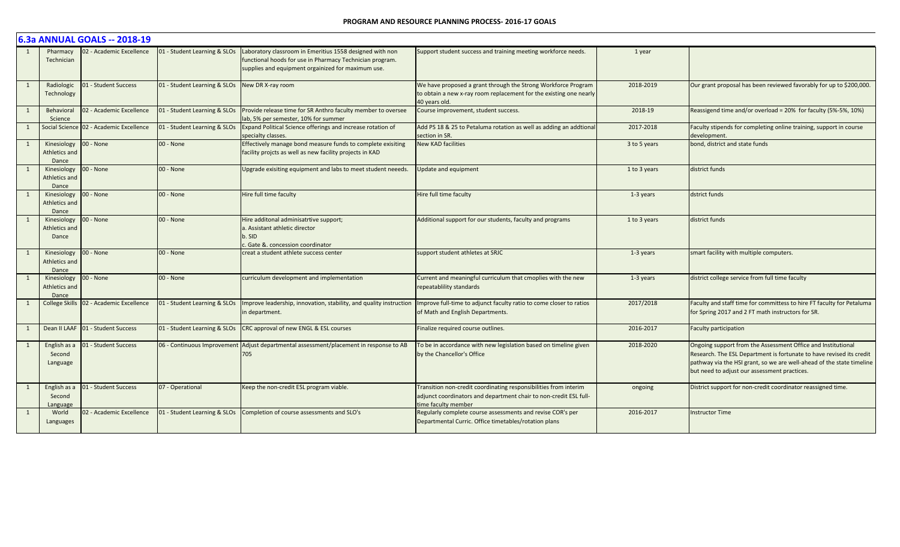## 6.3a ANNUAL GOALS -- 2018-19

| | | | | | | | |
|---|---|---|---|---|---|---|---|
| 1 | Pharmacy Technician | 02 - Academic Excellence | 01 - Student Learning & SLOs | Laboratory classroom in Emeritius 1558 designed with non functional hoods for use in Pharmacy Technician program. supplies and equipment orgainized for maximum use. | Support student success and training meeting workforce needs. | 1 year | |
| 1 | Radiologic Technology | 01 - Student Success | 01 - Student Learning & SLOs | New DR X-ray room | We have proposed a grant through the Strong Workforce Program to obtain a new x-ray room replacement for the existing one nearly 40 years old. | 2018-2019 | Our grant proposal has been reviewed favorably for up to $200,000. |
| 1 | Behavioral Science | 02 - Academic Excellence | 01 - Student Learning & SLOs | Provide release time for SR Anthro faculty member to oversee lab, 5% per semester, 10% for summer | Course improvement, student success. | 2018-19 | Reassigend time and/or overload = 20% for faculty (5%-5%, 10%) |
| 1 | Social Science | 02 - Academic Excellence | 01 - Student Learning & SLOs | Expand Political Science offerings and increase rotation of specialty classes. | Add PS 18 & 25 to Petaluma rotation as well as adding an addtional section in SR. | 2017-2018 | Faculty stipends for completing online training, support in course development. |
| 1 | Kinesiology Athletics and Dance | 00 - None | 00 - None | Effectively manage bond measure funds to complete exisiting facility projcts as well as new facility projects in KAD | New KAD facilities | 3 to 5 years | bond, district and state funds |
| 1 | Kinesiology Athletics and Dance | 00 - None | 00 - None | Upgrade exisiting equipment and labs to meet student neeeds. | Update and equipment | 1 to 3 years | district funds |
| 1 | Kinesiology Athletics and Dance | 00 - None | 00 - None | Hire full time faculty | Hire full time faculty | 1-3 years | dstrict funds |
| 1 | Kinesiology Athletics and Dance | 00 - None | 00 - None | Hire additonal adminisatrtive support;<br>a. Assistant athletic director<br>b. SID<br>c. Gate &. concession coordinator | Additional support for our students, faculty and programs | 1 to 3 years | district funds |
| 1 | Kinesiology Athletics and Dance | 00 - None | 00 - None | creat a student athlete success center | support student athletes at SRJC | 1-3 years | smart facility with multiple computers. |
| 1 | Kinesiology Athletics and Dance | 00 - None | 00 - None | curriculum development and implementation | Current and meaningful curriculum that cmoplies with the new repeatablility standards | 1-3 years | district college service from full time faculty |
| 1 | College Skills | 02 - Academic Excellence | 01 - Student Learning & SLOs | Improve leadership, innovation, stability, and quality instruction in department. | Improve full-time to adjunct faculty ratio to come closer to ratios of Math and English Departments. | 2017/2018 | Faculty and staff time for committess to hire FT faculty for Petaluma for Spring 2017 and 2 FT math instructors for SR. |
| 1 | Dean II LAAF | 01 - Student Success | 01 - Student Learning & SLOs | CRC approval of new ENGL & ESL courses | Finalize required course outlines. | 2016-2017 | Faculty participation |
| 1 | English as a Second Language | 01 - Student Success | 06 - Continuous Improvement | Adjust departmental assessment/placement in response to AB 705 | To be in accordance with new legislation based on timeline given by the Chancellor's Office | 2018-2020 | Ongoing support from the Assessment Office and Institutional Research. The ESL Department is fortunate to have revised its credit pathway via the HSI grant, so we are well-ahead of the state timeline but need to adjust our assessment practices. |
| 1 | English as a Second Language | 01 - Student Success | 07 - Operational | Keep the non-credit ESL program viable. | Transition non-credit coordinating responsibilities from interim adjunct coordinators and department chair to non-credit ESL full-time faculty member | ongoing | District support for non-credit coordinator reassigned time. |
| 1 | World Languages | 02 - Academic Excellence | 01 - Student Learning & SLOs | Completion of course assessments and SLO's | Regularly complete course assessments and revise COR's per Departmental Curric. Office timetables/rotation plans | 2016-2017 | Instructor Time |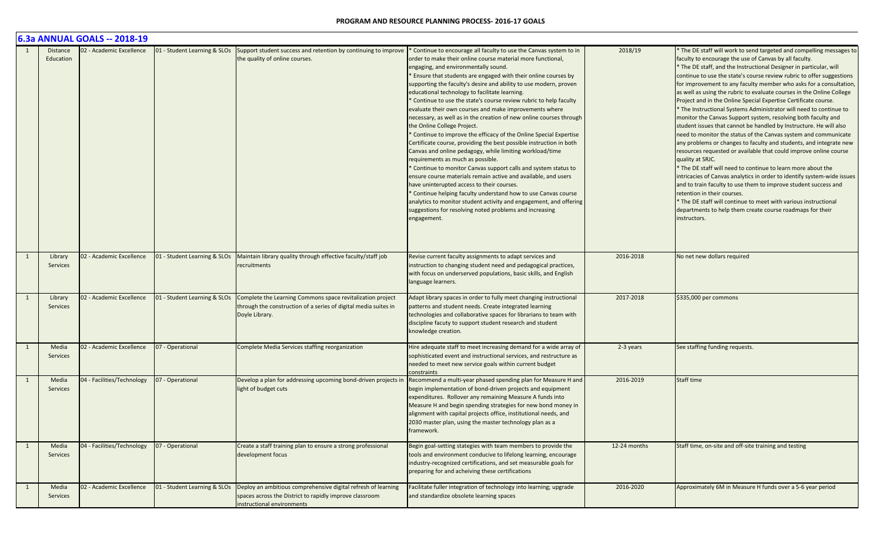## 6.3a ANNUAL GOALS -- 2018-19

| | | | | | | | |
|---|---|---|---|---|---|---|---|
| 1 | Distance Education | 02 - Academic Excellence | 01 - Student Learning & SLOs | Support student success and retention by continuing to improve the quality of online courses. | * Continue to encourage all faculty to use the Canvas system to in order to make their online course material more functional, engaging, and environmentally sound.<br>* Ensure that students are engaged with their online courses by supporting the faculty's desire and ability to use modern, proven educational technology to facilitate learning.<br>* Continue to use the state's course review rubric to help faculty evaluate their own courses and make improvements where necessary, as well as in the creation of new online courses through the Online College Project.<br>* Continue to improve the efficacy of the Online Special Expertise Certificate course, providing the best possible instruction in both Canvas and online pedagogy, while limiting workload/time requirements as much as possible.<br>* Continue to monitor Canvas support calls and system status to ensure course materials remain active and available, and users have uninterrupted access to their courses.<br>* Continue helping faculty understand how to use Canvas course analytics to monitor student activity and engagement, and offering suggestions for resolving noted problems and increasing engagement. | 2018/19 | * The DE staff will work to send targeted and compelling messages to faculty to encourage the use of Canvas by all faculty.<br>* The DE staff, and the Instructional Designer in particular, will continue to use the state's course review rubric to offer suggestions for improvement to any faculty member who asks for a consultation, as well as using the rubric to evaluate courses in the Online College Project and in the Online Special Expertise Certificate course.<br>* The Instructional Systems Administrator will need to continue to monitor the Canvas Support system, resolving both faculty and student issues that cannot be handled by Instructure. He will also need to monitor the status of the Canvas system and communicate any problems or changes to faculty and students, and integrate new resources requested or available that could improve online course quality at SRJC.<br>* The DE staff will need to continue to learn more about the intricacies of Canvas analytics in order to identify system-wide issues and to train faculty to use them to improve student success and retention in their courses.<br>* The DE staff will continue to meet with various instructional departments to help them create course roadmaps for their instructors. |
| 1 | Library Services | 02 - Academic Excellence | 01 - Student Learning & SLOs | Maintain library quality through effective faculty/staff job recruitments | Revise current faculty assignments to adapt services and instruction to changing student need and pedagogical practices, with focus on underserved populations, basic skills, and English language learners. | 2016-2018 | No net new dollars required |
| 1 | Library Services | 02 - Academic Excellence | 01 - Student Learning & SLOs | Complete the Learning Commons space revitalization project through the construction of a series of digital media suites in Doyle Library. | Adapt library spaces in order to fully meet changing instructional patterns and student needs. Create integrated learning technologies and collaborative spaces for librarians to team with discipline facuty to support student research and student knowledge creation. | 2017-2018 | $335,000 per commons |
| 1 | Media Services | 02 - Academic Excellence | 07 - Operational | Complete Media Services staffing reorganization | Hire adequate staff to meet increasing demand for a wide array of sophisticated event and instructional services, and restructure as needed to meet new service goals within current budget constraints | 2-3 years | See staffing funding requests. |
| 1 | Media Services | 04 - Facilities/Technology | 07 - Operational | Develop a plan for addressing upcoming bond-driven projects in light of budget cuts | Recommend a multi-year phased spending plan for Measure H and begin implementation of bond-driven projects and equipment expenditures. Rollover any remaining Measure A funds into Measure H and begin spending strategies for new bond money in alignment with capital projects office, institutional needs, and 2030 master plan, using the master technology plan as a framework. | 2016-2019 | Staff time |
| 1 | Media Services | 04 - Facilities/Technology | 07 - Operational | Create a staff training plan to ensure a strong professional development focus | Begin goal-setting stategies with team members to provide the tools and environment conducive to lifelong learning, encourage industry-recognized certifications, and set measurable goals for preparing for and acheiving these certifications | 12-24 months | Staff time, on-site and off-site training and testing |
| 1 | Media Services | 02 - Academic Excellence | 01 - Student Learning & SLOs | Deploy an ambitious comprehensive digital refresh of learning spaces across the District to rapidly improve classroom instructional environments | Facilitate fuller integration of technology into learning; upgrade and standardize obsolete learning spaces | 2016-2020 | Approximately 6M in Measure H funds over a 5-6 year period |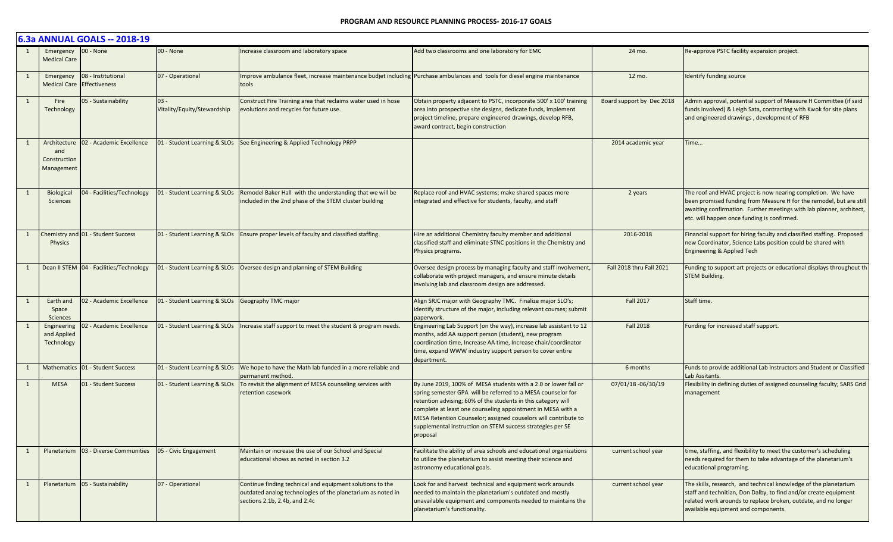## 6.3a ANNUAL GOALS -- 2018-19

| | | | | | | | |
|---|---|---|---|---|---|---|---|
| 1 | Emergency Medical Care | 00 - None | 00 - None | Increase classroom and laboratory space | Add two classrooms and one laboratory for EMC | 24 mo. | Re-approve PSTC facility expansion project. |
| 1 | Emergency Medical Care | 08 - Institutional Effectiveness | 07 - Operational | Improve ambulance fleet, increase maintenance budjet including tools | Purchase ambulances and tools for diesel engine maintenance | 12 mo. | Identify funding source |
| 1 | Fire Technology | 05 - Sustainability | 03 - Vitality/Equity/Stewardship | Construct Fire Training area that reclaims water used in hose evolutions and recycles for future use. | Obtain property adjacent to PSTC, incorporate 500' x 100' training area into prospective site designs, dedicate funds, implement project timeline, prepare engineered drawings, develop RFB, award contract, begin construction | Board support by Dec 2018 | Admin approval, potential support of Measure H Committee (if said funds involved) & Leigh Sata, contracting with Kwok for site plans and engineered drawings , development of RFB |
| 1 | Architecture and Construction Management | 02 - Academic Excellence | 01 - Student Learning & SLOs | See Engineering & Applied Technology PRPP | | 2014 academic year | Time... |
| 1 | Biological Sciences | 04 - Facilities/Technology | 01 - Student Learning & SLOs | Remodel Baker Hall with the understanding that we will be included in the 2nd phase of the STEM cluster building | Replace roof and HVAC systems; make shared spaces more integrated and effective for students, faculty, and staff | 2 years | The roof and HVAC project is now nearing completion. We have been promised funding from Measure H for the remodel, but are still awaiting confirmation. Further meetings with lab planner, architect, etc. will happen once funding is confirmed. |
| 1 | Chemistry and Physics | 01 - Student Success | 01 - Student Learning & SLOs | Ensure proper levels of faculty and classified staffing. | Hire an additional Chemistry faculty member and additional classified staff and eliminate STNC positions in the Chemistry and Physics programs. | 2016-2018 | Financial support for hiring faculty and classified staffing. Proposed new Coordinator, Science Labs position could be shared with Engineering & Applied Tech |
| 1 | Dean II STEM | 04 - Facilities/Technology | 01 - Student Learning & SLOs | Oversee design and planning of STEM Building | Oversee design process by managing faculty and staff involvement, collaborate with project managers, and ensure minute details involving lab and classroom design are addressed. | Fall 2018 thru Fall 2021 | Funding to support art projects or educational displays throughout th STEM Building. |
| 1 | Earth and Space Sciences | 02 - Academic Excellence | 01 - Student Learning & SLOs | Geography TMC major | Align SRJC major with Geography TMC. Finalize major SLO's; identify structure of the major, including relevant courses; submit paperwork. | Fall 2017 | Staff time. |
| 1 | Engineering and Applied Technology | 02 - Academic Excellence | 01 - Student Learning & SLOs | Increase staff support to meet the student & program needs. | Engineering Lab Support (on the way), increase lab assistant to 12 months, add AA support person (student), new program coordination time, Increase AA time, Increase chair/coordinator time, expand WWW industry support person to cover entire department. | Fall 2018 | Funding for increased staff support. |
| 1 | Mathematics | 01 - Student Success | 01 - Student Learning & SLOs | We hope to have the Math lab funded in a more reliable and permanent method. | | 6 months | Funds to provide additional Lab Instructors and Student or Classified Lab Assitants. |
| 1 | MESA | 01 - Student Success | 01 - Student Learning & SLOs | To revisit the alignment of MESA counseling services with retention casework | By June 2019, 100% of MESA students with a 2.0 or lower fall or spring semester GPA will be referred to a MESA counselor for retention advising; 60% of the students in this category will complete at least one counseling appointment in MESA with a MESA Retention Counselor; assigned couselors will contribute to supplemental instruction on STEM success strategies per SE proposal | 07/01/18 -06/30/19 | Flexibility in defining duties of assigned counseling faculty; SARS Grid management |
| 1 | Planetarium | 03 - Diverse Communities | 05 - Civic Engagement | Maintain or increase the use of our School and Special educational shows as noted in section 3.2 | Facilitate the ability of area schools and educational organizations to utilize the planetarium to assist meeting their science and astronomy educational goals. | current school year | time, staffing, and flexibility to meet the customer's scheduling needs required for them to take advantage of the planetarium's educational programing. |
| 1 | Planetarium | 05 - Sustainability | 07 - Operational | Continue finding technical and equipment solutions to the outdated analog technologies of the planetarium as noted in sections 2.1b, 2.4b, and 2.4c | Look for and harvest technical and equipment work arounds needed to maintain the planetarium's outdated and mostly unavailable equipment and components needed to maintains the planetarium's functionality. | current school year | The skills, research, and technical knowledge of the planetarium staff and technitian, Don Dalby, to find and/or create equipment related work arounds to replace broken, outdate, and no longer available equipment and components. |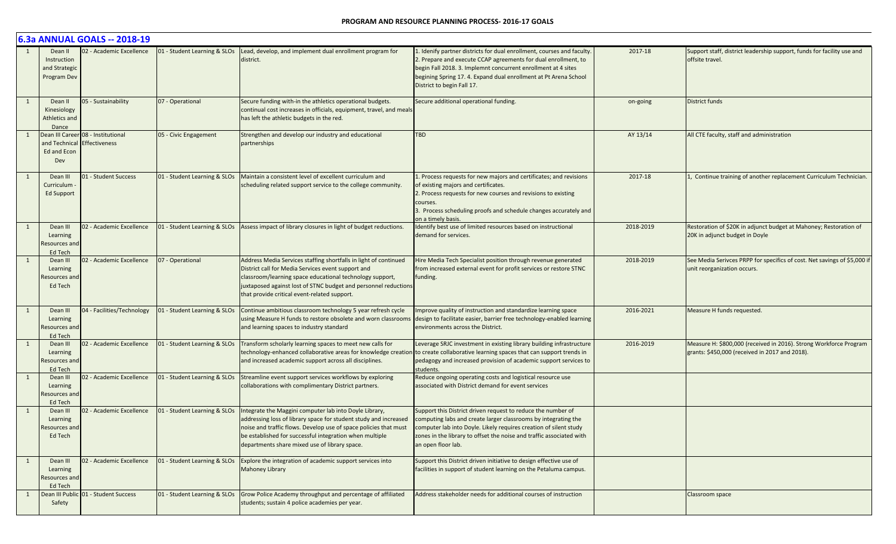**PROGRAM AND RESOURCE PLANNING PROCESS- 2016-17 GOALS**

## 6.3a ANNUAL GOALS -- 2018-19

| | | | | | | | |
|---|---|---|---|---|---|---|---|
| 1 | Dean II Instruction and Strategic Program Dev | 02 - Academic Excellence | 01 - Student Learning & SLOs | Lead, develop, and implement dual enrollment program for district. | 1. Idenify partner districts for dual enrollment, courses and faculty. 2. Prepare and execute CCAP agreements for dual enrollment, to begin Fall 2018. 3. Implemnt concurrent enrollment at 4 sites begining Spring 17. 4. Expand dual enrollment at Pt Arena School District to begin Fall 17. | 2017-18 | Support staff, district leadership support, funds for facility use and offsite travel. |
| 1 | Dean II Kinesiology Athletics and Dance | 05 - Sustainability | 07 - Operational | Secure funding with-in the athletics operational budgets. continual cost increases in officials, equipment, travel, and meals has left the athletic budgets in the red. | Secure additional operational funding. | on-going | District funds |
| 1 | Dean III Career and Technical Ed and Econ Dev | 08 - Institutional Effectiveness | 05 - Civic Engagement | Strengthen and develop our industry and educational partnerships | TBD | AY 13/14 | All CTE faculty, staff and administration |
| 1 | Dean III Curriculum - Ed Support | 01 - Student Success | 01 - Student Learning & SLOs | Maintain a consistent level of excellent curriculum and scheduling related support service to the college community. | 1. Process requests for new majors and certificates; and revisions of existing majors and certificates.<br>2. Process requests for new courses and revisions to existing courses.<br>3. Process scheduling proofs and schedule changes accurately and on a timely basis. | 2017-18 | 1, Continue training of another replacement Curriculum Technician. |
| 1 | Dean III Learning Resources and Ed Tech | 02 - Academic Excellence | 01 - Student Learning & SLOs | Assess impact of library closures in light of budget reductions. | Identify best use of limited resources based on instructional demand for services. | 2018-2019 | Restoration of $20K in adjunct budget at Mahoney; Restoration of 20K in adjunct budget in Doyle |
| 1 | Dean III Learning Resources and Ed Tech | 02 - Academic Excellence | 07 - Operational | Address Media Services staffing shortfalls in light of continued District call for Media Services event support and classroom/learning space educational technology support, juxtaposed against lost of STNC budget and personnel reductions that provide critical event-related support. | Hire Media Tech Specialist position through revenue generated from increased external event for profit services or restore STNC funding. | 2018-2019 | See Media Serivces PRPP for specifics of cost. Net savings of $5,000 if unit reorganization occurs. |
| 1 | Dean III Learning Resources and Ed Tech | 04 - Facilities/Technology | 01 - Student Learning & SLOs | Continue ambitious classroom technology 5 year refresh cycle using Measure H funds to restore obsolete and worn classrooms and learning spaces to industry standard | Improve quality of instruction and standardize learning space design to facilitate easier, barrier free technology-enabled learning environments across the District. | 2016-2021 | Measure H funds requested. |
| 1 | Dean III Learning Resources and Ed Tech | 02 - Academic Excellence | 01 - Student Learning & SLOs | Transform scholarly learning spaces to meet new calls for technology-enhanced collaborative areas for knowledge creation and increased academic support across all disciplines. | Leverage SRJC investment in existing library building infrastructure to create collaborative learning spaces that can support trends in pedagogy and increased provision of academic support services to students. | 2016-2019 | Measure H: $800,000 (received in 2016). Strong Workforce Program grants: $450,000 (received in 2017 and 2018). |
| 1 | Dean III Learning Resources and Ed Tech | 02 - Academic Excellence | 01 - Student Learning & SLOs | Streamline event support services workflows by exploring collaborations with complimentary District partners. | Reduce ongoing operating costs and logistical resource use associated with District demand for event services | | |
| 1 | Dean III Learning Resources and Ed Tech | 02 - Academic Excellence | 01 - Student Learning & SLOs | Integrate the Maggini computer lab into Doyle Library, addressing loss of library space for student study and increased noise and traffic flows. Develop use of space policies that must be established for successful integration when multiple departments share mixed use of library space. | Support this District driven request to reduce the number of computing labs and create larger classrooms by integrating the computer lab into Doyle. Likely requires creation of silent study zones in the library to offset the noise and traffic associated with an open floor lab. | | |
| 1 | Dean III Learning Resources and Ed Tech | 02 - Academic Excellence | 01 - Student Learning & SLOs | Explore the integration of academic support services into Mahoney Library | Support this District driven initiative to design effective use of facilities in support of student learning on the Petaluma campus. | | |
| 1 | Dean III Public Safety | 01 - Student Success | 01 - Student Learning & SLOs | Grow Police Academy throughput and percentage of affiliated students; sustain 4 police academies per year. | Address stakeholder needs for additional courses of instruction | | Classroom space |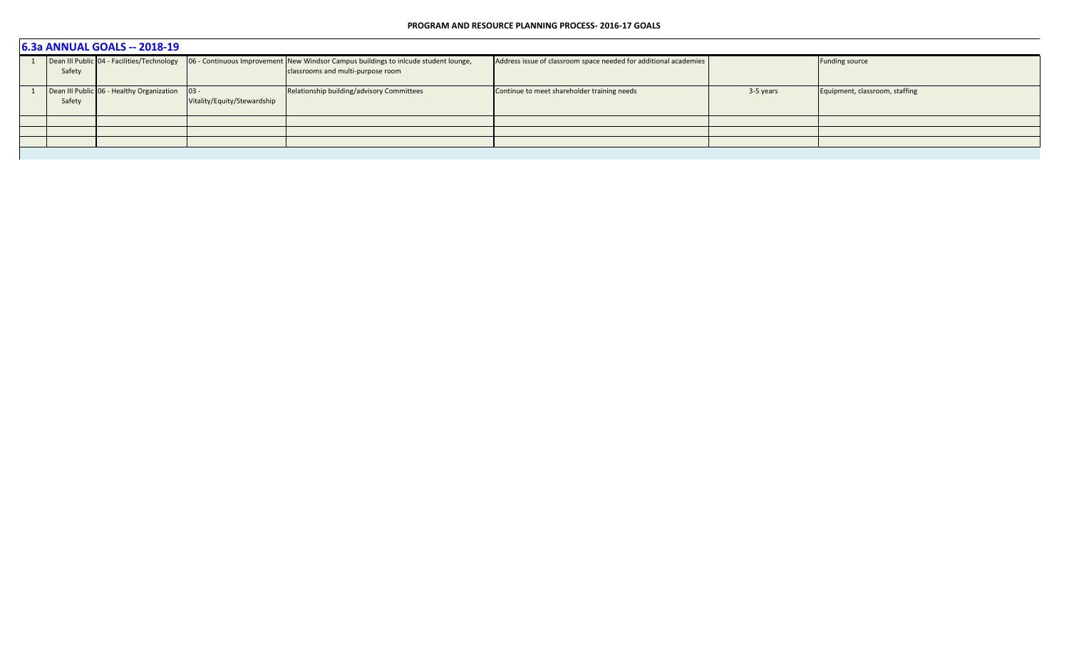**PROGRAM AND RESOURCE PLANNING PROCESS- 2016-17 GOALS**

## 6.3a ANNUAL GOALS -- 2018-19

| | | | | | | | |
|---|---|---|---|---|---|---|---|
| 1 | Dean III Public Safety | 04 - Facilities/Technology | 06 - Continuous Improvement | New Windsor Campus buildings to inlcude student lounge, classrooms and multi-purpose room | Address issue of classroom space needed for additional academies | | Funding source |
| 1 | Dean III Public Safety | 06 - Healthy Organization | 03 - Vitality/Equity/Stewardship | Relationship building/advisory Committees | Continue to meet shareholder training needs | 3-5 years | Equipment, classroom, staffing |
| | | | | | | | |
| | | | | | | | |
| | | | | | | | |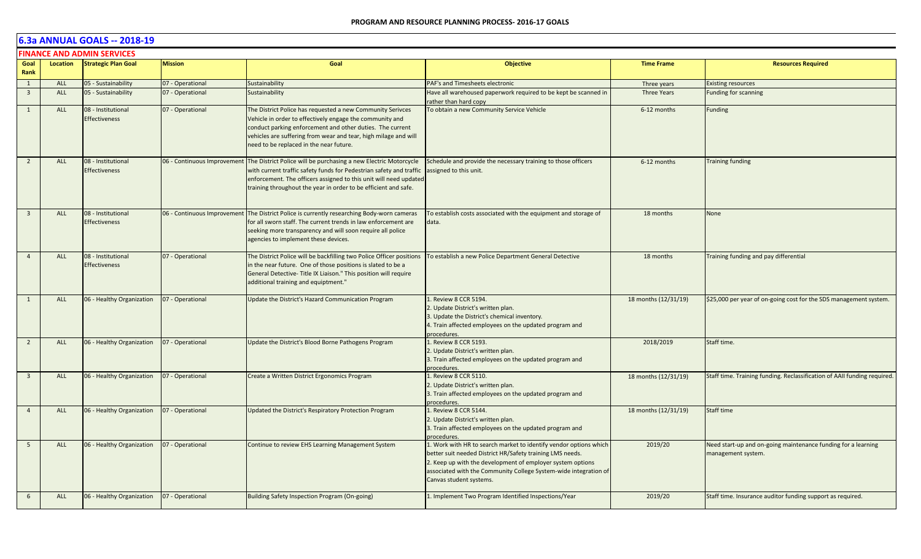## 6.3a ANNUAL GOALS -- 2018-19

### FINANCE AND ADMIN SERVICES

| Goal Rank | Location | Strategic Plan Goal | Mission | Goal | Objective | Time Frame | Resources Required |
|---|---|---|---|---|---|---|---|
| 1 | ALL | 05 - Sustainability | 07 - Operational | Sustainability | PAF's and Timesheets electronic | Three years | Existing resources |
| 3 | ALL | 05 - Sustainability | 07 - Operational | Sustainability | Have all warehoused paperwork required to be kept be scanned in rather than hard copy | Three Years | Funding for scanning |
| 1 | ALL | 08 - Institutional Effectiveness | 07 - Operational | The District Police has requested a new Community Serivces Vehicle in order to effectively engage the community and conduct parking enforcement and other duties. The current vehicles are suffering from wear and tear, high milage and will need to be replaced in the near future. | To obtain a new Community Service Vehicle | 6-12 months | Funding |
| 2 | ALL | 08 - Institutional Effectiveness | 06 - Continuous Improvement | The District Police will be purchasing a new Electric Motorcycle with current traffic safety funds for Pedestrian safety and traffic enforcement. The officers assigned to this unit will need updated training throughout the year in order to be efficient and safe. | Schedule and provide the necessary training to those officers assigned to this unit. | 6-12 months | Training funding |
| 3 | ALL | 08 - Institutional Effectiveness | 06 - Continuous Improvement | The District Police is currently researching Body-worn cameras for all sworn staff. The current trends in law enforcement are seeking more transparency and will soon require all police agencies to implement these devices. | To establish costs associated with the equipment and storage of data. | 18 months | None |
| 4 | ALL | 08 - Institutional Effectiveness | 07 - Operational | The District Police will be backfilling two Police Officer positions in the near future. One of those positions is slated to be a General Detective- Title IX Liaison." This position will require additional training and equiptment." | To establish a new Police Department General Detective | 18 months | Training funding and pay differential |
| 1 | ALL | 06 - Healthy Organization | 07 - Operational | Update the District's Hazard Communication Program | 1. Review 8 CCR 5194.<br>2. Update District's written plan.<br>3. Update the District's chemical inventory.<br>4. Train affected employees on the updated program and procedures. | 18 months (12/31/19) | $25,000 per year of on-going cost for the SDS management system. |
| 2 | ALL | 06 - Healthy Organization | 07 - Operational | Update the District's Blood Borne Pathogens Program | 1. Review 8 CCR 5193.<br>2. Update District's written plan.<br>3. Train affected employees on the updated program and procedures. | 2018/2019 | Staff time. |
| 3 | ALL | 06 - Healthy Organization | 07 - Operational | Create a Written District Ergonomics Program | 1. Review 8 CCR 5110.<br>2. Update District's written plan.<br>3. Train affected employees on the updated program and procedures. | 18 months (12/31/19) | Staff time. Training funding. Reclassification of AAII funding required. |
| 4 | ALL | 06 - Healthy Organization | 07 - Operational | Updated the District's Respiratory Protection Program | 1. Review 8 CCR 5144.<br>2. Update District's written plan.<br>3. Train affected employees on the updated program and procedures. | 18 months (12/31/19) | Staff time |
| 5 | ALL | 06 - Healthy Organization | 07 - Operational | Continue to review EHS Learning Management System | 1. Work with HR to search market to identify vendor options which better suit needed District HR/Safety training LMS needs.<br>2. Keep up with the development of employer system options associated with the Community College System-wide integration of Canvas student systems. | 2019/20 | Need start-up and on-going maintenance funding for a learning management system. |
| 6 | ALL | 06 - Healthy Organization | 07 - Operational | Building Safety Inspection Program (On-going) | 1. Implement Two Program Identified Inspections/Year | 2019/20 | Staff time. Insurance auditor funding support as required. |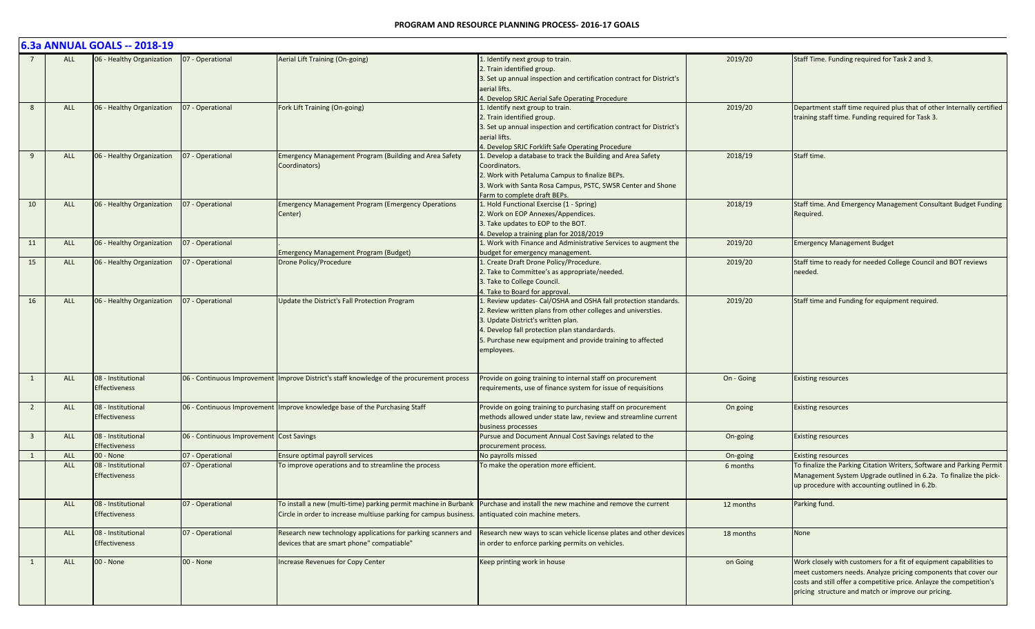## 6.3a ANNUAL GOALS -- 2018-19

| | | | | | | | |
|---|---|---|---|---|---|---|---|
| 7 | ALL | 06 - Healthy Organization | 07 - Operational | Aerial Lift Training (On-going) | 1. Identify next group to train.<br>2. Train identified group.<br>3. Set up annual inspection and certification contract for District's aerial lifts.<br>4. Develop SRJC Aerial Safe Operating Procedure | 2019/20 | Staff Time. Funding required for Task 2 and 3. |
| 8 | ALL | 06 - Healthy Organization | 07 - Operational | Fork Lift Training (On-going) | 1. Identify next group to train.<br>2. Train identified group.<br>3. Set up annual inspection and certification contract for District's aerial lifts.<br>4. Develop SRJC Forklift Safe Operating Procedure | 2019/20 | Department staff time required plus that of other Internally certified training staff time. Funding required for Task 3. |
| 9 | ALL | 06 - Healthy Organization | 07 - Operational | Emergency Management Program (Building and Area Safety Coordinators) | 1. Develop a database to track the Building and Area Safety Coordinators.<br>2. Work with Petaluma Campus to finalize BEPs.<br>3. Work with Santa Rosa Campus, PSTC, SWSR Center and Shone Farm to complete draft BEPs. | 2018/19 | Staff time. |
| 10 | ALL | 06 - Healthy Organization | 07 - Operational | Emergency Management Program (Emergency Operations Center) | 1. Hold Functional Exercise (1 - Spring)<br>2. Work on EOP Annexes/Appendices.<br>3. Take updates to EOP to the BOT.<br>4. Develop a training plan for 2018/2019 | 2018/19 | Staff time. And Emergency Management Consultant Budget Funding Required. |
| 11 | ALL | 06 - Healthy Organization | 07 - Operational | .<br>Emergency Management Program (Budget) | 1. Work with Finance and Administrative Services to augment the budget for emergency management. | 2019/20 | Emergency Management Budget |
| 15 | ALL | 06 - Healthy Organization | 07 - Operational | Drone Policy/Procedure | 1. Create Draft Drone Policy/Procedure.<br>2. Take to Committee's as appropriate/needed.<br>3. Take to College Council.<br>4. Take to Board for approval. | 2019/20 | Staff time to ready for needed College Council and BOT reviews needed. |
| 16 | ALL | 06 - Healthy Organization | 07 - Operational | Update the District's Fall Protection Program | 1. Review updates- Cal/OSHA and OSHA fall protection standards.<br>2. Review written plans from other colleges and universities.<br>3. Update District's written plan.<br>4. Develop fall protection plan standardards.<br>5. Purchase new equipment and provide training to affected employees. | 2019/20 | Staff time and Funding for equipment required. |
| 1 | ALL | 08 - Institutional Effectiveness | 06 - Continuous Improvement | Improve District's staff knowledge of the procurement process | Provide on going training to internal staff on procurement requirements, use of finance system for issue of requisitions | On - Going | Existing resources |
| 2 | ALL | 08 - Institutional Effectiveness | 06 - Continuous Improvement | Improve knowledge base of the Purchasing Staff | Provide on going training to purchasing staff on procurement methods allowed under state law, review and streamline current business processes | On going | Existing resources |
| 3 | ALL | 08 - Institutional Effectiveness | 06 - Continuous Improvement | Cost Savings | Pursue and Document Annual Cost Savings related to the procurement process. | On-going | Existing resources |
| 1 | ALL | 00 - None | 07 - Operational | Ensure optimal payroll services | No payrolls missed | On-going | Existing resources |
| | ALL | 08 - Institutional Effectiveness | 07 - Operational | To improve operations and to streamline the process | To make the operation more efficient. | 6 months | To finalize the Parking Citation Writers, Software and Parking Permit Management System Upgrade outlined in 6.2a. To finalize the pick-up procedure with accounting outlined in 6.2b. |
| | ALL | 08 - Institutional Effectiveness | 07 - Operational | To install a new (multi-time) parking permit machine in Burbank Circle in order to increase multiuse parking for campus business. | Purchase and install the new machine and remove the current antiquated coin machine meters. | 12 months | Parking fund. |
| | ALL | 08 - Institutional Effectiveness | 07 - Operational | Research new technology applications for parking scanners and devices that are smart phone" compatiable" | Research new ways to scan vehicle license plates and other devices in order to enforce parking permits on vehicles. | 18 months | None |
| 1 | ALL | 00 - None | 00 - None | Increase Revenues for Copy Center | Keep printing work in house | on Going | Work closely with customers for a fit of equipment capabilities to meet customers needs. Analyze pricing components that cover our costs and still offer a competitive price. Anlayze the competition's pricing structure and match or improve our pricing. |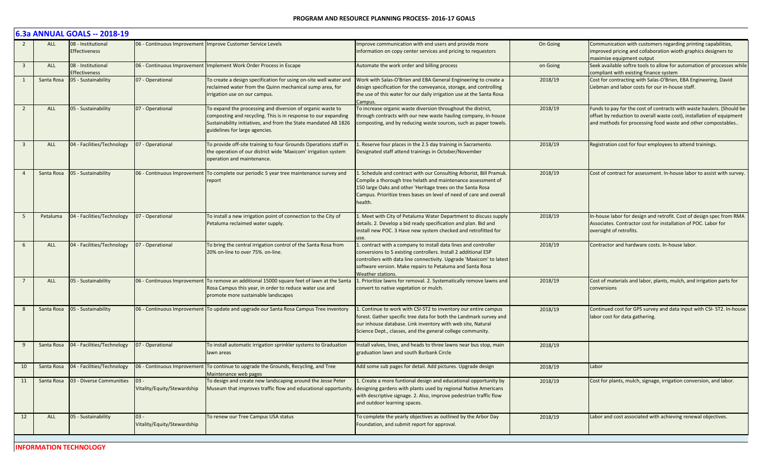## 6.3a ANNUAL GOALS -- 2018-19

| | | | | | | | |
|---|---|---|---|---|---|---|---|
| 2 | ALL | 08 - Institutional Effectiveness | 06 - Continuous Improvement | Improve Customer Service Levels | Improve communication with end users and provide more information on copy center services and pricing to requestors | On Going | Communication with customers regarding printing capabilities, improved pricing and collaboration wioth graphics designers to maximize equipment output |
| 3 | ALL | 08 - Institutional Effectiveness | 06 - Continuous Improvement | Implement Work Order Process in Escape | Automate the work order and billing process | on Going | Seek available softre tools to allow for automation of processes while compliant with existing finance system |
| 1 | Santa Rosa | 05 - Sustainability | 07 - Operational | To create a design specification for using on-site well water and reclaimed water from the Quinn mechanical sump area, for irrigation use on our campus. | Work with Salas-O'Brien and EBA General Engineering to create a design specification for the conveyance, storage, and controlling the use of this water for our daily irrigation use at the Santa Rosa Campus. | 2018/19 | Cost for contracting with Salas-O'Brien, EBA Engineering, David Liebman and labor costs for our in-house staff. |
| 2 | ALL | 05 - Sustainability | 07 - Operational | To expand the processing and diversion of organic waste to composting and recycling. This is in response to our expanding Sustainability initiatives, and from the State mandated AB 1826 guidelines for large agencies. | To increase organic waste diversion throughout the district, through contracts with our new waste hauling company, in-house composting, and by reducing waste sources, such as paper towels. | 2018/19 | Funds to pay for the cost of contracts with waste haulers. (Should be offset by reduction to overall waste cost), installation of equipment and methods for processing food waste and other compostables.. |
| 3 | ALL | 04 - Facilities/Technology | 07 - Operational | To provide off-site training to four Grounds Operations staff in the operation of our district wide 'Maxicom' irrigation system operation and maintenance. | 1. Reserve four places in the 2.5 day training in Sacramento. Designated staff attend trainings in October/November | 2018/19 | Registration cost for four employees to attend trainings. |
| 4 | Santa Rosa | 05 - Sustainability | 06 - Continuous Improvement | To complete our periodic 5 year tree maintenance survey and report | 1. Schedule and contract with our Consulting Arborist, Bill Pramuk. Compile a thorough tree helath and maintenance assessment of 150 large Oaks and other 'Heritage trees on the Santa Rosa Campus. Prioritize trees bases on level of need of care and overall health. | 2018/19 | Cost of contract for assessment. In-house labor to assist with survey. |
| 5 | Petaluma | 04 - Facilities/Technology | 07 - Operational | To install a new irrigation point of connection to the City of Petaluma reclaimed water supply. | 1. Meet with City of Petaluma Water Department to discuss supply details. 2. Develop a bid ready specification and plan. Bid and install new POC. 3 Have new system checked and retrofitted for use. | 2018/19 | In-house labor for design and retrofit. Cost of design spec from RMA Associates. Contractor cost for installation of POC. Labor for oversight of retrofits. |
| 6 | ALL | 04 - Facilities/Technology | 07 - Operational | To bring the central irrigation control of the Santa Rosa from 20% on-line to over 75%. on-line. | 1. contract with a company to install data lines and controller conversions to 5 existing controllers. Install 2 additional ESP controllers with data line connectivity. Upgrade 'Maxicom' to latest software version. Make repairs to Petaluma and Santa Rosa Weather stations. | 2018/19 | Contractor and hardware costs. In-house labor. |
| 7 | ALL | 05 - Sustainability | 06 - Continuous Improvement | To remove an additional 15000 square feet of lawn at the Santa Rosa Campus this year, in order to reduce water use and promote more sustainable landscapes | 1. Prioritize lawns for removal. 2. Systematically remove lawns and convert to native vegetation or mulch. | 2018/19 | Cost of materials and labor, plants, mulch, and irrigation parts for conversions |
| 8 | Santa Rosa | 05 - Sustainability | 06 - Continuous Improvement | To update and upgrade our Santa Rosa Campus Tree inventory | 1. Continue to work with CSI-ST2 to inventory our entire campus forest. Gather specific tree data for both the Landmark survey and our inhouse database. Link inventory with web site, Natural Science Dept., classes, and the general college community. | 2018/19 | Continued cost for GPS survey and data input with CSI- ST2. In-house labor cost for data gathering. |
| 9 | Santa Rosa | 04 - Facilities/Technology | 07 - Operational | To install automatic irrigation sprinkler systems to Graduation lawn areas | Install valves, lines, and heads to three lawns near bus stop, main graduation lawn and south Burbank Circle | 2018/19 | |
| 10 | Santa Rosa | 04 - Facilities/Technology | 06 - Continuous Improvement | To continue to upgrade the Grounds, Recycling, and Tree Maintenance web pages | Add some sub pages for detail. Add pictures. Upgrade design | 2018/19 | Labor |
| 11 | Santa Rosa | 03 - Diverse Communities | 03 - Vitality/Equity/Stewardship | To design and create new landscaping around the Jesse Peter Museum that improves traffic flow and educational opportunity. | 1. Create a more funtional design and educational opportunity by designing gardens with plants used by regional Native Americans with descriptive signage. 2. Also, improve pedestrian traffic flow and outdoor learning spaces. | 2018/19 | Cost for plants, mulch, signage, irrigation conversion, and labor. |
| 12 | ALL | 05 - Sustainability | 03 - Vitality/Equity/Stewardship | To renew our Tree Campus USA status | To complete the yearly objectives as outlined by the Arbor Day Foundation, and submit report for approval. | 2018/19 | Labor and cost associated with achieving renewal objectives. |

**INFORMATION TECHNOLOGY**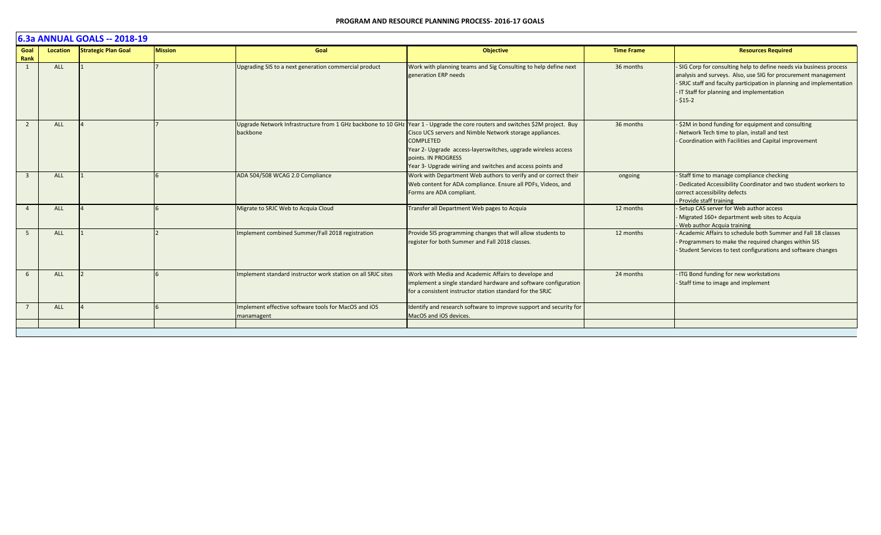**PROGRAM AND RESOURCE PLANNING PROCESS- 2016-17 GOALS**

## 6.3a ANNUAL GOALS -- 2018-19

| Goal Rank | Location | Strategic Plan Goal | Mission | Goal | Objective | Time Frame | Resources Required |
|---|---|---|---|---|---|---|---|
| 1 | ALL | 1 | 7 | Upgrading SIS to a next generation commercial product | Work with planning teams and Sig Consulting to help define next generation ERP needs | 36 months | - SIG Corp for consulting help to define needs via business process analysis and surveys. Also, use SIG for procurement management<br>- SRJC staff and faculty participation in planning and implementation<br>- IT Staff for planning and implementation<br>- $15-2 |
| 2 | ALL | 4 | 7 | Upgrade Network Infrastructure from 1 GHz backbone to 10 GHz backbone | Year 1 - Upgrade the core routers and switches $2M project. Buy Cisco UCS servers and Nimble Network storage appliances. COMPLETED<br>Year 2- Upgrade access-layerswitches, upgrade wireless access points. IN PROGRESS<br>Year 3- Upgrade wiriing and switches and access points and | 36 months | - $2M in bond funding for equipment and consulting<br>- Network Tech time to plan, install and test<br>- Coordination with Facilities and Capital improvement |
| 3 | ALL | 1 | 6 | ADA 504/508 WCAG 2.0 Compliance | Work with Department Web authors to verify and or correct their Web content for ADA compliance. Ensure all PDFs, Videos, and Forms are ADA compliant. | ongoing | - Staff time to manage compliance checking<br>- Dedicated Accessibility Coordinator and two student workers to correct accessibility defects<br>- Provide staff training |
| 4 | ALL | 4 | 6 | Migrate to SRJC Web to Acquia Cloud | Transfer all Department Web pages to Acquia | 12 months | - Setup CAS server for Web author access<br>- Migrated 160+ department web sites to Acquia<br>- Web author Acquia training |
| 5 | ALL | 1 | 2 | Implement combined Summer/Fall 2018 registration | Provide SIS programming changes that will allow students to register for both Summer and Fall 2018 classes. | 12 months | - Academic Affairs to schedule both Summer and Fall 18 classes<br>- Programmers to make the required changes within SIS<br>- Student Services to test configurations and software changes |
| 6 | ALL | 2 | 6 | Implement standard instructor work station on all SRJC sites | Work with Media and Academic Affairs to develope and implement a single standard hardware and software configuration for a consistent instructor station standard for the SRJC | 24 months | - ITG Bond funding for new workstations<br>- Staff time to image and implement |
| 7 | ALL | 4 | 6 | Implement effective software tools for MacOS and iOS manamagent | Identify and research software to improve support and security for MacOS and iOS devices. | | |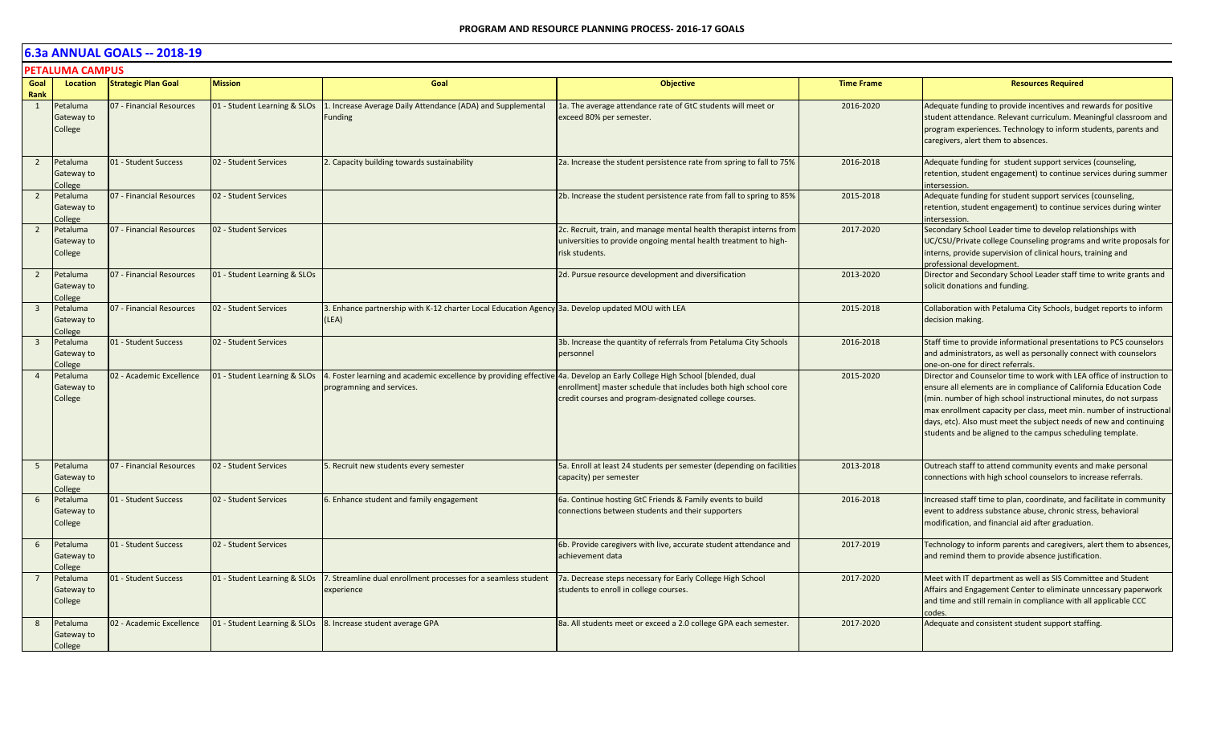## 6.3a ANNUAL GOALS -- 2018-19

### PETALUMA CAMPUS

| Goal Rank | Location | Strategic Plan Goal | Mission | Goal | Objective | Time Frame | Resources Required |
|---|---|---|---|---|---|---|---|
| 1 | Petaluma Gateway to College | 07 - Financial Resources | 01 - Student Learning & SLOs | 1. Increase Average Daily Attendance (ADA) and Supplemental Funding | 1a. The average attendance rate of GtC students will meet or exceed 80% per semester. | 2016-2020 | Adequate funding to provide incentives and rewards for positive student attendance. Relevant curriculum. Meaningful classroom and program experiences. Technology to inform students, parents and caregivers, alert them to absences. |
| 2 | Petaluma Gateway to College | 01 - Student Success | 02 - Student Services | 2. Capacity building towards sustainability | 2a. Increase the student persistence rate from spring to fall to 75% | 2016-2018 | Adequate funding for student support services (counseling, retention, student engagement) to continue services during summer intersession. |
| 2 | Petaluma Gateway to College | 07 - Financial Resources | 02 - Student Services | | 2b. Increase the student persistence rate from fall to spring to 85% | 2015-2018 | Adequate funding for student support services (counseling, retention, student engagement) to continue services during winter intersession. |
| 2 | Petaluma Gateway to College | 07 - Financial Resources | 02 - Student Services | | 2c. Recruit, train, and manage mental health therapist interns from universities to provide ongoing mental health treatment to high-risk students. | 2017-2020 | Secondary School Leader time to develop relationships with UC/CSU/Private college Counseling programs and write proposals for interns, provide supervision of clinical hours, training and professional development. |
| 2 | Petaluma Gateway to College | 07 - Financial Resources | 01 - Student Learning & SLOs | | 2d. Pursue resource development and diversification | 2013-2020 | Director and Secondary School Leader staff time to write grants and solicit donations and funding. |
| 3 | Petaluma Gateway to College | 07 - Financial Resources | 02 - Student Services | 3. Enhance partnership with K-12 charter Local Education Agency (LEA) | 3a. Develop updated MOU with LEA | 2015-2018 | Collaboration with Petaluma City Schools, budget reports to inform decision making. |
| 3 | Petaluma Gateway to College | 01 - Student Success | 02 - Student Services | | 3b. Increase the quantity of referrals from Petaluma City Schools personnel | 2016-2018 | Staff time to provide informational presentations to PCS counselors and administrators, as well as personally connect with counselors one-on-one for direct referrals. |
| 4 | Petaluma Gateway to College | 02 - Academic Excellence | 01 - Student Learning & SLOs | 4. Foster learning and academic excellence by providing effective programming and services. | 4a. Develop an Early College High School [blended, dual enrollment] master schedule that includes both high school core credit courses and program-designated college courses. | 2015-2020 | Director and Counselor time to work with LEA office of instruction to ensure all elements are in compliance of California Education Code (min. number of high school instructional minutes, do not surpass max enrollment capacity per class, meet min. number of instructional days, etc). Also must meet the subject needs of new and continuing students and be aligned to the campus scheduling template. |
| 5 | Petaluma Gateway to College | 07 - Financial Resources | 02 - Student Services | 5. Recruit new students every semester | 5a. Enroll at least 24 students per semester (depending on facilities capacity) per semester | 2013-2018 | Outreach staff to attend community events and make personal connections with high school counselors to increase referrals. |
| 6 | Petaluma Gateway to College | 01 - Student Success | 02 - Student Services | 6. Enhance student and family engagement | 6a. Continue hosting GtC Friends & Family events to build connections between students and their supporters | 2016-2018 | Increased staff time to plan, coordinate, and facilitate in community event to address substance abuse, chronic stress, behavioral modification, and financial aid after graduation. |
| 6 | Petaluma Gateway to College | 01 - Student Success | 02 - Student Services | | 6b. Provide caregivers with live, accurate student attendance and achievement data | 2017-2019 | Technology to inform parents and caregivers, alert them to absences, and remind them to provide absence justification. |
| 7 | Petaluma Gateway to College | 01 - Student Success | 01 - Student Learning & SLOs | 7. Streamline dual enrollment processes for a seamless student experience | 7a. Decrease steps necessary for Early College High School students to enroll in college courses. | 2017-2020 | Meet with IT department as well as SIS Committee and Student Affairs and Engagement Center to eliminate unncessary paperwork and time and still remain in compliance with all applicable CCC codes. |
| 8 | Petaluma Gateway to College | 02 - Academic Excellence | 01 - Student Learning & SLOs | 8. Increase student average GPA | 8a. All students meet or exceed a 2.0 college GPA each semester. | 2017-2020 | Adequate and consistent student support staffing. |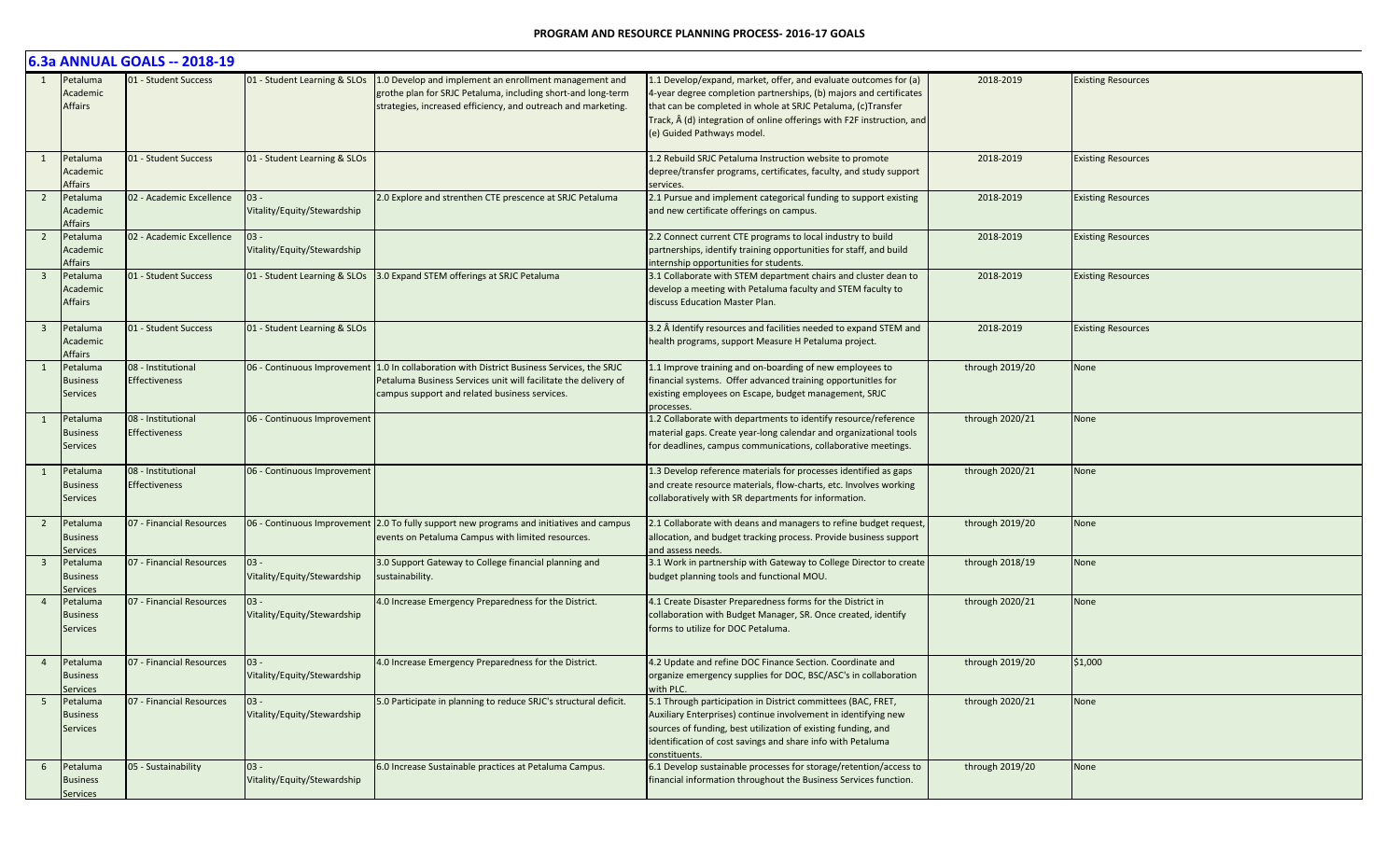**PROGRAM AND RESOURCE PLANNING PROCESS- 2016-17 GOALS**

## 6.3a ANNUAL GOALS -- 2018-19

| | | | | | | | |
|---|---|---|---|---|---|---|---|
| 1 | Petaluma Academic Affairs | 01 - Student Success | 01 - Student Learning & SLOs | 1.0 Develop and implement an enrollment management and grothe plan for SRJC Petaluma, including short-and long-term strategies, increased efficiency, and outreach and marketing. | 1.1 Develop/expand, market, offer, and evaluate outcomes for (a) 4-year degree completion partnerships, (b) majors and certificates that can be completed in whole at SRJC Petaluma, (c)Transfer Track, Â (d) integration of online offerings with F2F instruction, and (e) Guided Pathways model. | 2018-2019 | Existing Resources |
| 1 | Petaluma Academic Affairs | 01 - Student Success | 01 - Student Learning & SLOs | | 1.2 Rebuild SRJC Petaluma Instruction website to promote depree/transfer programs, certificates, faculty, and study support services. | 2018-2019 | Existing Resources |
| 2 | Petaluma Academic Affairs | 02 - Academic Excellence | 03 - Vitality/Equity/Stewardship | 2.0 Explore and strenthen CTE prescence at SRJC Petaluma | 2.1 Pursue and implement categorical funding to support existing and new certificate offerings on campus. | 2018-2019 | Existing Resources |
| 2 | Petaluma Academic Affairs | 02 - Academic Excellence | 03 - Vitality/Equity/Stewardship | | 2.2 Connect current CTE programs to local industry to build partnerships, identify training opportunities for staff, and build internship opportunities for students. | 2018-2019 | Existing Resources |
| 3 | Petaluma Academic Affairs | 01 - Student Success | 01 - Student Learning & SLOs | 3.0 Expand STEM offerings at SRJC Petaluma | 3.1 Collaborate with STEM department chairs and cluster dean to develop a meeting with Petaluma faculty and STEM faculty to discuss Education Master Plan. | 2018-2019 | Existing Resources |
| 3 | Petaluma Academic Affairs | 01 - Student Success | 01 - Student Learning & SLOs | | 3.2 Â Identify resources and facilities needed to expand STEM and health programs, support Measure H Petaluma project. | 2018-2019 | Existing Resources |
| 1 | Petaluma Business Services | 08 - Institutional Effectiveness | 06 - Continuous Improvement | 1.0 In collaboration with District Business Services, the SRJC Petaluma Business Services unit will facilitate the delivery of campus support and related business services. | 1.1 Improve training and on-boarding of new employees to financial systems. Offer advanced training opportunities for existing employees on Escape, budget management, SRJC processes. | through 2019/20 | None |
| 1 | Petaluma Business Services | 08 - Institutional Effectiveness | 06 - Continuous Improvement | | 1.2 Collaborate with departments to identify resource/reference material gaps. Create year-long calendar and organizational tools for deadlines, campus communications, collaborative meetings. | through 2020/21 | None |
| 1 | Petaluma Business Services | 08 - Institutional Effectiveness | 06 - Continuous Improvement | | 1.3 Develop reference materials for processes identified as gaps and create resource materials, flow-charts, etc. Involves working collaboratively with SR departments for information. | through 2020/21 | None |
| 2 | Petaluma Business Services | 07 - Financial Resources | 06 - Continuous Improvement | 2.0 To fully support new programs and initiatives and campus events on Petaluma Campus with limited resources. | 2.1 Collaborate with deans and managers to refine budget request, allocation, and budget tracking process. Provide business support and assess needs. | through 2019/20 | None |
| 3 | Petaluma Business Services | 07 - Financial Resources | 03 - Vitality/Equity/Stewardship | 3.0 Support Gateway to College financial planning and sustainability. | 3.1 Work in partnership with Gateway to College Director to create budget planning tools and functional MOU. | through 2018/19 | None |
| 4 | Petaluma Business Services | 07 - Financial Resources | 03 - Vitality/Equity/Stewardship | 4.0 Increase Emergency Preparedness for the District. | 4.1 Create Disaster Preparedness forms for the District in collaboration with Budget Manager, SR. Once created, identify forms to utilize for DOC Petaluma. | through 2020/21 | None |
| 4 | Petaluma Business Services | 07 - Financial Resources | 03 - Vitality/Equity/Stewardship | 4.0 Increase Emergency Preparedness for the District. | 4.2 Update and refine DOC Finance Section. Coordinate and organize emergency supplies for DOC, BSC/ASC's in collaboration with PLC. | through 2019/20 | $1,000 |
| 5 | Petaluma Business Services | 07 - Financial Resources | 03 - Vitality/Equity/Stewardship | 5.0 Participate in planning to reduce SRJC's structural deficit. | 5.1 Through participation in District committees (BAC, FRET, Auxiliary Enterprises) continue involvement in identifying new sources of funding, best utilization of existing funding, and identification of cost savings and share info with Petaluma constituents. | through 2020/21 | None |
| 6 | Petaluma Business Services | 05 - Sustainability | 03 - Vitality/Equity/Stewardship | 6.0 Increase Sustainable practices at Petaluma Campus. | 6.1 Develop sustainable processes for storage/retention/access to financial information throughout the Business Services function. | through 2019/20 | None |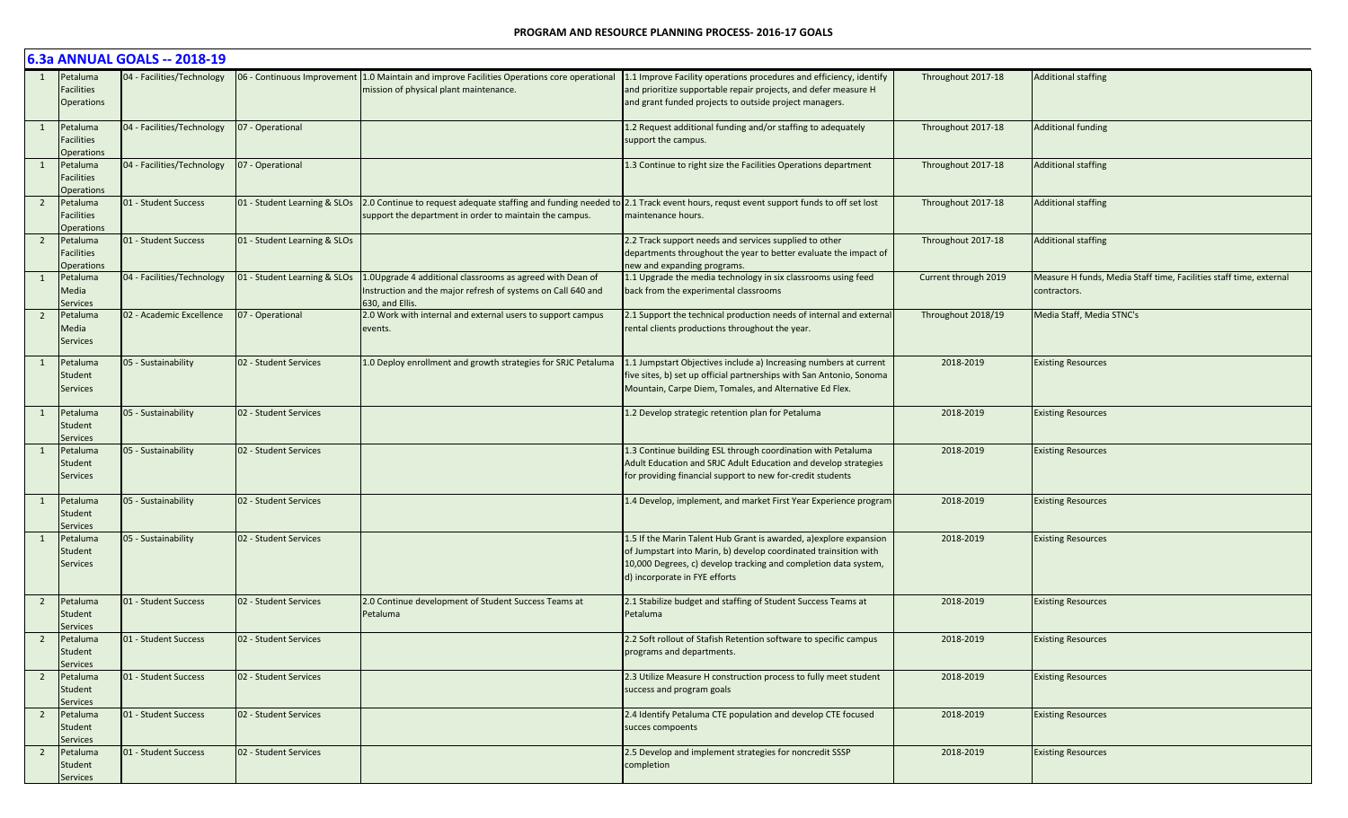# 6.3a ANNUAL GOALS -- 2018-19

| | | | | | | | |
|---|---|---|---|---|---|---|---|
| 1 | Petaluma Facilities Operations | 04 - Facilities/Technology | 06 - Continuous Improvement | 1.0 Maintain and improve Facilities Operations core operational mission of physical plant maintenance. | 1.1 Improve Facility operations procedures and efficiency, identify and prioritize supportable repair projects, and defer measure H and grant funded projects to outside project managers. | Throughout 2017-18 | Additional staffing |
| 1 | Petaluma Facilities Operations | 04 - Facilities/Technology | 07 - Operational | | 1.2 Request additional funding and/or staffing to adequately support the campus. | Throughout 2017-18 | Additional funding |
| 1 | Petaluma Facilities Operations | 04 - Facilities/Technology | 07 - Operational | | 1.3 Continue to right size the Facilities Operations department | Throughout 2017-18 | Additional staffing |
| 2 | Petaluma Facilities Operations | 01 - Student Success | 01 - Student Learning & SLOs | 2.0 Continue to request adequate staffing and funding needed to support the department in order to maintain the campus. | 2.1 Track event hours, requst event support funds to off set lost maintenance hours. | Throughout 2017-18 | Additional staffing |
| 2 | Petaluma Facilities Operations | 01 - Student Success | 01 - Student Learning & SLOs | | 2.2 Track support needs and services supplied to other departments throughout the year to better evaluate the impact of new and expanding programs. | Throughout 2017-18 | Additional staffing |
| 1 | Petaluma Media Services | 04 - Facilities/Technology | 01 - Student Learning & SLOs | 1.0Upgrade 4 additional classrooms as agreed with Dean of Instruction and the major refresh of systems on Call 640 and 630, and Ellis. | 1.1 Upgrade the media technology in six classrooms using feed back from the experimental classrooms | Current through 2019 | Measure H funds, Media Staff time, Facilities staff time, external contractors. |
| 2 | Petaluma Media Services | 02 - Academic Excellence | 07 - Operational | 2.0 Work with internal and external users to support campus events. | 2.1 Support the technical production needs of internal and external rental clients productions throughout the year. | Throughout 2018/19 | Media Staff, Media STNC's |
| 1 | Petaluma Student Services | 05 - Sustainability | 02 - Student Services | 1.0 Deploy enrollment and growth strategies for SRJC Petaluma | 1.1 Jumpstart Objectives include a) Increasing numbers at current five sites, b) set up official partnerships with San Antonio, Sonoma Mountain, Carpe Diem, Tomales, and Alternative Ed Flex. | 2018-2019 | Existing Resources |
| 1 | Petaluma Student Services | 05 - Sustainability | 02 - Student Services | | 1.2 Develop strategic retention plan for Petaluma | 2018-2019 | Existing Resources |
| 1 | Petaluma Student Services | 05 - Sustainability | 02 - Student Services | | 1.3 Continue building ESL through coordination with Petaluma Adult Education and SRJC Adult Education and develop strategies for providing financial support to new for-credit students | 2018-2019 | Existing Resources |
| 1 | Petaluma Student Services | 05 - Sustainability | 02 - Student Services | | 1.4 Develop, implement, and market First Year Experience program | 2018-2019 | Existing Resources |
| 1 | Petaluma Student Services | 05 - Sustainability | 02 - Student Services | | 1.5 If the Marin Talent Hub Grant is awarded, a)explore expansion of Jumpstart into Marin, b) develop coordinated trainsition with 10,000 Degrees, c) develop tracking and completion data system, d) incorporate in FYE efforts | 2018-2019 | Existing Resources |
| 2 | Petaluma Student Services | 01 - Student Success | 02 - Student Services | 2.0 Continue development of Student Success Teams at Petaluma | 2.1 Stabilize budget and staffing of Student Success Teams at Petaluma | 2018-2019 | Existing Resources |
| 2 | Petaluma Student Services | 01 - Student Success | 02 - Student Services | | 2.2 Soft rollout of Stafish Retention software to specific campus programs and departments. | 2018-2019 | Existing Resources |
| 2 | Petaluma Student Services | 01 - Student Success | 02 - Student Services | | 2.3 Utilize Measure H construction process to fully meet student success and program goals | 2018-2019 | Existing Resources |
| 2 | Petaluma Student Services | 01 - Student Success | 02 - Student Services | | 2.4 Identify Petaluma CTE population and develop CTE focused succes compoents | 2018-2019 | Existing Resources |
| 2 | Petaluma Student Services | 01 - Student Success | 02 - Student Services | | 2.5 Develop and implement strategies for noncredit SSSP completion | 2018-2019 | Existing Resources |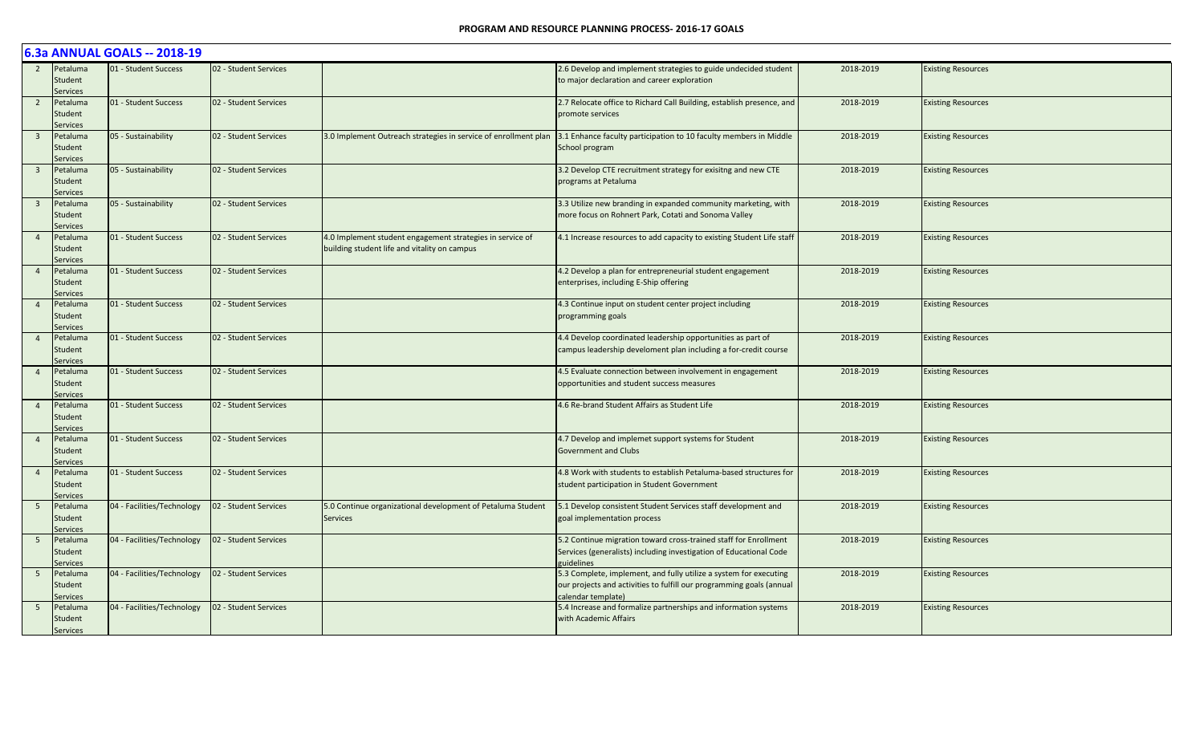## 6.3a ANNUAL GOALS -- 2018-19

| | | | | | | | |
|---|---|---|---|---|---|---|---|
| 2 | Petaluma Student Services | 01 - Student Success | 02 - Student Services | | 2.6 Develop and implement strategies to guide undecided student to major declaration and career exploration | 2018-2019 | Existing Resources |
| 2 | Petaluma Student Services | 01 - Student Success | 02 - Student Services | | 2.7 Relocate office to Richard Call Building, establish presence, and promote services | 2018-2019 | Existing Resources |
| 3 | Petaluma Student Services | 05 - Sustainability | 02 - Student Services | 3.0 Implement Outreach strategies in service of enrollment plan | 3.1 Enhance faculty participation to 10 faculty members in Middle School program | 2018-2019 | Existing Resources |
| 3 | Petaluma Student Services | 05 - Sustainability | 02 - Student Services | | 3.2 Develop CTE recruitment strategy for exisitng and new CTE programs at Petaluma | 2018-2019 | Existing Resources |
| 3 | Petaluma Student Services | 05 - Sustainability | 02 - Student Services | | 3.3 Utilize new branding in expanded community marketing, with more focus on Rohnert Park, Cotati and Sonoma Valley | 2018-2019 | Existing Resources |
| 4 | Petaluma Student Services | 01 - Student Success | 02 - Student Services | 4.0 Implement student engagement strategies in service of building student life and vitality on campus | 4.1 Increase resources to add capacity to existing Student Life staff | 2018-2019 | Existing Resources |
| 4 | Petaluma Student Services | 01 - Student Success | 02 - Student Services | | 4.2 Develop a plan for entrepreneurial student engagement enterprises, including E-Ship offering | 2018-2019 | Existing Resources |
| 4 | Petaluma Student Services | 01 - Student Success | 02 - Student Services | | 4.3 Continue input on student center project including programming goals | 2018-2019 | Existing Resources |
| 4 | Petaluma Student Services | 01 - Student Success | 02 - Student Services | | 4.4 Develop coordinated leadership opportunities as part of campus leadership develoment plan including a for-credit course | 2018-2019 | Existing Resources |
| 4 | Petaluma Student Services | 01 - Student Success | 02 - Student Services | | 4.5 Evaluate connection between involvement in engagement opportunities and student success measures | 2018-2019 | Existing Resources |
| 4 | Petaluma Student Services | 01 - Student Success | 02 - Student Services | | 4.6 Re-brand Student Affairs as Student Life | 2018-2019 | Existing Resources |
| 4 | Petaluma Student Services | 01 - Student Success | 02 - Student Services | | 4.7 Develop and implemet support systems for Student Government and Clubs | 2018-2019 | Existing Resources |
| 4 | Petaluma Student Services | 01 - Student Success | 02 - Student Services | | 4.8 Work with students to establish Petaluma-based structures for student participation in Student Government | 2018-2019 | Existing Resources |
| 5 | Petaluma Student Services | 04 - Facilities/Technology | 02 - Student Services | 5.0 Continue organizational development of Petaluma Student Services | 5.1 Develop consistent Student Services staff development and goal implementation process | 2018-2019 | Existing Resources |
| 5 | Petaluma Student Services | 04 - Facilities/Technology | 02 - Student Services | | 5.2 Continue migration toward cross-trained staff for Enrollment Services (generalists) including investigation of Educational Code guidelines | 2018-2019 | Existing Resources |
| 5 | Petaluma Student Services | 04 - Facilities/Technology | 02 - Student Services | | 5.3 Complete, implement, and fully utilize a system for executing our projects and activities to fulfill our programming goals (annual calendar template) | 2018-2019 | Existing Resources |
| 5 | Petaluma Student Services | 04 - Facilities/Technology | 02 - Student Services | | 5.4 Increase and formalize partnerships and information systems with Academic Affairs | 2018-2019 | Existing Resources |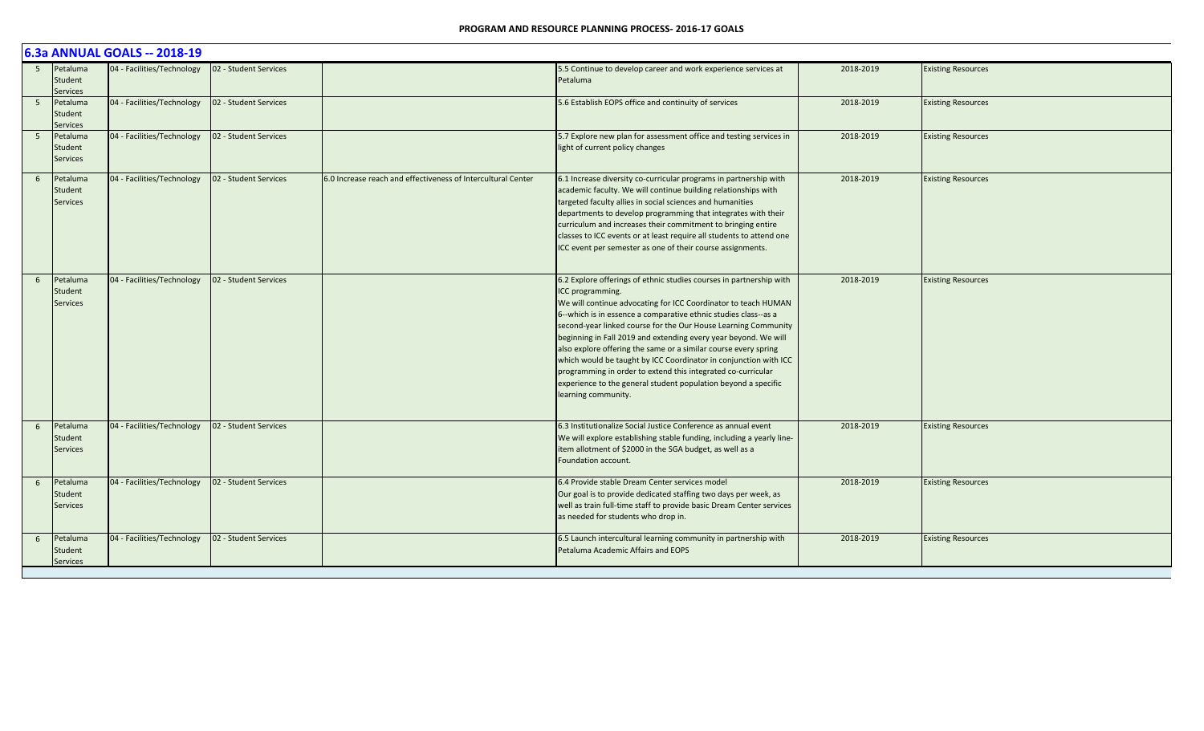## 6.3a ANNUAL GOALS -- 2018-19

| | | | | | | | |
|---|---|---|---|---|---|---|---|
| 5 | Petaluma Student Services | 04 - Facilities/Technology | 02 - Student Services | | 5.5 Continue to develop career and work experience services at Petaluma | 2018-2019 | Existing Resources |
| 5 | Petaluma Student Services | 04 - Facilities/Technology | 02 - Student Services | | 5.6 Establish EOPS office and continuity of services | 2018-2019 | Existing Resources |
| 5 | Petaluma Student Services | 04 - Facilities/Technology | 02 - Student Services | | 5.7 Explore new plan for assessment office and testing services in light of current policy changes | 2018-2019 | Existing Resources |
| 6 | Petaluma Student Services | 04 - Facilities/Technology | 02 - Student Services | 6.0 Increase reach and effectiveness of Intercultural Center | 6.1 Increase diversity co-curricular programs in partnership with academic faculty. We will continue building relationships with targeted faculty allies in social sciences and humanities departments to develop programming that integrates with their curriculum and increases their commitment to bringing entire classes to ICC events or at least require all students to attend one ICC event per semester as one of their course assignments. | 2018-2019 | Existing Resources |
| 6 | Petaluma Student Services | 04 - Facilities/Technology | 02 - Student Services | | 6.2 Explore offerings of ethnic studies courses in partnership with ICC programming. We will continue advocating for ICC Coordinator to teach HUMAN 6--which is in essence a comparative ethnic studies class--as a second-year linked course for the Our House Learning Community beginning in Fall 2019 and extending every year beyond. We will also explore offering the same or a similar course every spring which would be taught by ICC Coordinator in conjunction with ICC programming in order to extend this integrated co-curricular experience to the general student population beyond a specific learning community. | 2018-2019 | Existing Resources |
| 6 | Petaluma Student Services | 04 - Facilities/Technology | 02 - Student Services | | 6.3 Institutionalize Social Justice Conference as annual event We will explore establishing stable funding, including a yearly line-item allotment of $2000 in the SGA budget, as well as a Foundation account. | 2018-2019 | Existing Resources |
| 6 | Petaluma Student Services | 04 - Facilities/Technology | 02 - Student Services | | 6.4 Provide stable Dream Center services model Our goal is to provide dedicated staffing two days per week, as well as train full-time staff to provide basic Dream Center services as needed for students who drop in. | 2018-2019 | Existing Resources |
| 6 | Petaluma Student Services | 04 - Facilities/Technology | 02 - Student Services | | 6.5 Launch intercultural learning community in partnership with Petaluma Academic Affairs and EOPS | 2018-2019 | Existing Resources |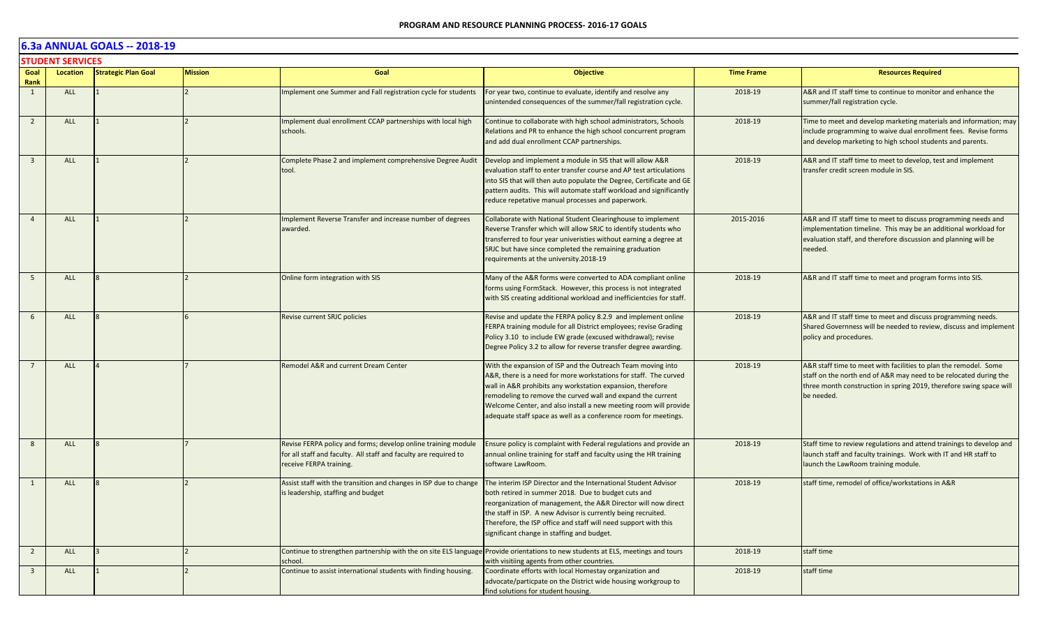## 6.3a ANNUAL GOALS -- 2018-19

### STUDENT SERVICES

| Goal Rank | Location | Strategic Plan Goal | Mission | Goal | Objective | Time Frame | Resources Required |
|---|---|---|---|---|---|---|---|
| 1 | ALL | 1 | 2 | Implement one Summer and Fall registration cycle for students | For year two, continue to evaluate, identify and resolve any unintended consequences of the summer/fall registration cycle. | 2018-19 | A&R and IT staff time to continue to monitor and enhance the summer/fall registration cycle. |
| 2 | ALL | 1 | 2 | Implement dual enrollment CCAP partnerships with local high schools. | Continue to collaborate with high school administrators, Schools Relations and PR to enhance the high school concurrent program and add dual enrollment CCAP partnerships. | 2018-19 | Time to meet and develop marketing materials and information; may include programming to waive dual enrollment fees. Revise forms and develop marketing to high school students and parents. |
| 3 | ALL | 1 | 2 | Complete Phase 2 and implement comprehensive Degree Audit tool. | Develop and implement a module in SIS that will allow A&R evaluation staff to enter transfer course and AP test articulations into SIS that will then auto populate the Degree, Certificate and GE pattern audits. This will automate staff workload and significantly reduce repetative manual processes and paperwork. | 2018-19 | A&R and IT staff time to meet to develop, test and implement transfer credit screen module in SIS. |
| 4 | ALL | 1 | 2 | Implement Reverse Transfer and increase number of degrees awarded. | Collaborate with National Student Clearinghouse to implement Reverse Transfer which will allow SRJC to identify students who transferred to four year univeristies without earning a degree at SRJC but have since completed the remaining graduation requirements at the university.2018-19 | 2015-2016 | A&R and IT staff time to meet to discuss programming needs and implementation timeline. This may be an additional workload for evaluation staff, and therefore discussion and planning will be needed. |
| 5 | ALL | 8 | 2 | Online form integration with SIS | Many of the A&R forms were converted to ADA compliant online forms using FormStack. However, this process is not integrated with SIS creating additional workload and inefficientcies for staff. | 2018-19 | A&R and IT staff time to meet and program forms into SIS. |
| 6 | ALL | 8 | 6 | Revise current SRJC policies | Revise and update the FERPA policy 8.2.9 and implement online FERPA training module for all District employees; revise Grading Policy 3.10 to include EW grade (excused withdrawal); revise Degree Policy 3.2 to allow for reverse transfer degree awarding. | 2018-19 | A&R and IT staff time to meet and discuss programming needs. Shared Governness will be needed to review, discuss and implement policy and procedures. |
| 7 | ALL | 4 | 7 | Remodel A&R and current Dream Center | With the expansion of ISP and the Outreach Team moving into A&R, there is a need for more workstations for staff. The curved wall in A&R prohibits any workstation expansion, therefore remodeling to remove the curved wall and expand the current Welcome Center, and also install a new meeting room will provide adequate staff space as well as a conference room for meetings. | 2018-19 | A&R staff time to meet with facilities to plan the remodel. Some staff on the north end of A&R may need to be relocated during the three month construction in spring 2019, therefore swing space will be needed. |
| 8 | ALL | 8 | 7 | Revise FERPA policy and forms; develop online training module for all staff and faculty. All staff and faculty are required to receive FERPA training. | Ensure policy is complaint with Federal regulations and provide an annual online training for staff and faculty using the HR training software LawRoom. | 2018-19 | Staff time to review regulations and attend trainings to develop and launch staff and faculty trainings. Work with IT and HR staff to launch the LawRoom training module. |
| 1 | ALL | 8 | 2 | Assist staff with the transition and changes in ISP due to change is leadership, staffing and budget | The interim ISP Director and the International Student Advisor both retired in summer 2018. Due to budget cuts and reorganization of management, the A&R Director will now direct the staff in ISP. A new Advisor is currently being recruited. Therefore, the ISP office and staff will need support with this significant change in staffing and budget. | 2018-19 | staff time, remodel of office/workstations in A&R |
| 2 | ALL | 3 | 2 | Continue to strengthen partnership with the on site ELS language school. | Provide orientations to new students at ELS, meetings and tours with visitiing agents from other countries. | 2018-19 | staff time |
| 3 | ALL | 1 | 2 | Continue to assist international students with finding housing. | Coordinate efforts with local Homestay organization and advocate/particpate on the District wide housing workgroup to find solutions for student housing. | 2018-19 | staff time |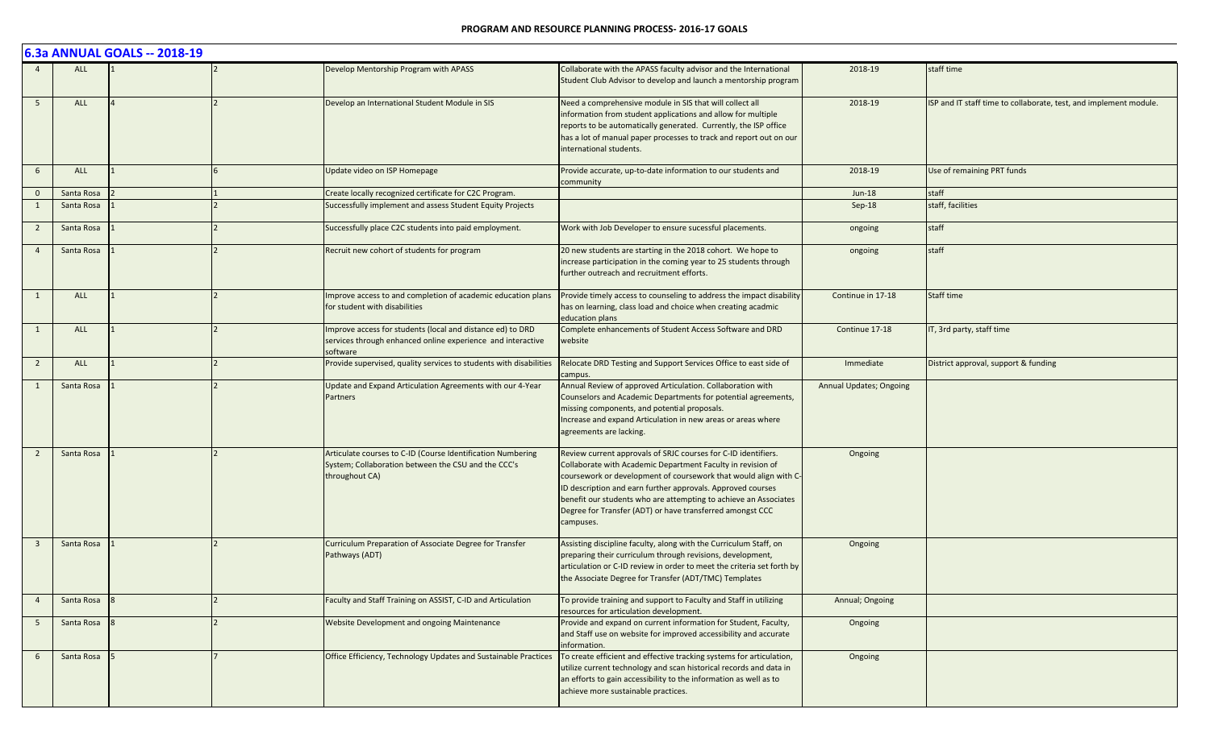## 6.3a ANNUAL GOALS -- 2018-19

| | | | | | | | |
|---|---|---|---|---|---|---|---|
| 4 | ALL | 1 | 2 | Develop Mentorship Program with APASS | Collaborate with the APASS faculty advisor and the International Student Club Advisor to develop and launch a mentorship program | 2018-19 | staff time |
| 5 | ALL | 4 | 2 | Develop an International Student Module in SIS | Need a comprehensive module in SIS that will collect all information from student applications and allow for multiple reports to be automatically generated. Currently, the ISP office has a lot of manual paper processes to track and report out on our international students. | 2018-19 | ISP and IT staff time to collaborate, test, and implement module. |
| 6 | ALL | 1 | 6 | Update video on ISP Homepage | Provide accurate, up-to-date information to our students and community | 2018-19 | Use of remaining PRT funds |
| 0 | Santa Rosa | 2 | 1 | Create locally recognized certificate for C2C Program. | | Jun-18 | staff |
| 1 | Santa Rosa | 1 | 2 | Successfully implement and assess Student Equity Projects | | Sep-18 | staff, facilities |
| 2 | Santa Rosa | 1 | 2 | Successfully place C2C students into paid employment. | Work with Job Developer to ensure sucessful placements. | ongoing | staff |
| 4 | Santa Rosa | 1 | 2 | Recruit new cohort of students for program | 20 new students are starting in the 2018 cohort. We hope to increase participation in the coming year to 25 students through further outreach and recruitment efforts. | ongoing | staff |
| 1 | ALL | 1 | 2 | Improve access to and completion of academic education plans for student with disabilities | Provide timely access to counseling to address the impact disability has on learning, class load and choice when creating acadmic education plans | Continue in 17-18 | Staff time |
| 1 | ALL | 1 | 2 | Improve access for students (local and distance ed) to DRD services through enhanced online experience and interactive software | Complete enhancements of Student Access Software and DRD website | Continue 17-18 | IT, 3rd party, staff time |
| 2 | ALL | 1 | 2 | Provide supervised, quality services to students with disabilities | Relocate DRD Testing and Support Services Office to east side of campus. | Immediate | District approval, support & funding |
| 1 | Santa Rosa | 1 | 2 | Update and Expand Articulation Agreements with our 4-Year Partners | Annual Review of approved Articulation. Collaboration with Counselors and Academic Departments for potential agreements, missing components, and potential proposals.<br>Increase and expand Articulation in new areas or areas where agreements are lacking. | Annual Updates; Ongoing | |
| 2 | Santa Rosa | 1 | 2 | Articulate courses to C-ID (Course Identification Numbering System; Collaboration between the CSU and the CCC's throughout CA) | Review current approvals of SRJC courses for C-ID identifiers. Collaborate with Academic Department Faculty in revision of coursework or development of coursework that would align with C-ID description and earn further approvals. Approved courses benefit our students who are attempting to achieve an Associates Degree for Transfer (ADT) or have transferred amongst CCC campuses. | Ongoing | |
| 3 | Santa Rosa | 1 | 2 | Curriculum Preparation of Associate Degree for Transfer Pathways (ADT) | Assisting discipline faculty, along with the Curriculum Staff, on preparing their curriculum through revisions, development, articulation or C-ID review in order to meet the criteria set forth by the Associate Degree for Transfer (ADT/TMC) Templates | Ongoing | |
| 4 | Santa Rosa | 8 | 2 | Faculty and Staff Training on ASSIST, C-ID and Articulation | To provide training and support to Faculty and Staff in utilizing resources for articulation development. | Annual; Ongoing | |
| 5 | Santa Rosa | 8 | 2 | Website Development and ongoing Maintenance | Provide and expand on current information for Student, Faculty, and Staff use on website for improved accessibility and accurate information. | Ongoing | |
| 6 | Santa Rosa | 5 | 7 | Office Efficiency, Technology Updates and Sustainable Practices | To create efficient and effective tracking systems for articulation, utilize current technology and scan historical records and data in an efforts to gain accessibility to the information as well as to achieve more sustainable practices. | Ongoing | |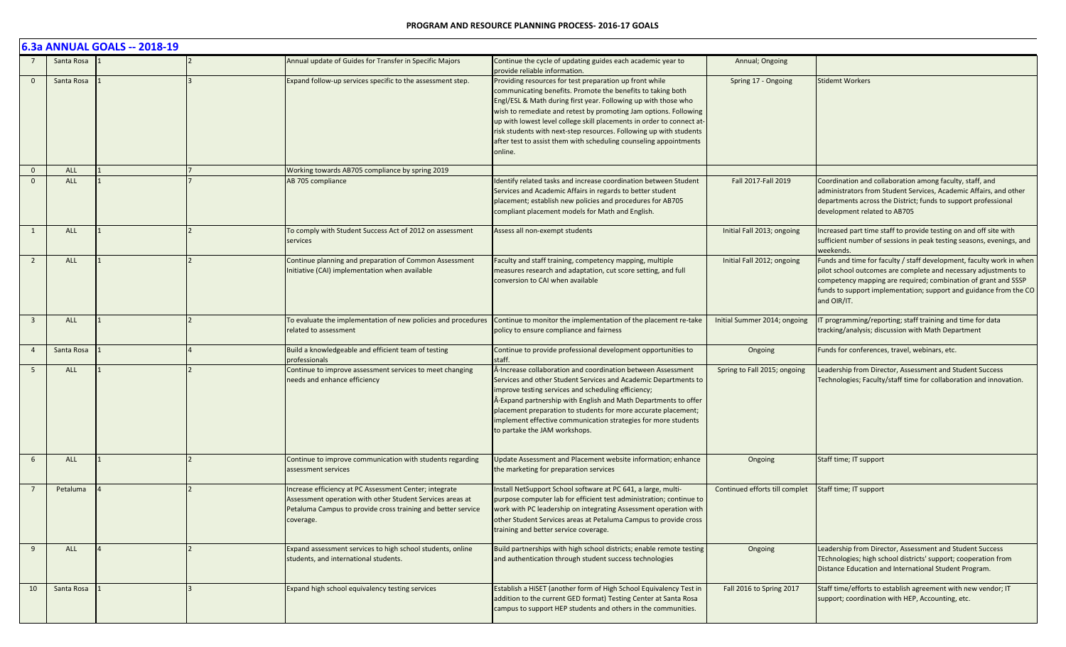## 6.3a ANNUAL GOALS -- 2018-19

| | | | | | | | |
|---|---|---|---|---|---|---|---|
| 7 | Santa Rosa | 1 | | 2 | Annual update of Guides for Transfer in Specific Majors | Continue the cycle of updating guides each academic year to provide reliable information. | Annual; Ongoing | |
| 0 | Santa Rosa | 1 | | 3 | Expand follow-up services specific to the assessment step. | Providing resources for test preparation up front while communicating benefits. Promote the benefits to taking both Engl/ESL & Math during first year. Following up with those who wish to remediate and retest by promoting Jam options. Following up with lowest level college skill placements in order to connect at-risk students with next-step resources. Following up with students after test to assist them with scheduling counseling appointments online. | Spring 17 - Ongoing | Stidemt Workers |
| 0 | ALL | 1 | | 7 | Working towards AB705 compliance by spring 2019 | | | |
| 0 | ALL | 1 | | 7 | AB 705 compliance | Identify related tasks and increase coordination between Student Services and Academic Affairs in regards to better student placement; establish new policies and procedures for AB705 compliant placement models for Math and English. | Fall 2017-Fall 2019 | Coordination and collaboration among faculty, staff, and administrators from Student Services, Academic Affairs, and other departments across the District; funds to support professional development related to AB705 |
| 1 | ALL | 1 | | 2 | To comply with Student Success Act of 2012 on assessment services | Assess all non-exempt students | Initial Fall 2013; ongoing | Increased part time staff to provide testing on and off site with sufficient number of sessions in peak testing seasons, evenings, and weekends. |
| 2 | ALL | 1 | | 2 | Continue planning and preparation of Common Assessment Initiative (CAI) implementation when available | Faculty and staff training, competency mapping, multiple measures research and adaptation, cut score setting, and full conversion to CAI when available | Initial Fall 2012; ongoing | Funds and time for faculty / staff development, faculty work in when pilot school outcomes are complete and necessary adjustments to competency mapping are required; combination of grant and SSSP funds to support implementation; support and guidance from the CO and OIR/IT. |
| 3 | ALL | 1 | | 2 | To evaluate the implementation of new policies and procedures related to assessment | Continue to monitor the implementation of the placement re-take policy to ensure compliance and fairness | Initial Summer 2014; ongoing | IT programming/reporting; staff training and time for data tracking/analysis; discussion with Math Department |
| 4 | Santa Rosa | 1 | | 4 | Build a knowledgeable and efficient team of testing professionals | Continue to provide professional development opportunities to staff. | Ongoing | Funds for conferences, travel, webinars, etc. |
| 5 | ALL | 1 | | 2 | Continue to improve assessment services to meet changing needs and enhance efficiency | Â·Increase collaboration and coordination between Assessment Services and other Student Services and Academic Departments to improve testing services and scheduling efficiency; Â·Expand partnership with English and Math Departments to offer placement preparation to students for more accurate placement; implement effective communication strategies for more students to partake the JAM workshops. | Spring to Fall 2015; ongoing | Leadership from Director, Assessment and Student Success Technologies; Faculty/staff time for collaboration and innovation. |
| 6 | ALL | 1 | | 2 | Continue to improve communication with students regarding assessment services | Update Assessment and Placement website information; enhance the marketing for preparation services | Ongoing | Staff time; IT support |
| 7 | Petaluma | 4 | | 2 | Increase efficiency at PC Assessment Center; integrate Assessment operation with other Student Services areas at Petaluma Campus to provide cross training and better service coverage. | Install NetSupport School software at PC 641, a large, multi-purpose computer lab for efficient test administration; continue to work with PC leadership on integrating Assessment operation with other Student Services areas at Petaluma Campus to provide cross training and better service coverage. | Continued efforts till complet | Staff time; IT support |
| 9 | ALL | 4 | | 2 | Expand assessment services to high school students, online students, and international students. | Build partnerships with high school districts; enable remote testing and authentication through student success technologies | Ongoing | Leadership from Director, Assessment and Student Success TEchnologies; high school districts' support; cooperation from Distance Education and International Student Program. |
| 10 | Santa Rosa | 1 | | 3 | Expand high school equivalency testing services | Establish a HiSET (another form of High School Equivalency Test in addition to the current GED format) Testing Center at Santa Rosa campus to support HEP students and others in the communities. | Fall 2016 to Spring 2017 | Staff time/efforts to establish agreement with new vendor; IT support; coordination with HEP, Accounting, etc. |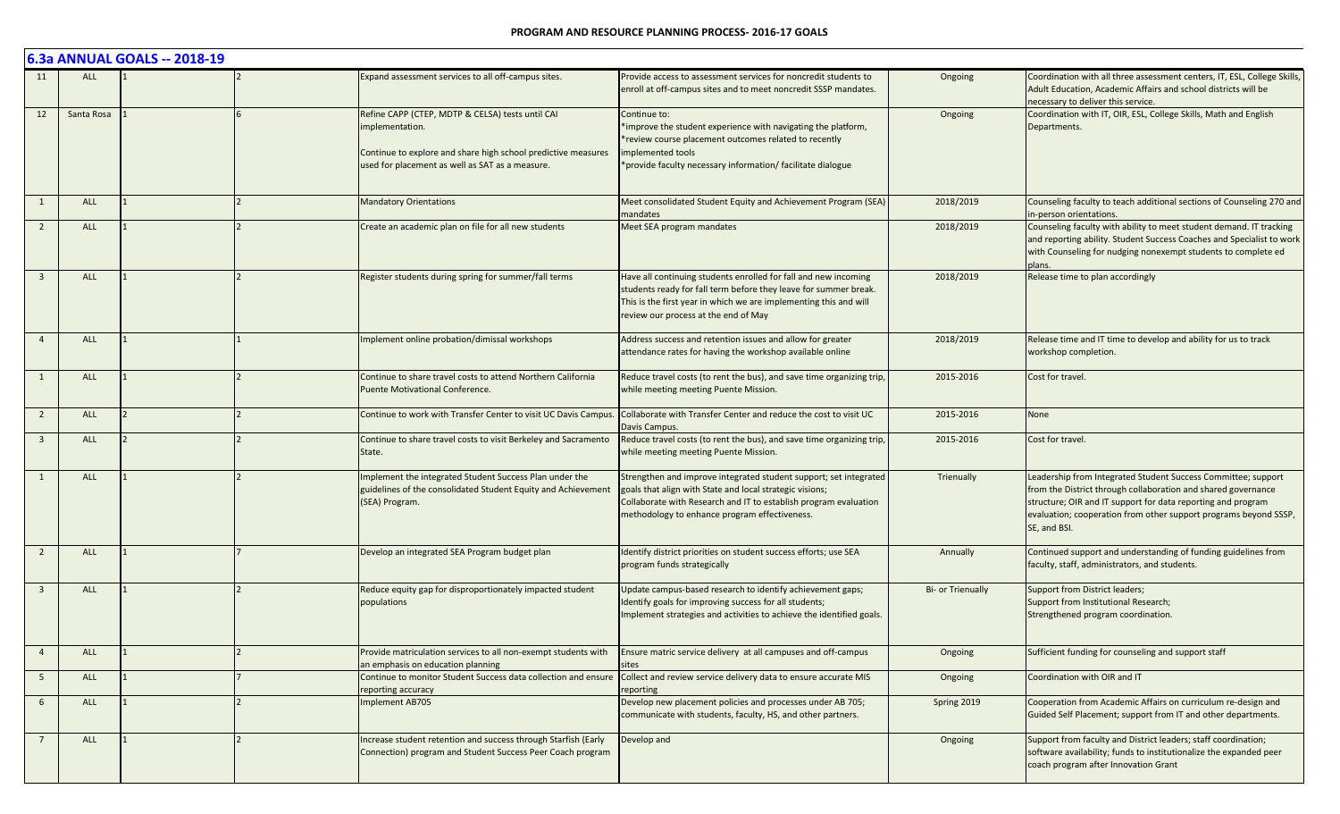## 6.3a ANNUAL GOALS -- 2018-19

| | | | | | | | |
|---|---|---|---|---|---|---|---|
| 11 | ALL | 1 | 2 | Expand assessment services to all off-campus sites. | Provide access to assessment services for noncredit students to enroll at all off-campus sites and to meet noncredit SSSP mandates. | Ongoing | Coordination with all three assessment centers, IT, ESL, College Skills, Adult Education, Academic Affairs and school districts will be necessary to deliver this service. |
| 12 | Santa Rosa | 1 | 6 | Refine CAPP (CTEP, MDTP & CELSA) tests until CAI implementation.<br><br>Continue to explore and share high school predictive measures used for placement as well as SAT as a measure. | Continue to:<br>*improve the student experience with navigating the platform,<br>*review course placement outcomes related to recently implemented tools<br>*provide faculty necessary information/ facilitate dialogue | Ongoing | Coordination with IT, OIR, ESL, College Skills, Math and English Departments. |
| 1 | ALL | 1 | 2 | Mandatory Orientations | Meet consolidated Student Equity and Achievement Program (SEA) mandates | 2018/2019 | Counseling faculty to teach additional sections of Counseling 270 and in-person orientations. |
| 2 | ALL | 1 | 2 | Create an academic plan on file for all new students | Meet SEA program mandates | 2018/2019 | Counseling faculty with ability to meet student demand. IT tracking and reporting ability. Student Success Coaches and Specialist to work with Counseling for nudging nonexempt students to complete ed plans. |
| 3 | ALL | 1 | 2 | Register students during spring for summer/fall terms | Have all continuing students enrolled for fall and new incoming students ready for fall term before they leave for summer break. This is the first year in which we are implementing this and will review our process at the end of May | 2018/2019 | Release time to plan accordingly |
| 4 | ALL | 1 | 1 | Implement online probation/dimissal workshops | Address success and retention issues and allow for greater attendance rates for having the workshop available online | 2018/2019 | Release time and IT time to develop and ability for us to track workshop completion. |
| 1 | ALL | 1 | 2 | Continue to share travel costs to attend Northern California Puente Motivational Conference. | Reduce travel costs (to rent the bus), and save time organizing trip, while meeting meeting Puente Mission. | 2015-2016 | Cost for travel. |
| 2 | ALL | 2 | 2 | Continue to work with Transfer Center to visit UC Davis Campus. | Collaborate with Transfer Center and reduce the cost to visit UC Davis Campus. | 2015-2016 | None |
| 3 | ALL | 2 | 2 | Continue to share travel costs to visit Berkeley and Sacramento State. | Reduce travel costs (to rent the bus), and save time organizing trip, while meeting meeting Puente Mission. | 2015-2016 | Cost for travel. |
| 1 | ALL | 1 | 2 | Implement the integrated Student Success Plan under the guidelines of the consolidated Student Equity and Achievement (SEA) Program. | Strengthen and improve integrated student support; set integrated goals that align with State and local strategic visions; Collaborate with Research and IT to establish program evaluation methodology to enhance program effectiveness. | Trienually | Leadership from Integrated Student Success Committee; support from the District through collaboration and shared governance structure; OIR and IT support for data reporting and program evaluation; cooperation from other support programs beyond SSSP, SE, and BSI. |
| 2 | ALL | 1 | 7 | Develop an integrated SEA Program budget plan | Identify district priorities on student success efforts; use SEA program funds strategically | Annually | Continued support and understanding of funding guidelines from faculty, staff, administrators, and students. |
| 3 | ALL | 1 | 2 | Reduce equity gap for disproportionately impacted student populations | Update campus-based research to identify achievement gaps; Identify goals for improving success for all students; Implement strategies and activities to achieve the identified goals. | Bi- or Trienually | Support from District leaders;<br>Support from Institutional Research;<br>Strengthened program coordination. |
| 4 | ALL | 1 | 2 | Provide matriculation services to all non-exempt students with an emphasis on education planning | Ensure matric service delivery at all campuses and off-campus sites | Ongoing | Sufficient funding for counseling and support staff |
| 5 | ALL | 1 | 7 | Continue to monitor Student Success data collection and ensure reporting accuracy | Collect and review service delivery data to ensure accurate MIS reporting | Ongoing | Coordination with OIR and IT |
| 6 | ALL | 1 | 2 | Implement AB705 | Develop new placement policies and processes under AB 705; communicate with students, faculty, HS, and other partners. | Spring 2019 | Cooperation from Academic Affairs on curriculum re-design and Guided Self Placement; support from IT and other departments. |
| 7 | ALL | 1 | 2 | Increase student retention and success through Starfish (Early Connection) program and Student Success Peer Coach program | Develop and | Ongoing | Support from faculty and District leaders; staff coordination; software availability; funds to institutionalize the expanded peer coach program after Innovation Grant |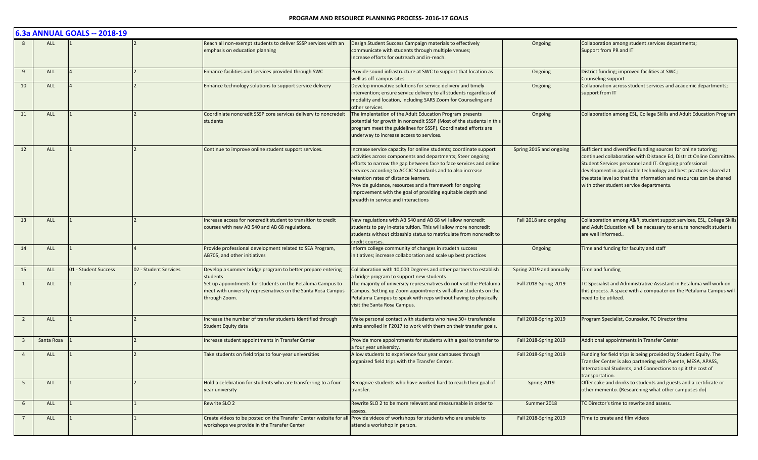## 6.3a ANNUAL GOALS -- 2018-19

| | | | | | | | |
|---|---|---|---|---|---|---|---|
| 8 | ALL | 1 | 2 | Reach all non-exempt students to deliver SSSP services with an emphasis on education planning | Design Student Success Campaign materials to effectively communicate with students through multiple venues; Increase efforts for outreach and in-reach. | Ongoing | Collaboration among student services departments; Support from PR and IT |
| 9 | ALL | 4 | 2 | Enhance facilities and services provided through SWC | Provide sound infrastructure at SWC to support that location as well as off-campus sites | Ongoing | District funding; improved facilities at SWC; Counseling support |
| 10 | ALL | 4 | 2 | Enhance technology solutions to support service delivery | Develop innovative solutions for service delivery and timely intervention; ensure service delivery to all students regardless of modality and location, including SARS Zoom for Counseling and other services | Ongoing | Collaboration across student services and academic departments; support from IT |
| 11 | ALL | 1 | 2 | Coordiniate noncredit SSSP core services delivery to noncredeit students | The implentation of the Adult Education Program presents potential for growth in noncredit SSSP (Most of the students in this program meet the guidelines for SSSP). Coordinated efforts are underway to increase access to services. | Ongoing | Collaboration among ESL, College Skills and Adult Education Program |
| 12 | ALL | 1 | 2 | Continue to improve online student support services. | Increase service capacity for online students; coordinate support activities across components and departments; Steer ongoing efforts to narrow the gap between face to face services and online services according to ACCJC Standards and to also increase retention rates of distance learners. Provide guidance, resources and a framework for ongoing improvement with the goal of providing equitable depth and breadth in service and interactions | Spring 2015 and ongoing | Sufficient and diversified funding sources for online tutoring; continued collaboration with Distance Ed, District Online Committee. Student Services personnel and IT. Ongoing professional development in applicable technology and best practices shared at the state level so that the information and resources can be shared with other student service departments. |
| 13 | ALL | 1 | 2 | Increase access for noncredit student to transition to credit courses with new AB 540 and AB 68 regulations. | New regulations with AB 540 and AB 68 will allow noncredit students to pay in-state tuition. This will allow more noncredit students without citizeship status to matriculate from noncredit to credit courses. | Fall 2018 and ongoing | Collaboration among A&R, student suppot services, ESL, College Skills and Adult Education will be necessary to ensure noncredit students are well informed.. |
| 14 | ALL | 1 | 4 | Provide professional development related to SEA Program, AB705, and other initiatives | Inform college community of changes in studetn success initiatives; increase collaboration and scale up best practices | Ongoing | Time and funding for faculty and staff |
| 15 | ALL | 01 - Student Success | 02 - Student Services | Develop a summer bridge program to better prepare entering students | Collaboration with 10,000 Degrees and other partners to establish a bridge program to support new students | Spring 2019 and annually | Time and funding |
| 1 | ALL | 1 | 2 | Set up appointments for students on the Petaluma Campus to meet with university represenatives on the Santa Rosa Campus through Zoom. | The majority of university represenatives do not visit the Petaluma Campus. Setting up Zoom appointments will allow students on the Petaluma Campus to speak with reps without having to physically visit the Santa Rosa Campus. | Fall 2018-Spring 2019 | TC Specialist and Administrative Assistant in Petaluma will work on this process. A space with a compuater on the Petaluma Campus will need to be utilized. |
| 2 | ALL | 1 | 2 | Increase the number of transfer students identified through Student Equity data | Make personal contact with students who have 30+ transferable units enrolled in F2017 to work with them on their transfer goals. | Fall 2018-Spring 2019 | Program Specialist, Counselor, TC Director time |
| 3 | Santa Rosa | 1 | 2 | Increase student appointments in Transfer Center | Provide more appointments for students with a goal to transfer to a four year university. | Fall 2018-Spring 2019 | Additional appointments in Transfer Center |
| 4 | ALL | 1 | 2 | Take students on field trips to four-year universities | Allow students to experience four year campuses through organized field trips with the Transfer Center. | Fall 2018-Spring 2019 | Funding for field trips is being provided by Student Equity. The Transfer Center is also partnering with Puente, MESA, APASS, International Students, and Connections to split the cost of transportation. |
| 5 | ALL | 1 | 2 | Hold a celebration for students who are transferring to a four year university | Recognize students who have worked hard to reach their goal of transfer. | Spring 2019 | Offer cake and drinks to students and guests and a certificate or other memento. (Researching what other campuses do) |
| 6 | ALL | 1 | 1 | Rewrite SLO 2 | Rewrite SLO 2 to be more relevant and measureable in order to assess. | Summer 2018 | TC Director's time to rewrite and assess. |
| 7 | ALL | 1 | 1 | Create videos to be posted on the Transfer Center website for all workshops we provide in the Transfer Center | Provide videos of workshops for students who are unable to attend a workshop in person. | Fall 2018-Spring 2019 | Time to create and film videos |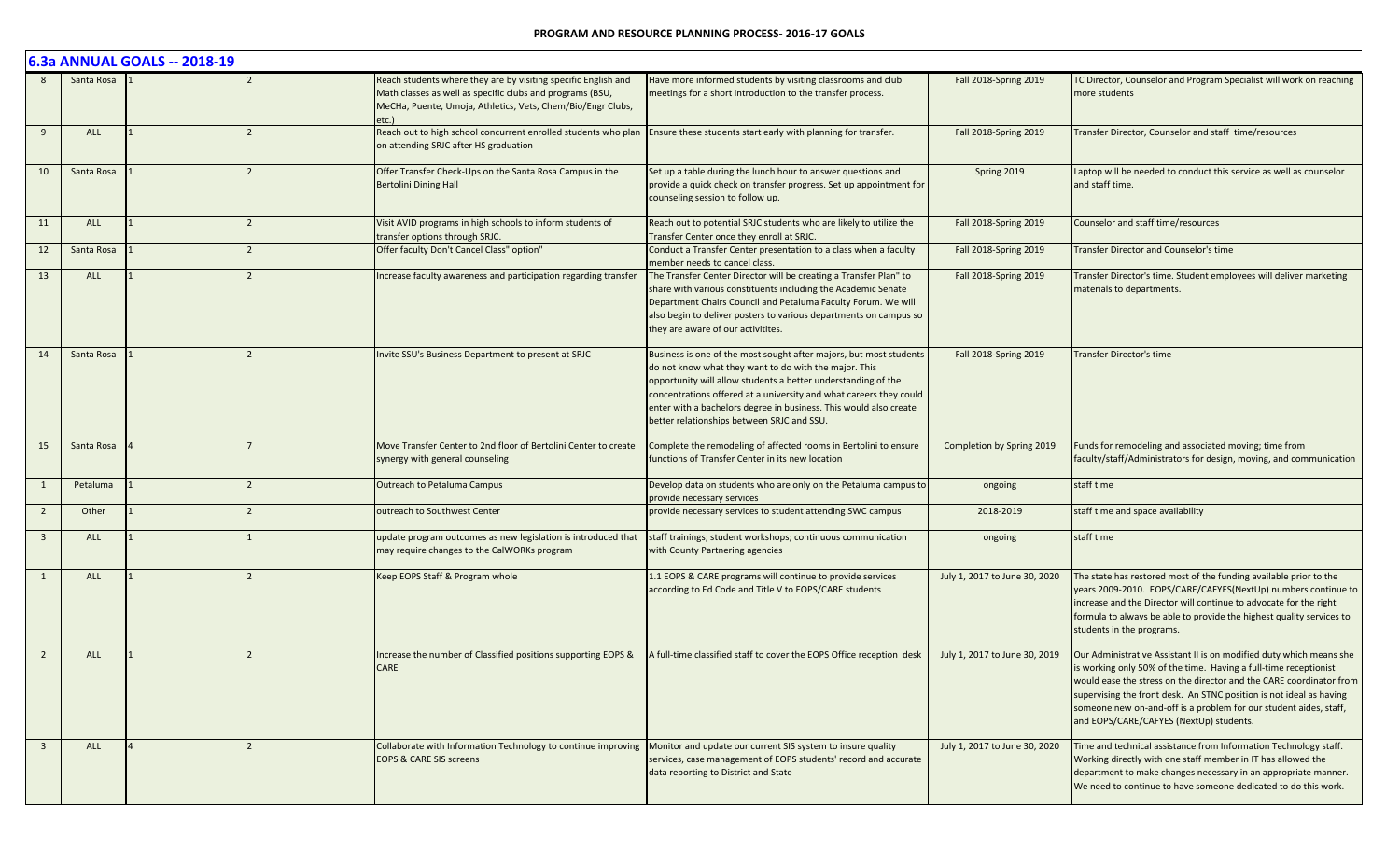## 6.3a ANNUAL GOALS -- 2018-19

| | | | | | | | |
|---|---|---|---|---|---|---|---|
| 8 | Santa Rosa | 1 | 2 | Reach students where they are by visiting specific English and Math classes as well as specific clubs and programs (BSU, MeCHa, Puente, Umoja, Athletics, Vets, Chem/Bio/Engr Clubs, etc.) | Have more informed students by visiting classrooms and club meetings for a short introduction to the transfer process. | Fall 2018-Spring 2019 | TC Director, Counselor and Program Specialist will work on reaching more students |
| 9 | ALL | 1 | 2 | Reach out to high school concurrent enrolled students who plan on attending SRJC after HS graduation | Ensure these students start early with planning for transfer. | Fall 2018-Spring 2019 | Transfer Director, Counselor and staff time/resources |
| 10 | Santa Rosa | 1 | 2 | Offer Transfer Check-Ups on the Santa Rosa Campus in the Bertolini Dining Hall | Set up a table during the lunch hour to answer questions and provide a quick check on transfer progress. Set up appointment for counseling session to follow up. | Spring 2019 | Laptop will be needed to conduct this service as well as counselor and staff time. |
| 11 | ALL | 1 | 2 | Visit AVID programs in high schools to inform students of transfer options through SRJC. | Reach out to potential SRJC students who are likely to utilize the Transfer Center once they enroll at SRJC. | Fall 2018-Spring 2019 | Counselor and staff time/resources |
| 12 | Santa Rosa | 1 | 2 | Offer faculty Don't Cancel Class" option" | Conduct a Transfer Center presentation to a class when a faculty member needs to cancel class. | Fall 2018-Spring 2019 | Transfer Director and Counselor's time |
| 13 | ALL | 1 | 2 | Increase faculty awareness and participation regarding transfer | The Transfer Center Director will be creating a Transfer Plan" to share with various constituents including the Academic Senate Department Chairs Council and Petaluma Faculty Forum. We will also begin to deliver posters to various departments on campus so they are aware of our activitites. | Fall 2018-Spring 2019 | Transfer Director's time. Student employees will deliver marketing materials to departments. |
| 14 | Santa Rosa | 1 | 2 | Invite SSU's Business Department to present at SRJC | Business is one of the most sought after majors, but most students do not know what they want to do with the major. This opportunity will allow students a better understanding of the concentrations offered at a university and what careers they could enter with a bachelors degree in business. This would also create better relationships between SRJC and SSU. | Fall 2018-Spring 2019 | Transfer Director's time |
| 15 | Santa Rosa | 4 | 7 | Move Transfer Center to 2nd floor of Bertolini Center to create synergy with general counseling | Complete the remodeling of affected rooms in Bertolini to ensure functions of Transfer Center in its new location | Completion by Spring 2019 | Funds for remodeling and associated moving; time from faculty/staff/Administrators for design, moving, and communication |
| 1 | Petaluma | 1 | 2 | Outreach to Petaluma Campus | Develop data on students who are only on the Petaluma campus to provide necessary services | ongoing | staff time |
| 2 | Other | 1 | 2 | outreach to Southwest Center | provide necessary services to student attending SWC campus | 2018-2019 | staff time and space availability |
| 3 | ALL | 1 | 1 | update program outcomes as new legislation is introduced that may require changes to the CalWORKs program | staff trainings; student workshops; continuous communication with County Partnering agencies | ongoing | staff time |
| 1 | ALL | 1 | 2 | Keep EOPS Staff & Program whole | 1.1 EOPS & CARE programs will continue to provide services according to Ed Code and Title V to EOPS/CARE students | July 1, 2017 to June 30, 2020 | The state has restored most of the funding available prior to the years 2009-2010. EOPS/CARE/CAFYES(NextUp) numbers continue to increase and the Director will continue to advocate for the right formula to always be able to provide the highest quality services to students in the programs. |
| 2 | ALL | 1 | 2 | Increase the number of Classified positions supporting EOPS & CARE | A full-time classified staff to cover the EOPS Office reception desk | July 1, 2017 to June 30, 2019 | Our Administrative Assistant II is on modified duty which means she is working only 50% of the time. Having a full-time receptionist would ease the stress on the director and the CARE coordinator from supervising the front desk. An STNC position is not ideal as having someone new on-and-off is a problem for our student aides, staff, and EOPS/CARE/CAFYES (NextUp) students. |
| 3 | ALL | 4 | 2 | Collaborate with Information Technology to continue improving EOPS & CARE SIS screens | Monitor and update our current SIS system to insure quality services, case management of EOPS students' record and accurate data reporting to District and State | July 1, 2017 to June 30, 2020 | Time and technical assistance from Information Technology staff. Working directly with one staff member in IT has allowed the department to make changes necessary in an appropriate manner. We need to continue to have someone dedicated to do this work. |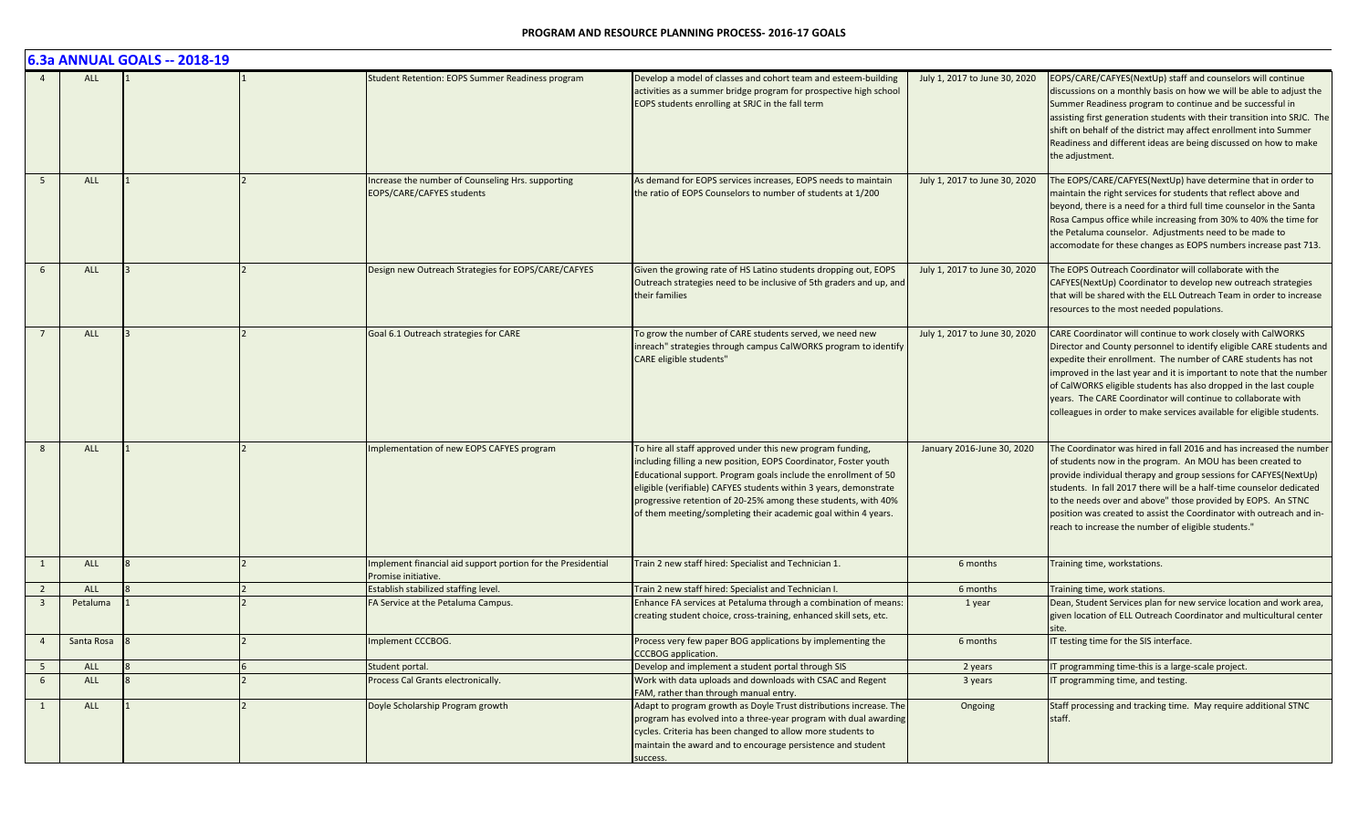## 6.3a ANNUAL GOALS -- 2018-19

| | | | | | | | |
|---|---|---|---|---|---|---|---|
| 4 | ALL | 1 | 1 | Student Retention: EOPS Summer Readiness program | Develop a model of classes and cohort team and esteem-building activities as a summer bridge program for prospective high school EOPS students enrolling at SRJC in the fall term | July 1, 2017 to June 30, 2020 | EOPS/CARE/CAFYES(NextUp) staff and counselors will continue discussions on a monthly basis on how we will be able to adjust the Summer Readiness program to continue and be successful in assisting first generation students with their transition into SRJC. The shift on behalf of the district may affect enrollment into Summer Readiness and different ideas are being discussed on how to make the adjustment. |
| 5 | ALL | 1 | 2 | Increase the number of Counseling Hrs. supporting EOPS/CARE/CAFYES students | As demand for EOPS services increases, EOPS needs to maintain the ratio of EOPS Counselors to number of students at 1/200 | July 1, 2017 to June 30, 2020 | The EOPS/CARE/CAFYES(NextUp) have determine that in order to maintain the right services for students that reflect above and beyond, there is a need for a third full time counselor in the Santa Rosa Campus office while increasing from 30% to 40% the time for the Petaluma counselor. Adjustments need to be made to accomodate for these changes as EOPS numbers increase past 713. |
| 6 | ALL | 3 | 2 | Design new Outreach Strategies for EOPS/CARE/CAFYES | Given the growing rate of HS Latino students dropping out, EOPS Outreach strategies need to be inclusive of 5th graders and up, and their families | July 1, 2017 to June 30, 2020 | The EOPS Outreach Coordinator will collaborate with the CAFYES(NextUp) Coordinator to develop new outreach strategies that will be shared with the ELL Outreach Team in order to increase resources to the most needed populations. |
| 7 | ALL | 3 | 2 | Goal 6.1 Outreach strategies for CARE | To grow the number of CARE students served, we need new inreach" strategies through campus CalWORKS program to identify CARE eligible students" | July 1, 2017 to June 30, 2020 | CARE Coordinator will continue to work closely with CalWORKS Director and County personnel to identify eligible CARE students and expedite their enrollment. The number of CARE students has not improved in the last year and it is important to note that the number of CalWORKS eligible students has also dropped in the last couple years. The CARE Coordinator will continue to collaborate with colleagues in order to make services available for eligible students. |
| 8 | ALL | 1 | 2 | Implementation of new EOPS CAFYES program | To hire all staff approved under this new program funding, including filling a new position, EOPS Coordinator, Foster youth Educational support. Program goals include the enrollment of 50 eligible (verifiable) CAFYES students within 3 years, demonstrate progressive retention of 20-25% among these students, with 40% of them meeting/sompleting their academic goal within 4 years. | January 2016-June 30, 2020 | The Coordinator was hired in fall 2016 and has increased the number of students now in the program. An MOU has been created to provide individual therapy and group sessions for CAFYES(NextUp) students. In fall 2017 there will be a half-time counselor dedicated to the needs over and above" those provided by EOPS. An STNC position was created to assist the Coordinator with outreach and in-reach to increase the number of eligible students." |
| 1 | ALL | 8 | 2 | Implement financial aid support portion for the Presidential Promise initiative. | Train 2 new staff hired: Specialist and Technician 1. | 6 months | Training time, workstations. |
| 2 | ALL | 8 | 2 | Establish stabilized staffing level. | Train 2 new staff hired: Specialist and Technician I. | 6 months | Training time, work stations. |
| 3 | Petaluma | 1 | 2 | FA Service at the Petaluma Campus. | Enhance FA services at Petaluma through a combination of means: creating student choice, cross-training, enhanced skill sets, etc. | 1 year | Dean, Student Services plan for new service location and work area, given location of ELL Outreach Coordinator and multicultural center site. |
| 4 | Santa Rosa | 8 | 2 | Implement CCCBOG. | Process very few paper BOG applications by implementing the CCCBOG application. | 6 months | IT testing time for the SIS interface. |
| 5 | ALL | 8 | 6 | Student portal. | Develop and implement a student portal through SIS | 2 years | IT programming time-this is a large-scale project. |
| 6 | ALL | 8 | 2 | Process Cal Grants electronically. | Work with data uploads and downloads with CSAC and Regent FAM, rather than through manual entry. | 3 years | IT programming time, and testing. |
| 1 | ALL | 1 | 2 | Doyle Scholarship Program growth | Adapt to program growth as Doyle Trust distributions increase. The program has evolved into a three-year program with dual awarding cycles. Criteria has been changed to allow more students to maintain the award and to encourage persistence and student success. | Ongoing | Staff processing and tracking time. May require additional STNC staff. |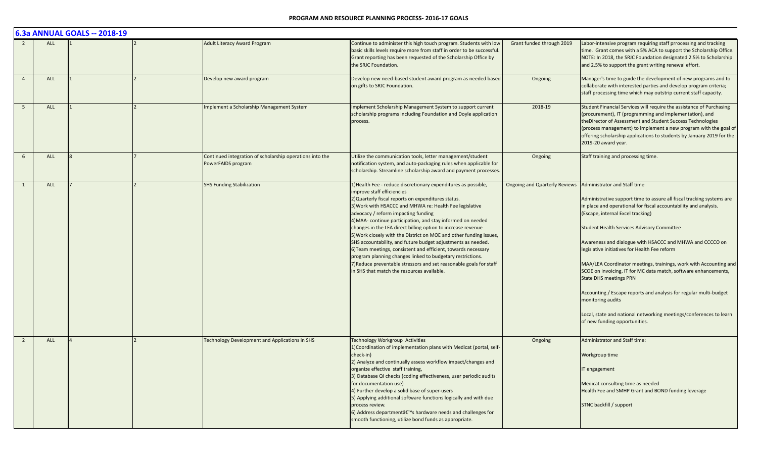## 6.3a ANNUAL GOALS -- 2018-19

| | | | | | | | |
|---|---|---|---|---|---|---|---|
| 2 | ALL | 1 | 2 | Adult Literacy Award Program | Continue to administer this high touch program. Students with low basic skills levels require more from staff in order to be successful. Grant reporting has been requested of the Scholarship Office by the SRJC Foundation. | Grant funded through 2019 | Labor-intensive program requiring staff prrocessing and tracking time. Grant comes with a 5% ACA to support the Scholarship Office. NOTE: In 2018, the SRJC Foundation designated 2.5% to Scholarship and 2.5% to support the grant writing renewal effort. |
| 4 | ALL | 1 | 2 | Develop new award program | Develop new need-based student award program as needed based on gifts to SRJC Foundation. | Ongoing | Manager's time to guide the development of new programs and to collaborate with interested parties and develop program criteria; staff processing time which may outstrip current staff capacity. |
| 5 | ALL | 1 | 2 | Implement a Scholarship Management System | Implement Scholarship Management System to support current scholarship programs including Foundation and Doyle application process. | 2018-19 | Student Financial Services will require the assistance of Purchasing (procurement), IT (programming and implementation), and theDirector of Assessment and Student Success Technologies (process management) to implement a new program with the goal of offering scholarship applications to students by January 2019 for the 2019-20 award year. |
| 6 | ALL | 8 | 7 | Continued integration of scholarship operations into the PowerFAIDS program | Utilize the communication tools, letter management/student notification system, and auto-packaging rules when applicable for scholarship. Streamline scholarship award and payment processes. | Ongoing | Staff training and processing time. |
| 1 | ALL | 7 | 2 | SHS Funding Stabilization | 1)Health Fee - reduce discretionary expenditures as possible, improve staff efficiencies<br>2)Quarterly fiscal reports on expenditures status.<br>3)Work with HSACCC and MHWA re: Health Fee legislative advocacy / reform impacting funding<br>4)MAA- continue participation, and stay informed on needed changes in the LEA direct billing option to increase revenue<br>5)Work closely with the District on MOE and other funding issues, SHS accountability, and future budget adjustments as needed.<br>6)Team meetings, consistent and efficient, towards necessary program planning changes linked to budgetary restrictions.<br>7)Reduce preventable stressors and set reasonable goals for staff in SHS that match the resources available. | Ongoing and Quarterly Reviews | Administrator and Staff time<br><br>Administrative support time to assure all fiscal tracking systems are in place and operational for fiscal accountability and analysis. (Escape, internal Excel tracking)<br><br>Student Health Services Advisory Committee<br><br>Awareness and dialogue with HSACCC and MHWA and CCCCO on legislative initiatives for Health Fee reform<br><br>MAA/LEA Coordinator meetings, trainings, work with Accounting and SCOE on invoicing, IT for MC data match, software enhancements, State DHS meetings PRN<br><br>Accounting / Escape reports and analysis for regular multi-budget monitoring audits<br><br>Local, state and national networking meetings/conferences to learn of new funding opportunities. |
| 2 | ALL | 4 | 2 | Technology Development and Applications in SHS | Technology Workgroup Activities<br>1)Coordination of implementation plans with Medicat (portal, self-check-in)<br>2) Analyze and continually assess workflow impact/changes and organize effective staff training,<br>3) Database QI checks (coding effectiveness, user periodic audits for documentation use)<br>4) Further develop a solid base of super-users<br>5) Applying additional software functions logically and with due process review.<br>6) Address departmentâ€™s hardware needs and challenges for smooth functioning, utilize bond funds as appropriate. | Ongoing | Administrator and Staff time:<br><br>Workgroup time<br><br>IT engagement<br><br>Medicat consulting time as needed<br>Health Fee and SMHP Grant and BOND funding leverage<br><br>STNC backfill / support |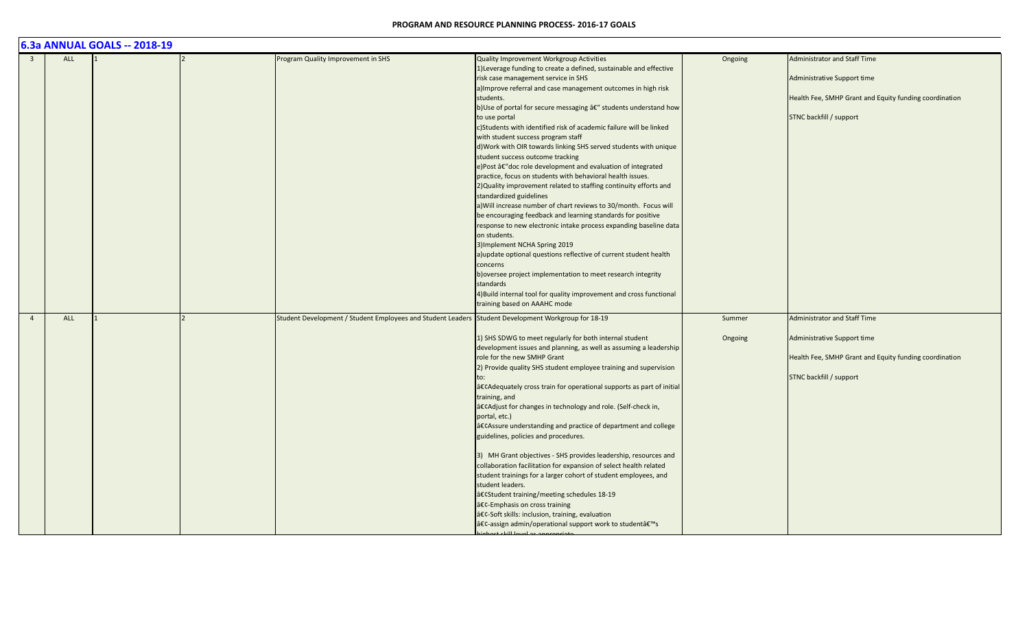**PROGRAM AND RESOURCE PLANNING PROCESS- 2016-17 GOALS**

## 6.3a ANNUAL GOALS -- 2018-19

| | | | | | | | |
|---|---|---|---|---|---|---|---|
| 3 | ALL | 1 | 2 | Program Quality Improvement in SHS | Quality Improvement Workgroup Activities<br>1)Leverage funding to create a defined, sustainable and effective risk case management service in SHS<br>a)Improve referral and case management outcomes in high risk students.<br>b)Use of portal for secure messaging â€" students understand how to use portal<br>c)Students with identified risk of academic failure will be linked with student success program staff<br>d)Work with OIR towards linking SHS served students with unique student success outcome tracking<br>e)Post â€"doc role development and evaluation of integrated practice, focus on students with behavioral health issues.<br>2)Quality improvement related to staffing continuity efforts and standardized guidelines<br>a)Will increase number of chart reviews to 30/month. Focus will be encouraging feedback and learning standards for positive response to new electronic intake process expanding baseline data on students.<br>3)Implement NCHA Spring 2019<br>a)update optional questions reflective of current student health concerns<br>b)oversee project implementation to meet research integrity standards<br>4)Build internal tool for quality improvement and cross functional training based on AAAHC mode | Ongoing | Administrator and Staff Time<br><br>Administrative Support time<br><br>Health Fee, SMHP Grant and Equity funding coordination<br><br>STNC backfill / support |
| 4 | ALL | 1 | 2 | Student Development / Student Employees and Student Leaders | Student Development Workgroup for 18-19<br><br>1) SHS SDWG to meet regularly for both internal student development issues and planning, as well as assuming a leadership role for the new SMHP Grant<br>2) Provide quality SHS student employee training and supervision to:<br>â€¢Adequately cross train for operational supports as part of initial training, and<br>â€¢Adjust for changes in technology and role. (Self-check in, portal, etc.)<br>â€¢Assure understanding and practice of department and college guidelines, policies and procedures.<br><br>3) MH Grant objectives - SHS provides leadership, resources and collaboration facilitation for expansion of select health related student trainings for a larger cohort of student employees, and student leaders.<br>â€¢Student training/meeting schedules 18-19<br>â€¢-Emphasis on cross training<br>â€¢-Soft skills: inclusion, training, evaluation<br>â€¢-assign admin/operational support work to studentâ€™s highest skill level as appropriate | Summer<br><br>Ongoing | Administrator and Staff Time<br><br>Administrative Support time<br><br>Health Fee, SMHP Grant and Equity funding coordination<br><br>STNC backfill / support |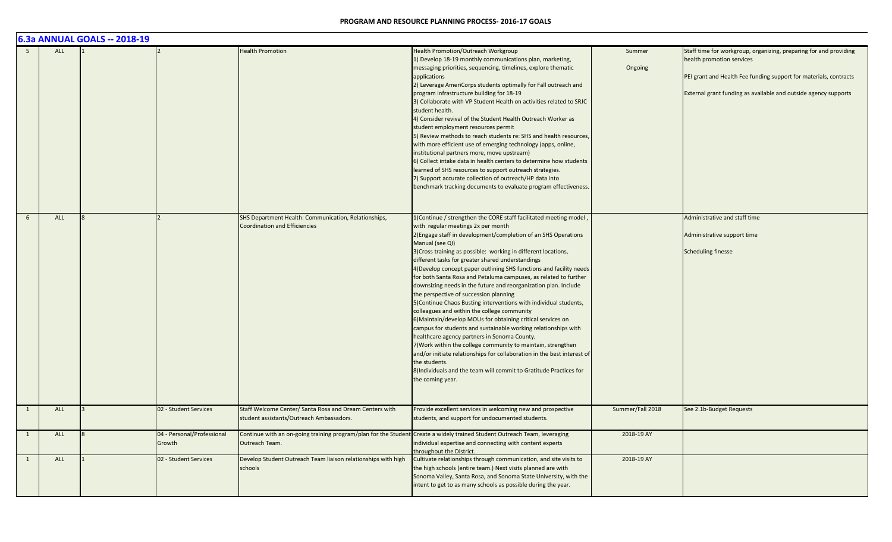## 6.3a ANNUAL GOALS -- 2018-19

| | | | | | | | |
|---|---|---|---|---|---|---|---|
| 5 | ALL | 1 | 2 | Health Promotion | Health Promotion/Outreach Workgroup<br>1) Develop 18-19 monthly communications plan, marketing, messaging priorities, sequencing, timelines, explore thematic applications<br>2) Leverage AmeriCorps students optimally for Fall outreach and program infrastructure building for 18-19<br>3) Collaborate with VP Student Health on activities related to SRJC student health.<br>4) Consider revival of the Student Health Outreach Worker as student employment resources permit<br>5) Review methods to reach students re: SHS and health resources, with more efficient use of emerging technology (apps, online, institutional partners more, move upstream)<br>6) Collect intake data in health centers to determine how students learned of SHS resources to support outreach strategies.<br>7) Support accurate collection of outreach/HP data into benchmark tracking documents to evaluate program effectiveness. | Summer<br><br>Ongoing | Staff time for workgroup, organizing, preparing for and providing health promotion services<br><br>PEI grant and Health Fee funding support for materials, contracts<br><br>External grant funding as available and outside agency supports |
| 6 | ALL | 8 | 2 | SHS Department Health: Communication, Relationships, Coordination and Efficiencies | 1)Continue / strengthen the CORE staff facilitated meeting model , with regular meetings 2x per month<br>2)Engage staff in development/completion of an SHS Operations Manual (see QI)<br>3)Cross training as possible: working in different locations, different tasks for greater shared understandings<br>4)Develop concept paper outlining SHS functions and facility needs for both Santa Rosa and Petaluma campuses, as related to further downsizing needs in the future and reorganization plan. Include the perspective of succession planning<br>5)Continue Chaos Busting interventions with individual students, colleagues and within the college community<br>6)Maintain/develop MOUs for obtaining critical services on campus for students and sustainable working relationships with healthcare agency partners in Sonoma County.<br>7)Work within the college community to maintain, strengthen and/or initiate relationships for collaboration in the best interest of the students.<br>8)Individuals and the team will commit to Gratitude Practices for the coming year. | | Administrative and staff time<br><br>Administrative support time<br><br>Scheduling finesse |
| 1 | ALL | 3 | 02 - Student Services | Staff Welcome Center/ Santa Rosa and Dream Centers with student assistants/Outreach Ambassadors. | Provide excellent services in welcoming new and prospective students, and support for undocumented students. | Summer/Fall 2018 | See 2.1b-Budget Requests |
| 1 | ALL | 8 | 04 - Personal/Professional Growth | Continue with an on-going training program/plan for the Student Outreach Team. | Create a widely trained Student Outreach Team, leveraging individual expertise and connecting with content experts throughout the District. | 2018-19 AY | |
| 1 | ALL | 1 | 02 - Student Services | Develop Student Outreach Team liaison relationships with high schools | Cultivate relationships through communication, and site visits to the high schools (entire team.) Next visits planned are with Sonoma Valley, Santa Rosa, and Sonoma State University, with the intent to get to as many schools as possible during the year. | 2018-19 AY | |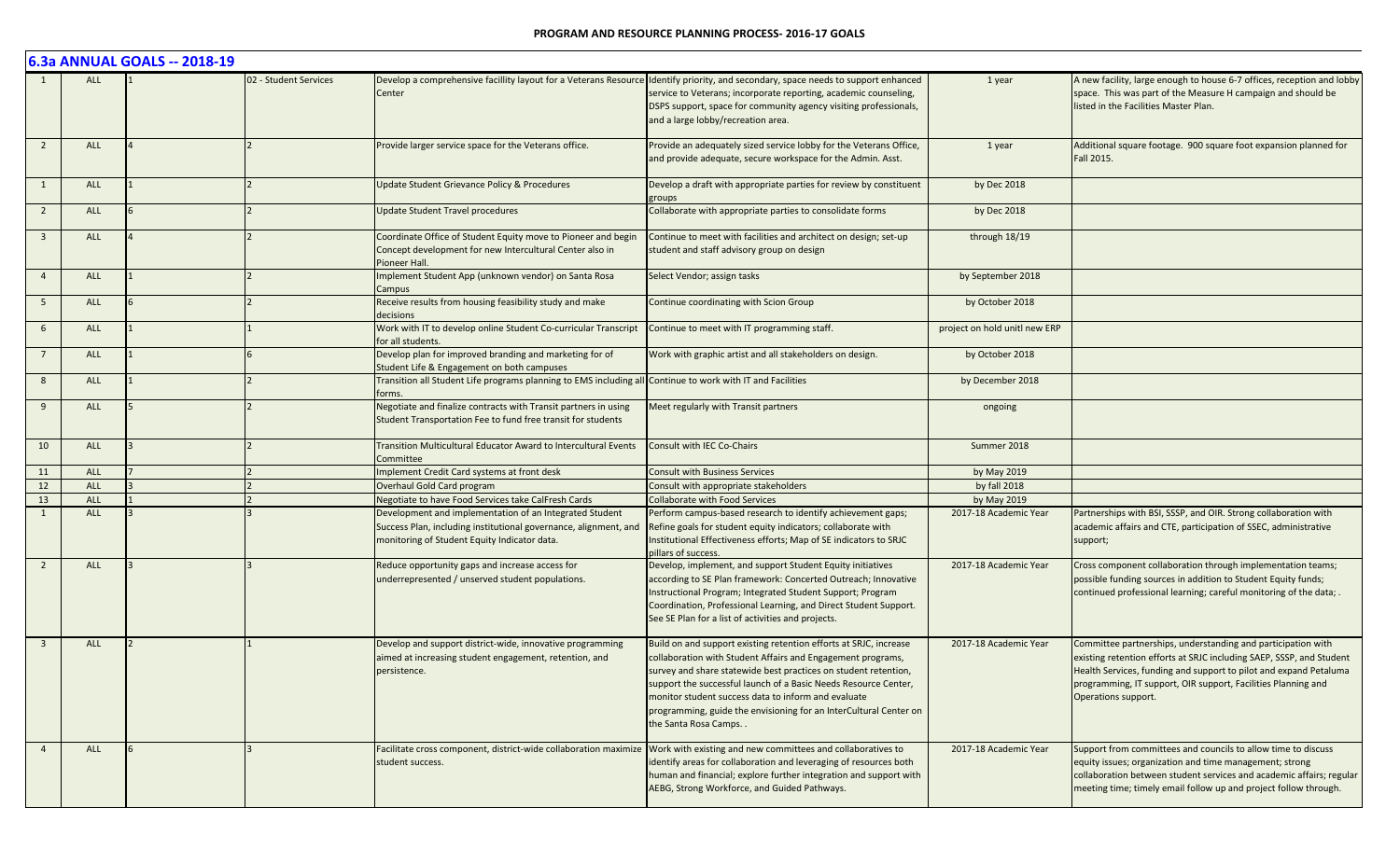## 6.3a ANNUAL GOALS -- 2018-19

| | | | | | | | |
|---|---|---|---|---|---|---|---|
| 1 | ALL | 1 | 02 - Student Services | Develop a comprehensive facillity layout for a Veterans Resource Center | Identify priority, and secondary, space needs to support enhanced service to Veterans; incorporate reporting, academic counseling, DSPS support, space for community agency visiting professionals, and a large lobby/recreation area. | 1 year | A new facility, large enough to house 6-7 offices, reception and lobby space. This was part of the Measure H campaign and should be listed in the Facilities Master Plan. |
| 2 | ALL | 4 | 2 | Provide larger service space for the Veterans office. | Provide an adequately sized service lobby for the Veterans Office, and provide adequate, secure workspace for the Admin. Asst. | 1 year | Additional square footage. 900 square foot expansion planned for Fall 2015. |
| 1 | ALL | 1 | 2 | Update Student Grievance Policy & Procedures | Develop a draft with appropriate parties for review by constituent groups | by Dec 2018 | |
| 2 | ALL | 6 | 2 | Update Student Travel procedures | Collaborate with appropriate parties to consolidate forms | by Dec 2018 | |
| 3 | ALL | 4 | 2 | Coordinate Office of Student Equity move to Pioneer and begin Concept development for new Intercultural Center also in Pioneer Hall. | Continue to meet with facilities and architect on design; set-up student and staff advisory group on design | through 18/19 | |
| 4 | ALL | 1 | 2 | Implement Student App (unknown vendor) on Santa Rosa Campus | Select Vendor; assign tasks | by September 2018 | |
| 5 | ALL | 6 | 2 | Receive results from housing feasibility study and make decisions | Continue coordinating with Scion Group | by October 2018 | |
| 6 | ALL | 1 | 1 | Work with IT to develop online Student Co-curricular Transcript for all students. | Continue to meet with IT programming staff. | project on hold unitl new ERP | |
| 7 | ALL | 1 | 6 | Develop plan for improved branding and marketing for of Student Life & Engagement on both campuses | Work with graphic artist and all stakeholders on design. | by October 2018 | |
| 8 | ALL | 1 | 2 | Transition all Student Life programs planning to EMS including all forms. | Continue to work with IT and Facilities | by December 2018 | |
| 9 | ALL | 5 | 2 | Negotiate and finalize contracts with Transit partners in using Student Transportation Fee to fund free transit for students | Meet regularly with Transit partners | ongoing | |
| 10 | ALL | 3 | 2 | Transition Multicultural Educator Award to Intercultural Events Committee | Consult with IEC Co-Chairs | Summer 2018 | |
| 11 | ALL | 7 | 2 | Implement Credit Card systems at front desk | Consult with Business Services | by May 2019 | |
| 12 | ALL | 3 | 2 | Overhaul Gold Card program | Consult with appropriate stakeholders | by fall 2018 | |
| 13 | ALL | 1 | 2 | Negotiate to have Food Services take CalFresh Cards | Collaborate with Food Services | by May 2019 | |
| 1 | ALL | 3 | 3 | Development and implementation of an Integrated Student Success Plan, including institutional governance, alignment, and monitoring of Student Equity Indicator data. | Perform campus-based research to identify achievement gaps; Refine goals for student equity indicators; collaborate with Institutional Effectiveness efforts; Map of SE indicators to SRJC pillars of success. | 2017-18 Academic Year | Partnerships with BSI, SSSP, and OIR. Strong collaboration with academic affairs and CTE, participation of SSEC, administrative support; |
| 2 | ALL | 3 | 3 | Reduce opportunity gaps and increase access for underrepresented / unserved student populations. | Develop, implement, and support Student Equity initiatives according to SE Plan framework: Concerted Outreach; Innovative Instructional Program; Integrated Student Support; Program Coordination, Professional Learning, and Direct Student Support. See SE Plan for a list of activities and projects. | 2017-18 Academic Year | Cross component collaboration through implementation teams; possible funding sources in addition to Student Equity funds; continued professional learning; careful monitoring of the data; . |
| 3 | ALL | 2 | 1 | Develop and support district-wide, innovative programming aimed at increasing student engagement, retention, and persistence. | Build on and support existing retention efforts at SRJC, increase collaboration with Student Affairs and Engagement programs, survey and share statewide best practices on student retention, support the successful launch of a Basic Needs Resource Center, monitor student success data to inform and evaluate programming, guide the envisioning for an InterCultural Center on the Santa Rosa Camps. . | 2017-18 Academic Year | Committee partnerships, understanding and participation with existing retention efforts at SRJC including SAEP, SSSP, and Student Health Services, funding and support to pilot and expand Petaluma programming, IT support, OIR support, Facilities Planning and Operations support. |
| 4 | ALL | 6 | 3 | Facilitate cross component, district-wide collaboration maximize student success. | Work with existing and new committees and collaboratives to identify areas for collaboration and leveraging of resources both human and financial; explore further integration and support with AEBG, Strong Workforce, and Guided Pathways. | 2017-18 Academic Year | Support from committees and councils to allow time to discuss equity issues; organization and time management; strong collaboration between student services and academic affairs; regular meeting time; timely email follow up and project follow through. |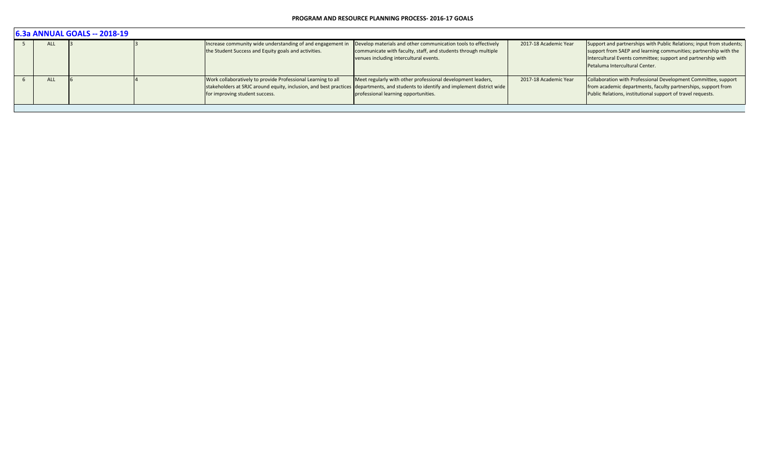## 6.3a ANNUAL GOALS -- 2018-19

| | | | | | | | |
|---|---|---|---|---|---|---|---|
| 5 | ALL | 3 | 3 | Increase community wide understanding of and engagement in the Student Success and Equity goals and activities. | Develop materials and other communication tools to effectively communicate with faculty, staff, and students through multiple venues including intercultural events. | 2017-18 Academic Year | Support and partnerships with Public Relations; input from students; support from SAEP and learning communities; partnership with the Intercultural Events committee; support and partnership with Petaluma Intercultural Center. |
| 6 | ALL | 6 | 4 | Work collaboratively to provide Professional Learning to all stakeholders at SRJC around equity, inclusion, and best practices for improving student success. | Meet regularly with other professional development leaders, departments, and students to identify and implement district wide professional learning opportunities. | 2017-18 Academic Year | Collaboration with Professional Development Committee, support from academic departments, faculty partnerships, support from Public Relations, institutional support of travel requests. |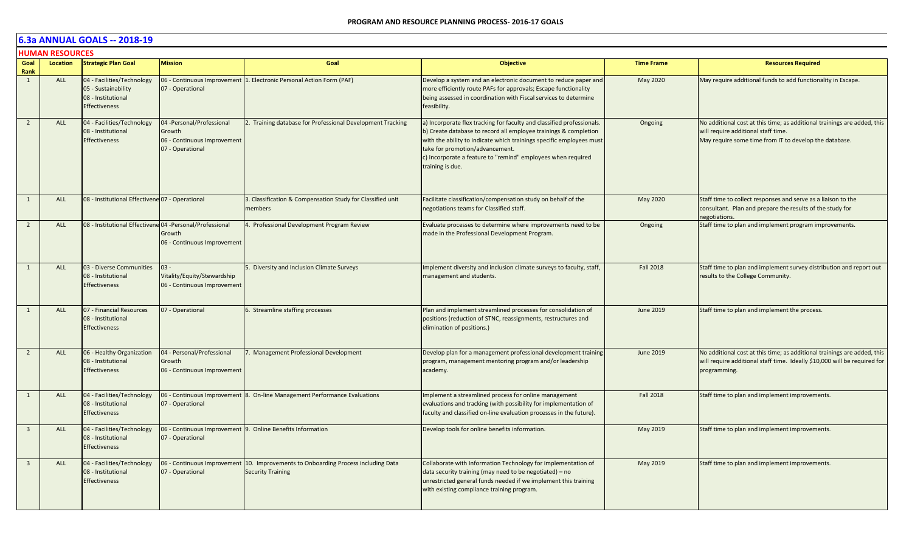## 6.3a ANNUAL GOALS -- 2018-19

### HUMAN RESOURCES

| Goal Rank | Location | Strategic Plan Goal | Mission | Goal | Objective | Time Frame | Resources Required |
|---|---|---|---|---|---|---|---|
| 1 | ALL | 04 - Facilities/Technology<br>05 - Sustainability<br>08 - Institutional Effectiveness | 06 - Continuous Improvement<br>07 - Operational | 1. Electronic Personal Action Form (PAF) | Develop a system and an electronic document to reduce paper and more efficiently route PAFs for approvals; Escape functionality being assessed in coordination with Fiscal services to determine feasibility. | May 2020 | May require additional funds to add functionality in Escape. |
| 2 | ALL | 04 - Facilities/Technology<br>08 - Institutional Effectiveness | 04 -Personal/Professional Growth<br>06 - Continuous Improvement<br>07 - Operational | 2. Training database for Professional Development Tracking | a) Incorporate flex tracking for faculty and classified professionals.<br>b) Create database to record all employee trainings & completion with the ability to indicate which trainings specific employees must take for promotion/advancement.<br>c) Incorporate a feature to "remind" employees when required training is due. | Ongoing | No additional cost at this time; as additional trainings are added, this will require additional staff time.<br>May require some time from IT to develop the database. |
| 1 | ALL | 08 - Institutional Effectiveness | 07 - Operational | 3. Classification & Compensation Study for Classified unit members | Facilitate classification/compensation study on behalf of the negotiations teams for Classified staff. | May 2020 | Staff time to collect responses and serve as a liaison to the consultant. Plan and prepare the results of the study for negotiations. |
| 2 | ALL | 08 - Institutional Effectiveness | 04 -Personal/Professional Growth<br>06 - Continuous Improvement | 4. Professional Development Program Review | Evaluate processes to determine where improvements need to be made in the Professional Development Program. | Ongoing | Staff time to plan and implement program improvements. |
| 1 | ALL | 03 - Diverse Communities<br>08 - Institutional Effectiveness | 03 - Vitality/Equity/Stewardship<br>06 - Continuous Improvement | 5. Diversity and Inclusion Climate Surveys | Implement diversity and inclusion climate surveys to faculty, staff, management and students. | Fall 2018 | Staff time to plan and implement survey distribution and report out results to the College Community. |
| 1 | ALL | 07 - Financial Resources<br>08 - Institutional Effectiveness | 07 - Operational | 6. Streamline staffing processes | Plan and implement streamlined processes for consolidation of positions (reduction of STNC, reassignments, restructures and elimination of positions.) | June 2019 | Staff time to plan and implement the process. |
| 2 | ALL | 06 - Healthy Organization<br>08 - Institutional Effectiveness | 04 - Personal/Professional Growth<br>06 - Continuous Improvement | 7. Management Professional Development | Develop plan for a management professional development training program, management mentoring program and/or leadership academy. | June 2019 | No additional cost at this time; as additional trainings are added, this will require additional staff time. Ideally $10,000 will be required for programming. |
| 1 | ALL | 04 - Facilities/Technology<br>08 - Institutional Effectiveness | 06 - Continuous Improvement<br>07 - Operational | 8. On-line Management Performance Evaluations | Implement a streamlined process for online management evaluations and tracking (with possibility for implementation of faculty and classified on-line evaluation processes in the future). | Fall 2018 | Staff time to plan and implement improvements. |
| 3 | ALL | 04 - Facilities/Technology<br>08 - Institutional Effectiveness | 06 - Continuous Improvement<br>07 - Operational | 9. Online Benefits Information | Develop tools for online benefits information. | May 2019 | Staff time to plan and implement improvements. |
| 3 | ALL | 04 - Facilities/Technology<br>08 - Institutional Effectiveness | 06 - Continuous Improvement<br>07 - Operational | 10. Improvements to Onboarding Process including Data Security Training | Collaborate with Information Technology for implementation of data security training (may need to be negotiated) – no unrestricted general funds needed if we implement this training with existing compliance training program. | May 2019 | Staff time to plan and implement improvements. |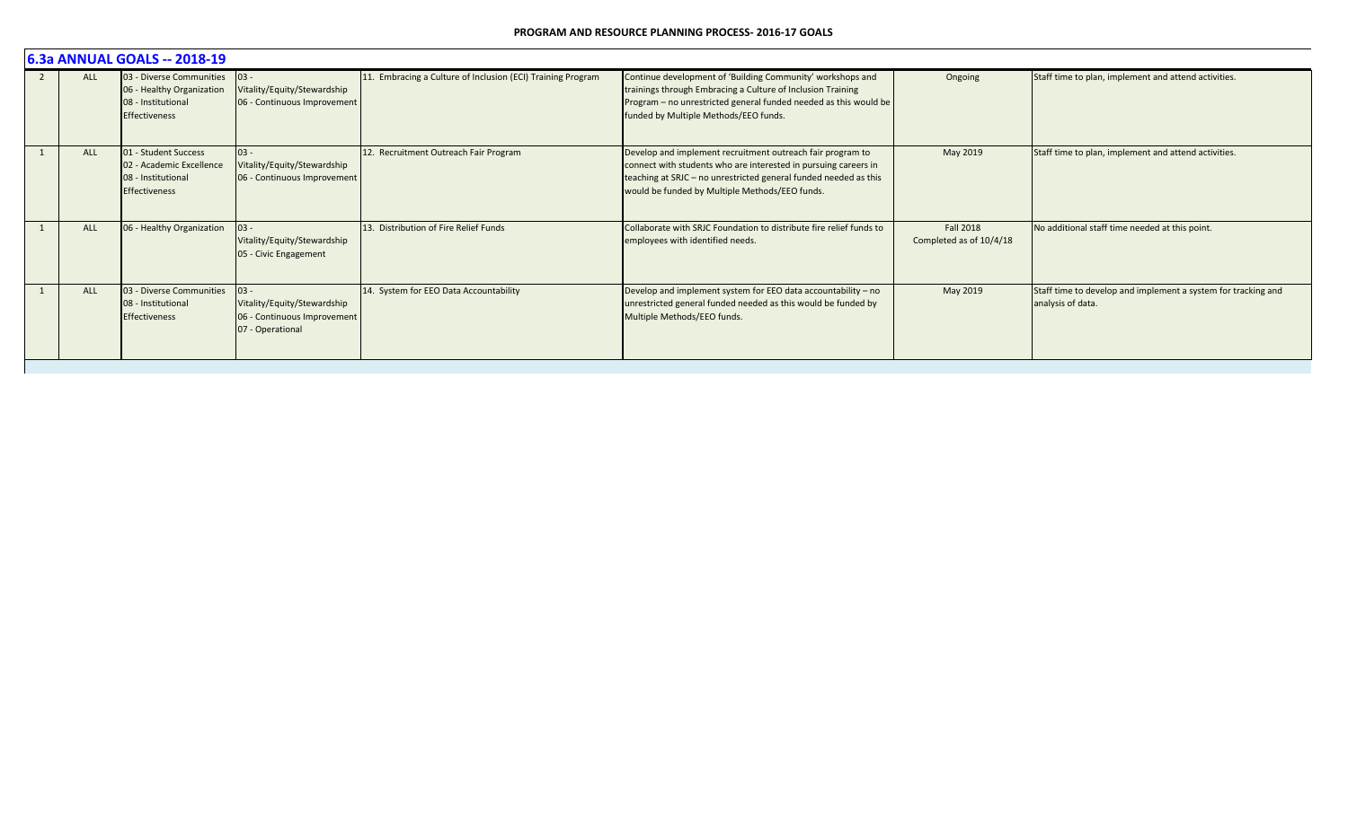## 6.3a ANNUAL GOALS -- 2018-19

| | | | | | | | |
|---|---|---|---|---|---|---|---|
| 2 | ALL | 03 - Diverse Communities<br>06 - Healthy Organization<br>08 - Institutional Effectiveness | 03 - Vitality/Equity/Stewardship<br>06 - Continuous Improvement | 11. Embracing a Culture of Inclusion (ECI) Training Program | Continue development of 'Building Community' workshops and trainings through Embracing a Culture of Inclusion Training Program – no unrestricted general funded needed as this would be funded by Multiple Methods/EEO funds. | Ongoing | Staff time to plan, implement and attend activities. |
| 1 | ALL | 01 - Student Success<br>02 - Academic Excellence<br>08 - Institutional Effectiveness | 03 - Vitality/Equity/Stewardship<br>06 - Continuous Improvement | 12. Recruitment Outreach Fair Program | Develop and implement recruitment outreach fair program to connect with students who are interested in pursuing careers in teaching at SRJC – no unrestricted general funded needed as this would be funded by Multiple Methods/EEO funds. | May 2019 | Staff time to plan, implement and attend activities. |
| 1 | ALL | 06 - Healthy Organization | 03 - Vitality/Equity/Stewardship<br>05 - Civic Engagement | 13. Distribution of Fire Relief Funds | Collaborate with SRJC Foundation to distribute fire relief funds to employees with identified needs. | Fall 2018<br>Completed as of 10/4/18 | No additional staff time needed at this point. |
| 1 | ALL | 03 - Diverse Communities<br>08 - Institutional Effectiveness | 03 - Vitality/Equity/Stewardship<br>06 - Continuous Improvement<br>07 - Operational | 14. System for EEO Data Accountability | Develop and implement system for EEO data accountability – no unrestricted general funded needed as this would be funded by Multiple Methods/EEO funds. | May 2019 | Staff time to develop and implement a system for tracking and analysis of data. |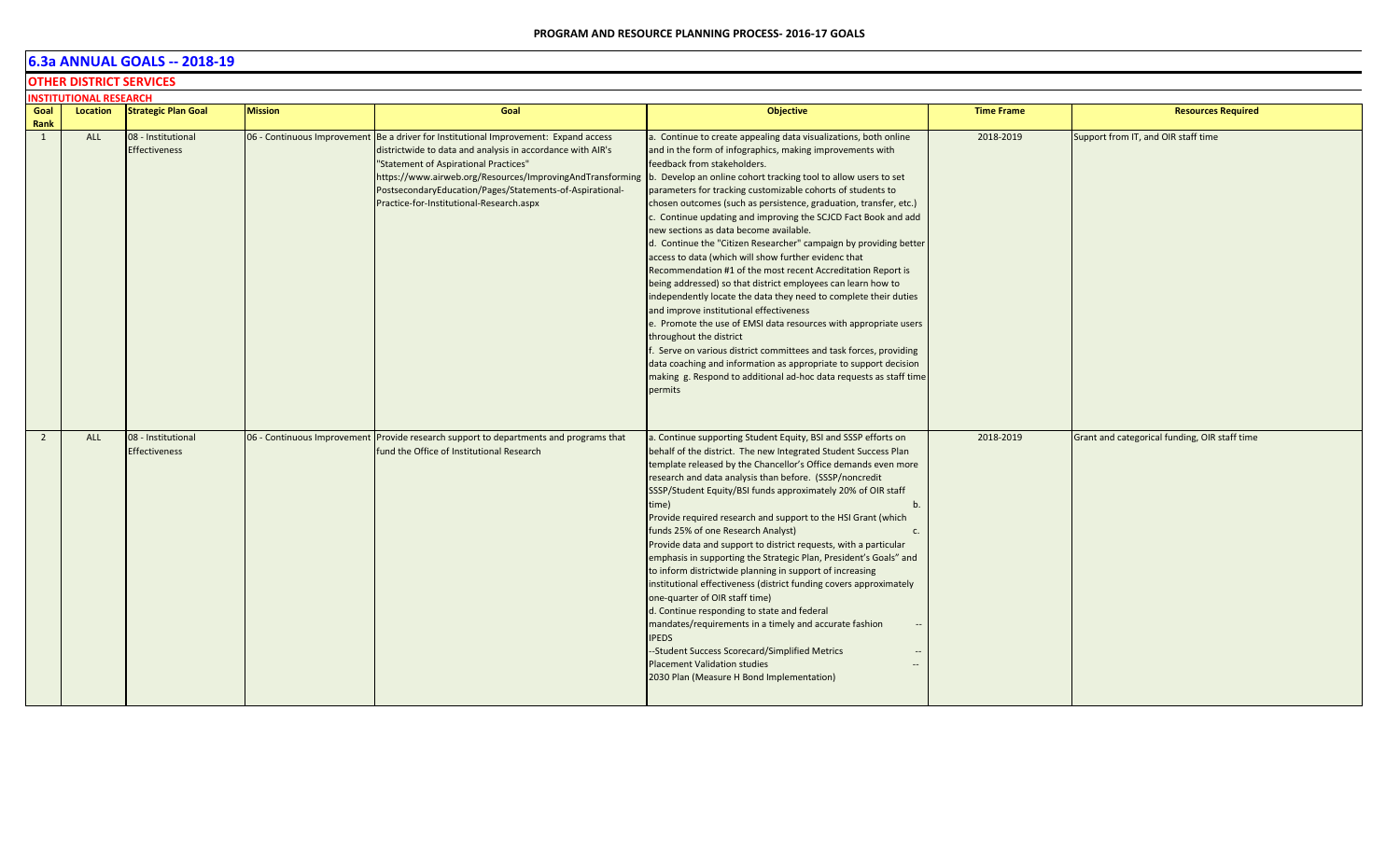# 6.3a ANNUAL GOALS -- 2018-19

## OTHER DISTRICT SERVICES

### INSTITUTIONAL RESEARCH

| Goal Rank | Location | Strategic Plan Goal | Mission | Goal | Objective | Time Frame | Resources Required |
|---|---|---|---|---|---|---|---|
| 1 | ALL | 08 - Institutional Effectiveness | 06 - Continuous Improvement | Be a driver for Institutional Improvement: Expand access districtwide to data and analysis in accordance with AIR's "Statement of Aspirational Practices" https://www.airweb.org/Resources/ImprovingAndTransformingPostsecondaryEducation/Pages/Statements-of-Aspirational-Practice-for-Institutional-Research.aspx | a. Continue to create appealing data visualizations, both online and in the form of infographics, making improvements with feedback from stakeholders.<br>b. Develop an online cohort tracking tool to allow users to set parameters for tracking customizable cohorts of students to chosen outcomes (such as persistence, graduation, transfer, etc.)<br>c. Continue updating and improving the SCJCD Fact Book and add new sections as data become available.<br>d. Continue the "Citizen Researcher" campaign by providing better access to data (which will show further evidenc that Recommendation #1 of the most recent Accreditation Report is being addressed) so that district employees can learn how to independently locate the data they need to complete their duties and improve institutional effectiveness<br>e. Promote the use of EMSI data resources with appropriate users throughout the district<br>f. Serve on various district committees and task forces, providing data coaching and information as appropriate to support decision making g. Respond to additional ad-hoc data requests as staff time permits | 2018-2019 | Support from IT, and OIR staff time |
| 2 | ALL | 08 - Institutional Effectiveness | 06 - Continuous Improvement | Provide research support to departments and programs that fund the Office of Institutional Research | a. Continue supporting Student Equity, BSI and SSSP efforts on behalf of the district. The new Integrated Student Success Plan template released by the Chancellor's Office demands even more research and data analysis than before. (SSSP/noncredit SSSP/Student Equity/BSI funds approximately 20% of OIR staff time) b. Provide required research and support to the HSI Grant (which funds 25% of one Research Analyst) c. Provide data and support to district requests, with a particular emphasis in supporting the Strategic Plan, President's Goals" and to inform districtwide planning in support of increasing institutional effectiveness (district funding covers approximately one-quarter of OIR staff time)<br>d. Continue responding to state and federal mandates/requirements in a timely and accurate fashion --IPEDS<br>--Student Success Scorecard/Simplified Metrics --Placement Validation studies --2030 Plan (Measure H Bond Implementation) | 2018-2019 | Grant and categorical funding, OIR staff time |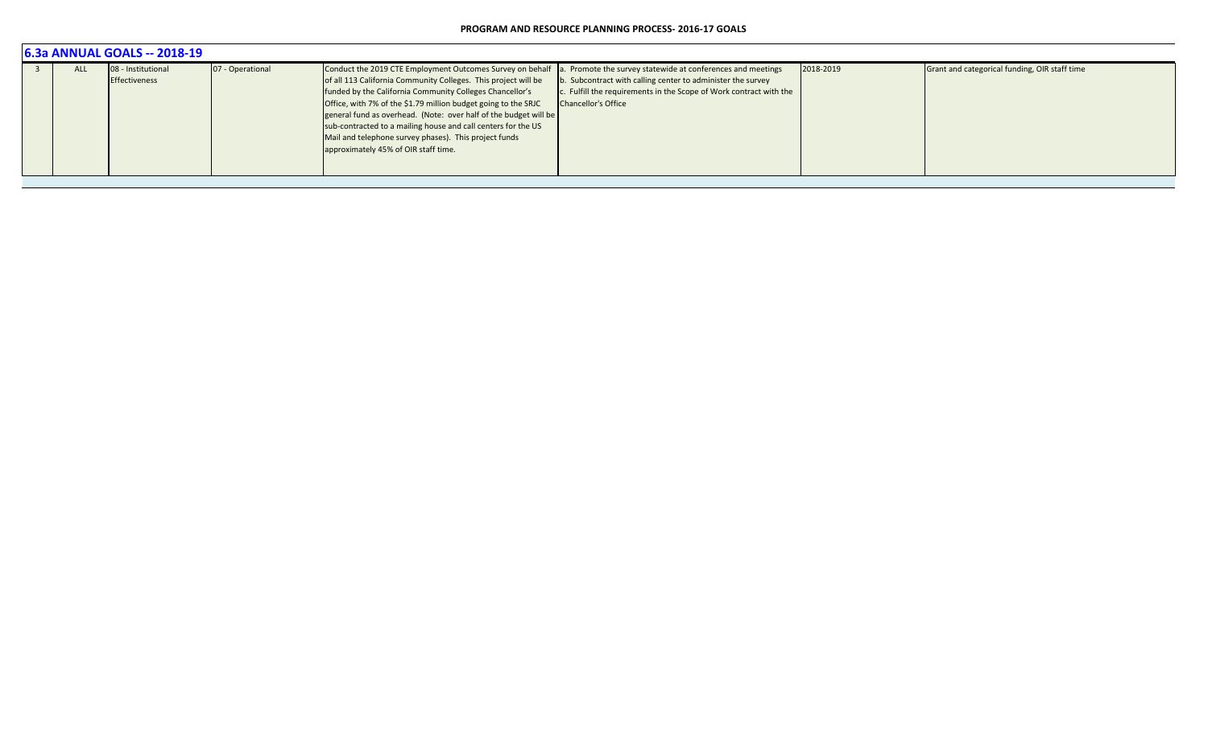## 6.3a ANNUAL GOALS -- 2018-19

| | | | | | | | |
|---|---|---|---|---|---|---|---|
| 3 | ALL | 08 - Institutional Effectiveness | 07 - Operational | Conduct the 2019 CTE Employment Outcomes Survey on behalf of all 113 California Community Colleges. This project will be funded by the California Community Colleges Chancellor's Office, with 7% of the $1.79 million budget going to the SRJC general fund as overhead. (Note: over half of the budget will be sub-contracted to a mailing house and call centers for the US Mail and telephone survey phases). This project funds approximately 45% of OIR staff time. | a. Promote the survey statewide at conferences and meetings<br>b. Subcontract with calling center to administer the survey<br>c. Fulfill the requirements in the Scope of Work contract with the Chancellor's Office | 2018-2019 | Grant and categorical funding, OIR staff time |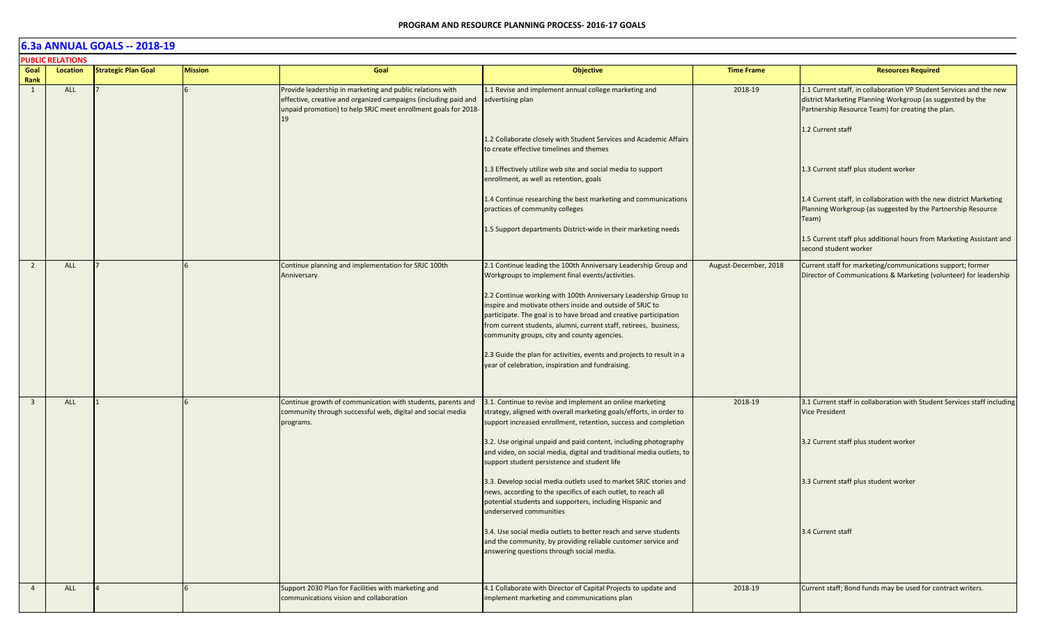# 6.3a ANNUAL GOALS -- 2018-19

**PUBLIC RELATIONS**

| Goal Rank | Location | Strategic Plan Goal | Mission | Goal | Objective | Time Frame | Resources Required |
|---|---|---|---|---|---|---|---|
| 1 | ALL | 7 | 6 | Provide leadership in marketing and public relations with effective, creative and organized campaigns (including paid and unpaid promotion) to help SRJC meet enrollment goals for 2018-19 | 1.1 Revise and implement annual college marketing and advertising plan<br><br>1.2 Collaborate closely with Student Services and Academic Affairs to create effective timelines and themes<br><br>1.3 Effectively utilize web site and social media to support enrollment, as well as retention, goals<br><br>1.4 Continue researching the best marketing and communications practices of community colleges<br><br>1.5 Support departments District-wide in their marketing needs | 2018-19 | 1.1 Current staff, in collaboration VP Student Services and the new district Marketing Planning Workgroup (as suggested by the Partnership Resource Team) for creating the plan.<br><br>1.2 Current staff<br><br>1.3 Current staff plus student worker<br><br>1.4 Current staff, in collaboration with the new district Marketing Planning Workgroup (as suggested by the Partnership Resource Team)<br><br>1.5 Current staff plus additional hours from Marketing Assistant and second student worker |
| 2 | ALL | 7 | 6 | Continue planning and implementation for SRJC 100th Anniversary | 2.1 Continue leading the 100th Anniversary Leadership Group and Workgroups to implement final events/activities.<br><br>2.2 Continue working with 100th Anniversary Leadership Group to inspire and motivate others inside and outside of SRJC to participate. The goal is to have broad and creative participation from current students, alumni, current staff, retirees, business, community groups, city and county agencies.<br><br>2.3 Guide the plan for activities, events and projects to result in a year of celebration, inspiration and fundraising. | August-December, 2018 | Current staff for marketing/communications support; former Director of Communications & Marketing (volunteer) for leadership |
| 3 | ALL | 1 | 6 | Continue growth of communication with students, parents and community through successful web, digital and social media programs. | 3.1. Continue to revise and implement an online marketing strategy, aligned with overall marketing goals/efforts, in order to support increased enrollment, retention, success and completion<br><br>3.2. Use original unpaid and paid content, including photography and video, on social media, digital and traditional media outlets, to support student persistence and student life<br><br>3.3. Develop social media outlets used to market SRJC stories and news, according to the specifics of each outlet, to reach all potential students and supporters, including Hispanic and underserved communities<br><br>3.4. Use social media outlets to better reach and serve students and the community, by providing reliable customer service and answering questions through social media. | 2018-19 | 3.1 Current staff in collaboration with Student Services staff including Vice President<br><br>3.2 Current staff plus student worker<br><br>3.3 Current staff plus student worker<br><br>3.4 Current staff |
| 4 | ALL | 4 | 6 | Support 2030 Plan for Facilities with marketing and communications vision and collaboration | 4.1 Collaborate with Director of Capital Projects to update and implement marketing and communications plan | 2018-19 | Current staff; Bond funds may be used for contract writers. |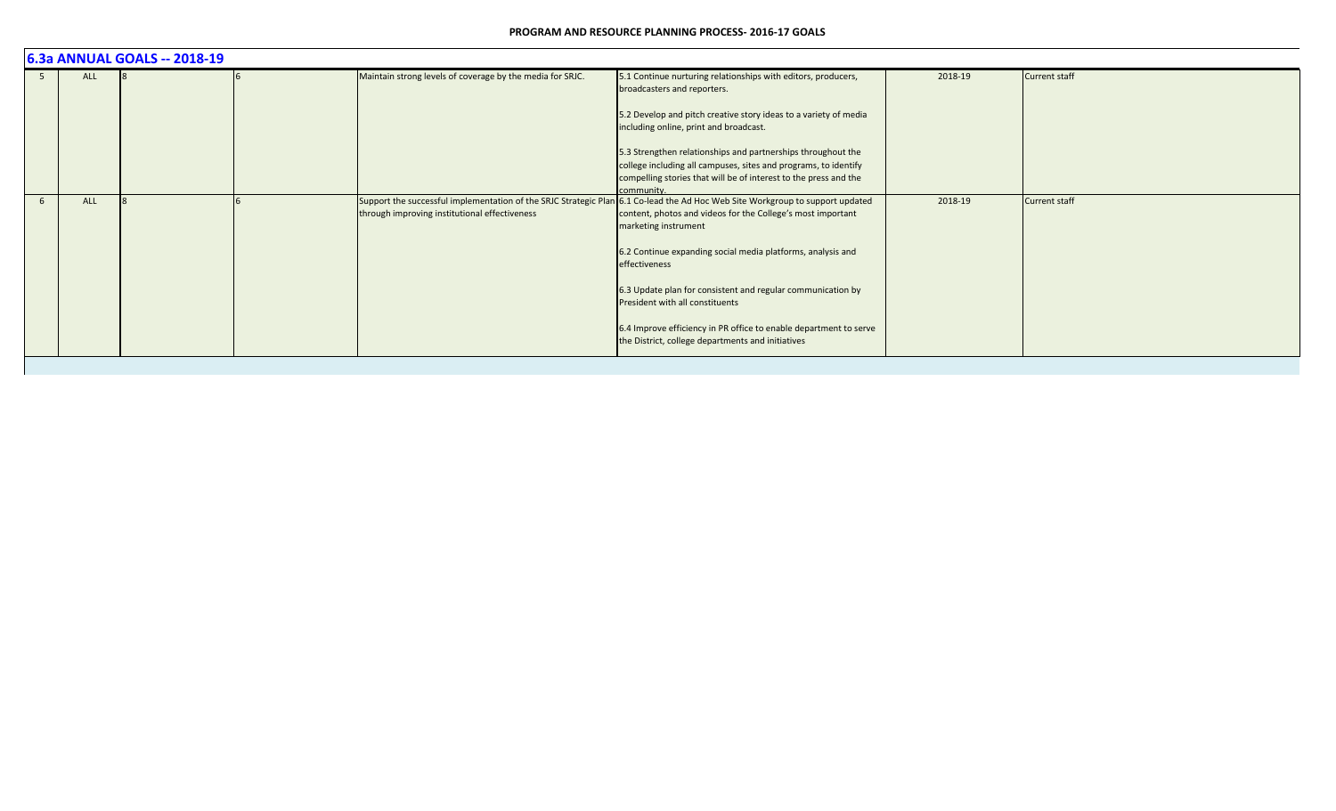## 6.3a ANNUAL GOALS -- 2018-19

| | | | | | | | |
|---|---|---|---|---|---|---|---|
| 5 | ALL | 8 | 6 | Maintain strong levels of coverage by the media for SRJC. | 5.1 Continue nurturing relationships with editors, producers, broadcasters and reporters.<br><br>5.2 Develop and pitch creative story ideas to a variety of media including online, print and broadcast.<br><br>5.3 Strengthen relationships and partnerships throughout the college including all campuses, sites and programs, to identify compelling stories that will be of interest to the press and the community. | 2018-19 | Current staff |
| 6 | ALL | 8 | 6 | Support the successful implementation of the SRJC Strategic Plan through improving institutional effectiveness | 6.1 Co-lead the Ad Hoc Web Site Workgroup to support updated content, photos and videos for the College's most important marketing instrument<br><br>6.2 Continue expanding social media platforms, analysis and effectiveness<br><br>6.3 Update plan for consistent and regular communication by President with all constituents<br><br>6.4 Improve efficiency in PR office to enable department to serve the District, college departments and initiatives | 2018-19 | Current staff |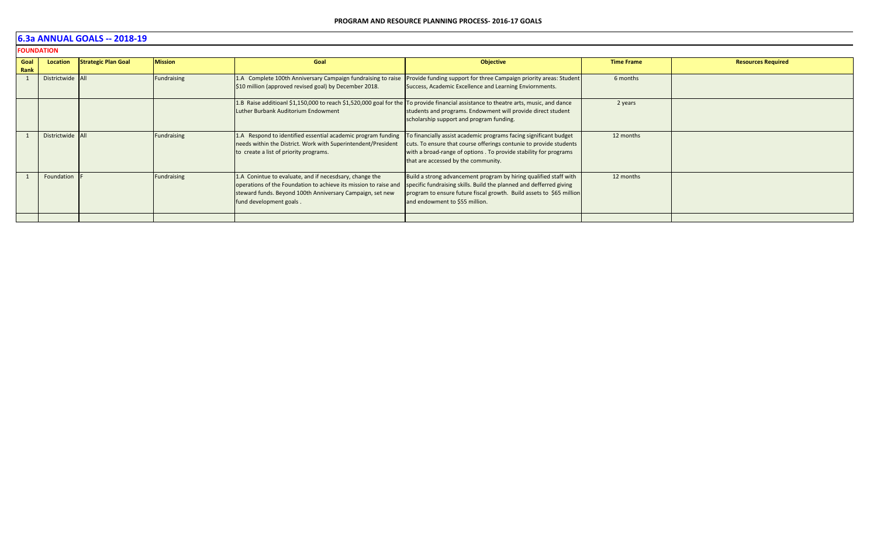## 6.3a ANNUAL GOALS -- 2018-19

**FOUNDATION**

| Goal Rank | Location | Strategic Plan Goal | Mission | Goal | Objective | Time Frame | Resources Required |
|---|---|---|---|---|---|---|---|
| 1 | Districtwide | All | Fundraising | 1.A Complete 100th Anniversary Campaign fundraising to raise $10 million (approved revised goal) by December 2018. | Provide funding support for three Campaign priority areas: Student Success, Academic Excellence and Learning Enviornments. | 6 months | |
| | | | | 1.B Raise additioanl $1,150,000 to reach $1,520,000 goal for the Luther Burbank Auditorium Endowment | To provide financial assistance to theatre arts, music, and dance students and programs. Endowment will provide direct student scholarship support and program funding. | 2 years | |
| 1 | Districtwide | All | Fundraising | 1.A Respond to identified essential academic program funding needs within the District. Work with Superintendent/President to create a list of priority programs. | To financially assist academic programs facing significant budget cuts. To ensure that course offerings contunie to provide students with a broad-range of options . To provide stability for programs that are accessed by the community. | 12 months | |
| 1 | Foundation | F | Fundraising | 1.A Conintue to evaluate, and if necesdsary, change the operations of the Foundation to achieve its mission to raise and steward funds. Beyond 100th Anniversary Campaign, set new fund development goals . | Build a strong advancement program by hiring qualified staff with specific fundraising skills. Build the planned and defferred giving program to ensure future fiscal growth. Build assets to $65 million and endowment to $55 million. | 12 months | |
| | | | | | | | |